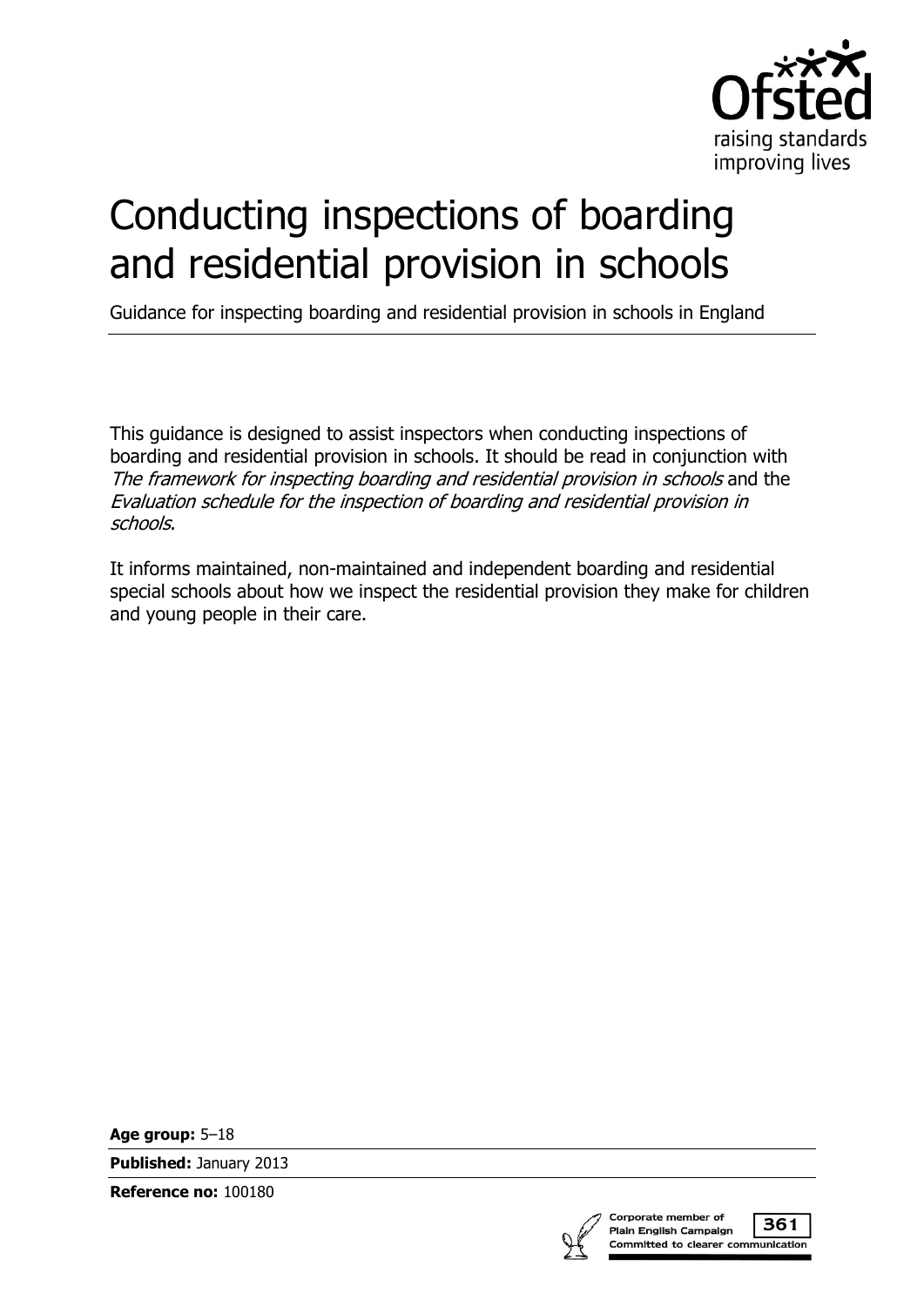Ofsted
raising standards
improving lives

# Conducting inspections of boarding and residential provision in schools

Guidance for inspecting boarding and residential provision in schools in England

This guidance is designed to assist inspectors when conducting inspections of boarding and residential provision in schools. It should be read in conjunction with *The framework for inspecting boarding and residential provision in schools* and the *Evaluation schedule for the inspection of boarding and residential provision in schools*.

It informs maintained, non-maintained and independent boarding and residential special schools about how we inspect the residential provision they make for children and young people in their care.

**Age group:** 5–18

**Published:** January 2013

**Reference no:** 100180

Corporate member of Plain English Campaign 361 Committed to clearer communication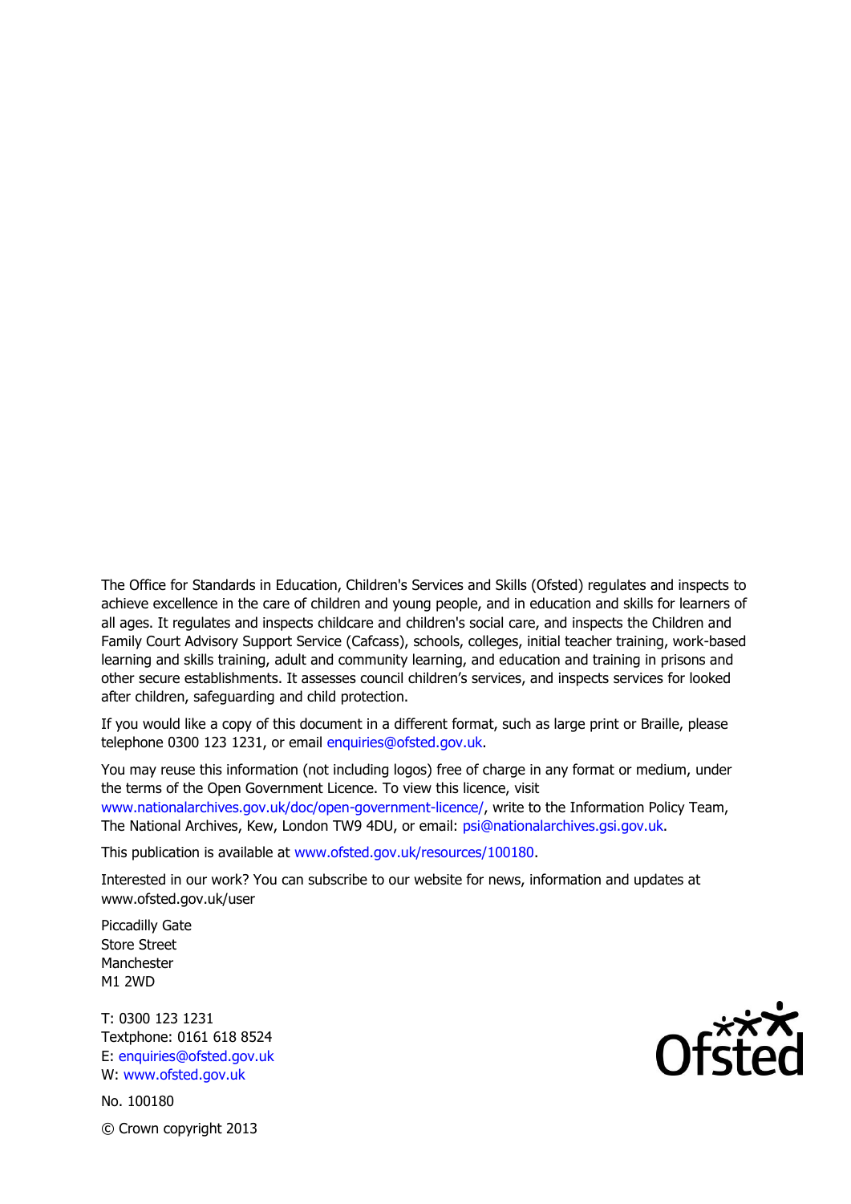The Office for Standards in Education, Children's Services and Skills (Ofsted) regulates and inspects to achieve excellence in the care of children and young people, and in education and skills for learners of all ages. It regulates and inspects childcare and children's social care, and inspects the Children and Family Court Advisory Support Service (Cafcass), schools, colleges, initial teacher training, work-based learning and skills training, adult and community learning, and education and training in prisons and other secure establishments. It assesses council children's services, and inspects services for looked after children, safeguarding and child protection.

If you would like a copy of this document in a different format, such as large print or Braille, please telephone 0300 123 1231, or email enquiries@ofsted.gov.uk.

You may reuse this information (not including logos) free of charge in any format or medium, under the terms of the Open Government Licence. To view this licence, visit www.nationalarchives.gov.uk/doc/open-government-licence/, write to the Information Policy Team, The National Archives, Kew, London TW9 4DU, or email: psi@nationalarchives.gsi.gov.uk.

This publication is available at www.ofsted.gov.uk/resources/100180.

Interested in our work? You can subscribe to our website for news, information and updates at www.ofsted.gov.uk/user

Piccadilly Gate
Store Street
Manchester
M1 2WD

T: 0300 123 1231
Textphone: 0161 618 8524
E: enquiries@ofsted.gov.uk
W: www.ofsted.gov.uk

No. 100180

© Crown copyright 2013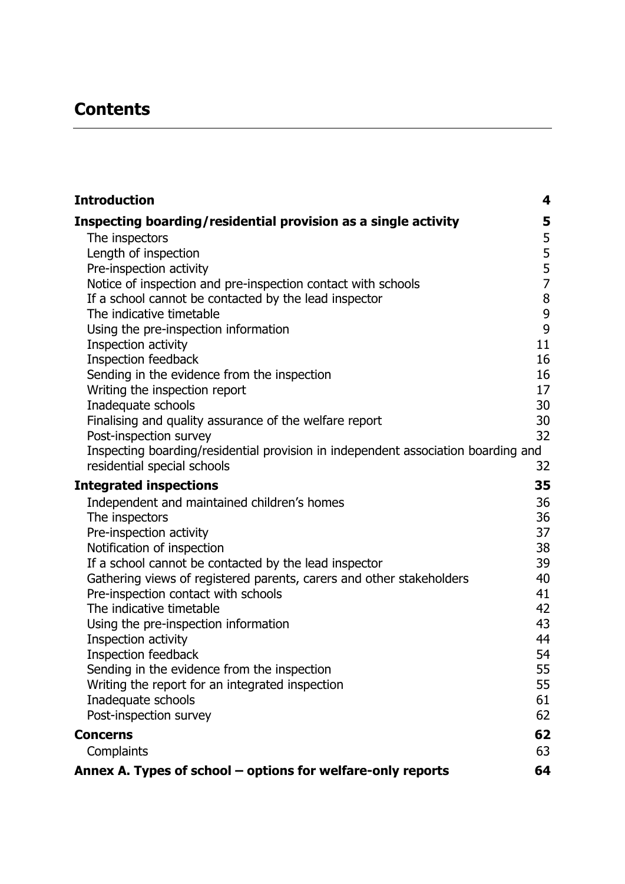# Contents

| | |
|---|---|
| **Introduction** | **4** |
| **Inspecting boarding/residential provision as a single activity** | **5** |
| The inspectors | 5 |
| Length of inspection | 5 |
| Pre-inspection activity | 5 |
| Notice of inspection and pre-inspection contact with schools | 7 |
| If a school cannot be contacted by the lead inspector | 8 |
| The indicative timetable | 9 |
| Using the pre-inspection information | 9 |
| Inspection activity | 11 |
| Inspection feedback | 16 |
| Sending in the evidence from the inspection | 16 |
| Writing the inspection report | 17 |
| Inadequate schools | 30 |
| Finalising and quality assurance of the welfare report | 30 |
| Post-inspection survey | 32 |
| Inspecting boarding/residential provision in independent association boarding and residential special schools | 32 |
| **Integrated inspections** | **35** |
| Independent and maintained children's homes | 36 |
| The inspectors | 36 |
| Pre-inspection activity | 37 |
| Notification of inspection | 38 |
| If a school cannot be contacted by the lead inspector | 39 |
| Gathering views of registered parents, carers and other stakeholders | 40 |
| Pre-inspection contact with schools | 41 |
| The indicative timetable | 42 |
| Using the pre-inspection information | 43 |
| Inspection activity | 44 |
| Inspection feedback | 54 |
| Sending in the evidence from the inspection | 55 |
| Writing the report for an integrated inspection | 55 |
| Inadequate schools | 61 |
| Post-inspection survey | 62 |
| **Concerns** | **62** |
| Complaints | 63 |
| **Annex A. Types of school – options for welfare-only reports** | **64** |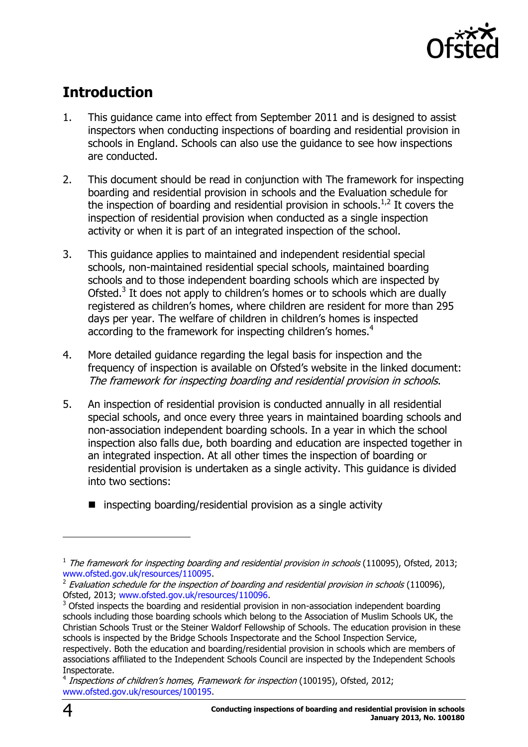## Introduction

1. This guidance came into effect from September 2011 and is designed to assist inspectors when conducting inspections of boarding and residential provision in schools in England. Schools can also use the guidance to see how inspections are conducted.

2. This document should be read in conjunction with The framework for inspecting boarding and residential provision in schools and the Evaluation schedule for the inspection of boarding and residential provision in schools.[1,2] It covers the inspection of residential provision when conducted as a single inspection activity or when it is part of an integrated inspection of the school.

3. This guidance applies to maintained and independent residential special schools, non-maintained residential special schools, maintained boarding schools and to those independent boarding schools which are inspected by Ofsted.[3] It does not apply to children's homes or to schools which are dually registered as children's homes, where children are resident for more than 295 days per year. The welfare of children in children's homes is inspected according to the framework for inspecting children's homes.[4]

4. More detailed guidance regarding the legal basis for inspection and the frequency of inspection is available on Ofsted's website in the linked document: *The framework for inspecting boarding and residential provision in schools*.

5. An inspection of residential provision is conducted annually in all residential special schools, and once every three years in maintained boarding schools and non-association independent boarding schools. In a year in which the school inspection also falls due, both boarding and education are inspected together in an integrated inspection. At all other times the inspection of boarding or residential provision is undertaken as a single activity. This guidance is divided into two sections:

   - inspecting boarding/residential provision as a single activity

---

[1] *The framework for inspecting boarding and residential provision in schools* (110095), Ofsted, 2013; www.ofsted.gov.uk/resources/110095.

[2] *Evaluation schedule for the inspection of boarding and residential provision in schools* (110096), Ofsted, 2013; www.ofsted.gov.uk/resources/110096.

[3] Ofsted inspects the boarding and residential provision in non-association independent boarding schools including those boarding schools which belong to the Association of Muslim Schools UK, the Christian Schools Trust or the Steiner Waldorf Fellowship of Schools. The education provision in these schools is inspected by the Bridge Schools Inspectorate and the School Inspection Service, respectively. Both the education and boarding/residential provision in schools which are members of associations affiliated to the Independent Schools Council are inspected by the Independent Schools Inspectorate.

[4] *Inspections of children's homes, Framework for inspection* (100195), Ofsted, 2012; www.ofsted.gov.uk/resources/100195.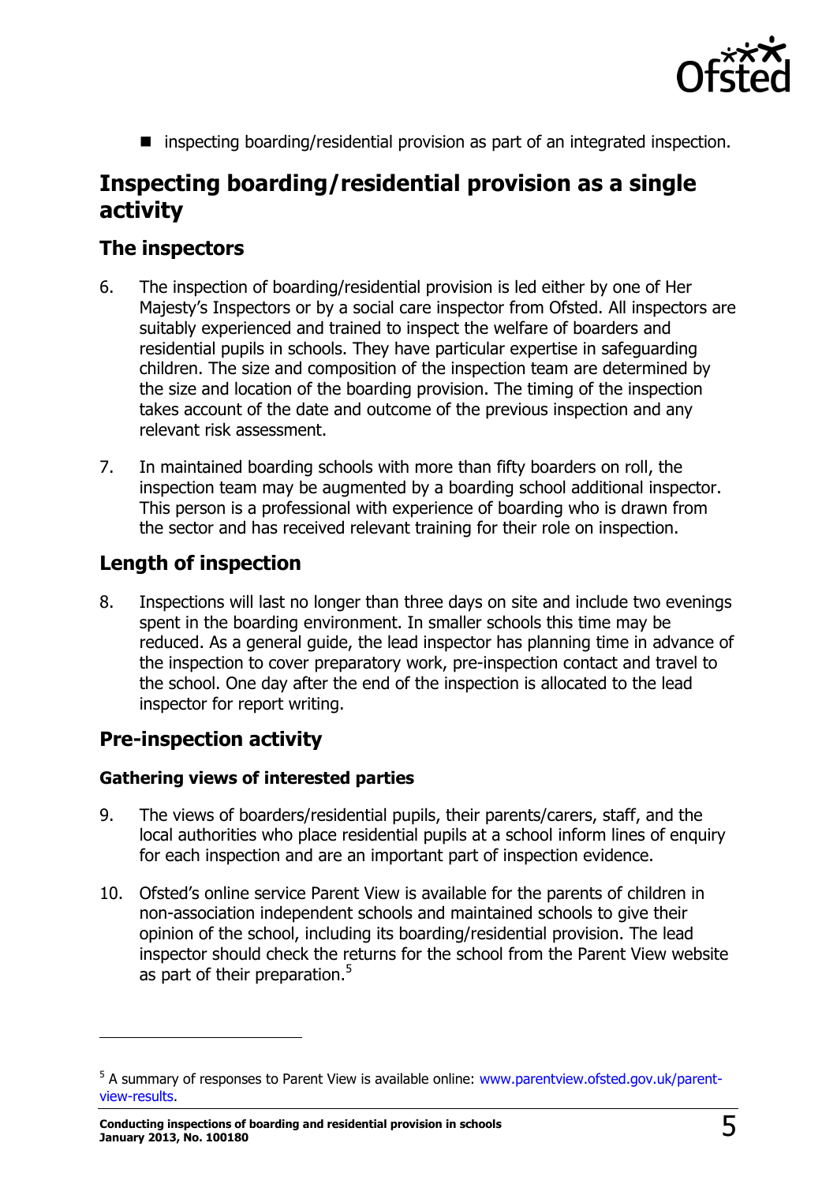- inspecting boarding/residential provision as part of an integrated inspection.

## Inspecting boarding/residential provision as a single activity

### The inspectors

6. The inspection of boarding/residential provision is led either by one of Her Majesty's Inspectors or by a social care inspector from Ofsted. All inspectors are suitably experienced and trained to inspect the welfare of boarders and residential pupils in schools. They have particular expertise in safeguarding children. The size and composition of the inspection team are determined by the size and location of the boarding provision. The timing of the inspection takes account of the date and outcome of the previous inspection and any relevant risk assessment.

7. In maintained boarding schools with more than fifty boarders on roll, the inspection team may be augmented by a boarding school additional inspector. This person is a professional with experience of boarding who is drawn from the sector and has received relevant training for their role on inspection.

### Length of inspection

8. Inspections will last no longer than three days on site and include two evenings spent in the boarding environment. In smaller schools this time may be reduced. As a general guide, the lead inspector has planning time in advance of the inspection to cover preparatory work, pre-inspection contact and travel to the school. One day after the end of the inspection is allocated to the lead inspector for report writing.

### Pre-inspection activity

#### Gathering views of interested parties

9. The views of boarders/residential pupils, their parents/carers, staff, and the local authorities who place residential pupils at a school inform lines of enquiry for each inspection and are an important part of inspection evidence.

10. Ofsted's online service Parent View is available for the parents of children in non-association independent schools and maintained schools to give their opinion of the school, including its boarding/residential provision. The lead inspector should check the returns for the school from the Parent View website as part of their preparation.[5]

---

[5] A summary of responses to Parent View is available online: www.parentview.ofsted.gov.uk/parent-view-results.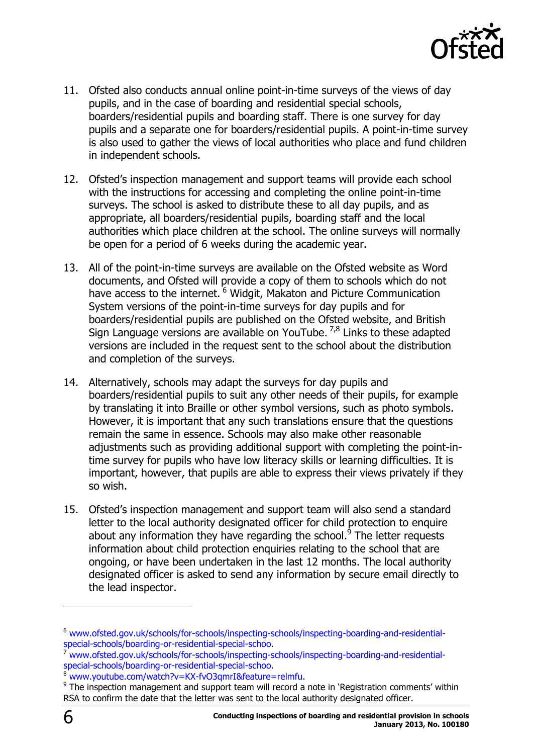11. Ofsted also conducts annual online point-in-time surveys of the views of day pupils, and in the case of boarding and residential special schools, boarders/residential pupils and boarding staff. There is one survey for day pupils and a separate one for boarders/residential pupils. A point-in-time survey is also used to gather the views of local authorities who place and fund children in independent schools.

12. Ofsted's inspection management and support teams will provide each school with the instructions for accessing and completing the online point-in-time surveys. The school is asked to distribute these to all day pupils, and as appropriate, all boarders/residential pupils, boarding staff and the local authorities which place children at the school. The online surveys will normally be open for a period of 6 weeks during the academic year.

13. All of the point-in-time surveys are available on the Ofsted website as Word documents, and Ofsted will provide a copy of them to schools which do not have access to the internet. [6] Widgit, Makaton and Picture Communication System versions of the point-in-time surveys for day pupils and for boarders/residential pupils are published on the Ofsted website, and British Sign Language versions are available on YouTube. [7,8] Links to these adapted versions are included in the request sent to the school about the distribution and completion of the surveys.

14. Alternatively, schools may adapt the surveys for day pupils and boarders/residential pupils to suit any other needs of their pupils, for example by translating it into Braille or other symbol versions, such as photo symbols. However, it is important that any such translations ensure that the questions remain the same in essence. Schools may also make other reasonable adjustments such as providing additional support with completing the point-in-time survey for pupils who have low literacy skills or learning difficulties. It is important, however, that pupils are able to express their views privately if they so wish.

15. Ofsted's inspection management and support team will also send a standard letter to the local authority designated officer for child protection to enquire about any information they have regarding the school.[9] The letter requests information about child protection enquiries relating to the school that are ongoing, or have been undertaken in the last 12 months. The local authority designated officer is asked to send any information by secure email directly to the lead inspector.

---

[6] www.ofsted.gov.uk/schools/for-schools/inspecting-schools/inspecting-boarding-and-residential-special-schools/boarding-or-residential-special-schoo.

[7] www.ofsted.gov.uk/schools/for-schools/inspecting-schools/inspecting-boarding-and-residential-special-schools/boarding-or-residential-special-schoo.

[8] www.youtube.com/watch?v=KX-fvO3qmrI&feature=relmfu.

[9] The inspection management and support team will record a note in 'Registration comments' within RSA to confirm the date that the letter was sent to the local authority designated officer.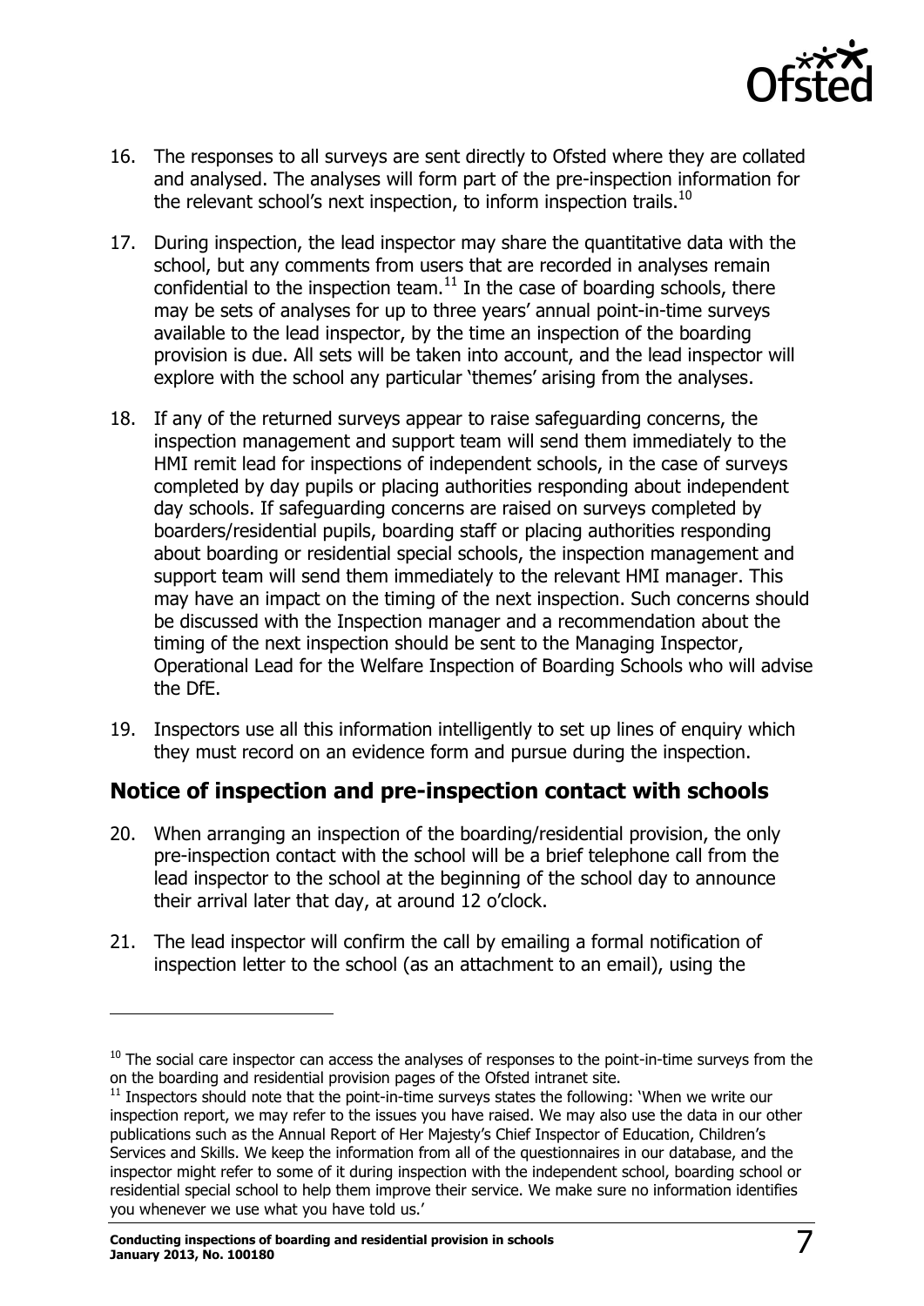16. The responses to all surveys are sent directly to Ofsted where they are collated and analysed. The analyses will form part of the pre-inspection information for the relevant school's next inspection, to inform inspection trails.[10]

17. During inspection, the lead inspector may share the quantitative data with the school, but any comments from users that are recorded in analyses remain confidential to the inspection team.[11] In the case of boarding schools, there may be sets of analyses for up to three years' annual point-in-time surveys available to the lead inspector, by the time an inspection of the boarding provision is due. All sets will be taken into account, and the lead inspector will explore with the school any particular 'themes' arising from the analyses.

18. If any of the returned surveys appear to raise safeguarding concerns, the inspection management and support team will send them immediately to the HMI remit lead for inspections of independent schools, in the case of surveys completed by day pupils or placing authorities responding about independent day schools. If safeguarding concerns are raised on surveys completed by boarders/residential pupils, boarding staff or placing authorities responding about boarding or residential special schools, the inspection management and support team will send them immediately to the relevant HMI manager. This may have an impact on the timing of the next inspection. Such concerns should be discussed with the Inspection manager and a recommendation about the timing of the next inspection should be sent to the Managing Inspector, Operational Lead for the Welfare Inspection of Boarding Schools who will advise the DfE.

19. Inspectors use all this information intelligently to set up lines of enquiry which they must record on an evidence form and pursue during the inspection.

## Notice of inspection and pre-inspection contact with schools

20. When arranging an inspection of the boarding/residential provision, the only pre-inspection contact with the school will be a brief telephone call from the lead inspector to the school at the beginning of the school day to announce their arrival later that day, at around 12 o'clock.

21. The lead inspector will confirm the call by emailing a formal notification of inspection letter to the school (as an attachment to an email), using the

---

[10] The social care inspector can access the analyses of responses to the point-in-time surveys from the on the boarding and residential provision pages of the Ofsted intranet site.

[11] Inspectors should note that the point-in-time surveys states the following: 'When we write our inspection report, we may refer to the issues you have raised. We may also use the data in our other publications such as the Annual Report of Her Majesty's Chief Inspector of Education, Children's Services and Skills. We keep the information from all of the questionnaires in our database, and the inspector might refer to some of it during inspection with the independent school, boarding school or residential special school to help them improve their service. We make sure no information identifies you whenever we use what you have told us.'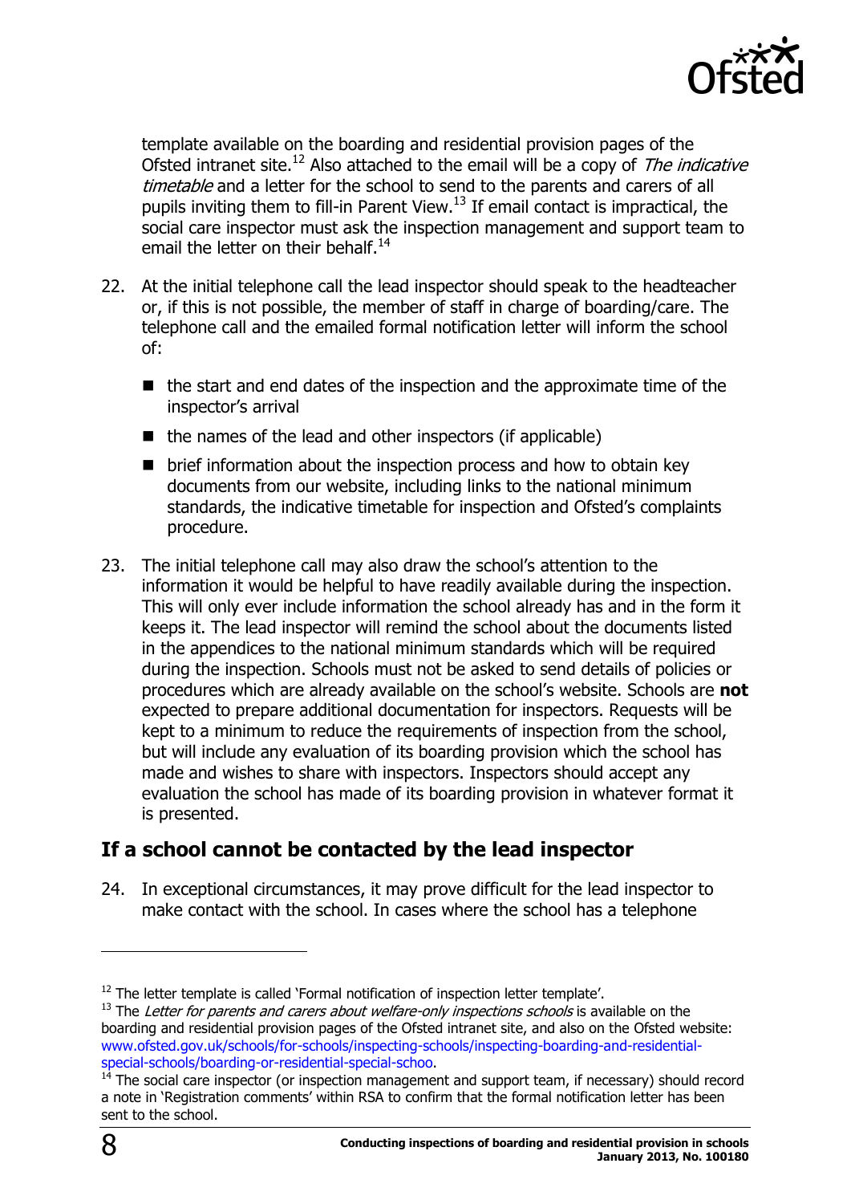template available on the boarding and residential provision pages of the Ofsted intranet site.[12] Also attached to the email will be a copy of *The indicative timetable* and a letter for the school to send to the parents and carers of all pupils inviting them to fill-in Parent View.[13] If email contact is impractical, the social care inspector must ask the inspection management and support team to email the letter on their behalf.[14]

22. At the initial telephone call the lead inspector should speak to the headteacher or, if this is not possible, the member of staff in charge of boarding/care. The telephone call and the emailed formal notification letter will inform the school of:

    - the start and end dates of the inspection and the approximate time of the inspector's arrival
    - the names of the lead and other inspectors (if applicable)
    - brief information about the inspection process and how to obtain key documents from our website, including links to the national minimum standards, the indicative timetable for inspection and Ofsted's complaints procedure.

23. The initial telephone call may also draw the school's attention to the information it would be helpful to have readily available during the inspection. This will only ever include information the school already has and in the form it keeps it. The lead inspector will remind the school about the documents listed in the appendices to the national minimum standards which will be required during the inspection. Schools must not be asked to send details of policies or procedures which are already available on the school's website. Schools are **not** expected to prepare additional documentation for inspectors. Requests will be kept to a minimum to reduce the requirements of inspection from the school, but will include any evaluation of its boarding provision which the school has made and wishes to share with inspectors. Inspectors should accept any evaluation the school has made of its boarding provision in whatever format it is presented.

## If a school cannot be contacted by the lead inspector

24. In exceptional circumstances, it may prove difficult for the lead inspector to make contact with the school. In cases where the school has a telephone

---

[12] The letter template is called 'Formal notification of inspection letter template'.

[13] The *Letter for parents and carers about welfare-only inspections schools* is available on the boarding and residential provision pages of the Ofsted intranet site, and also on the Ofsted website: www.ofsted.gov.uk/schools/for-schools/inspecting-schools/inspecting-boarding-and-residential-special-schools/boarding-or-residential-special-schoo.

[14] The social care inspector (or inspection management and support team, if necessary) should record a note in 'Registration comments' within RSA to confirm that the formal notification letter has been sent to the school.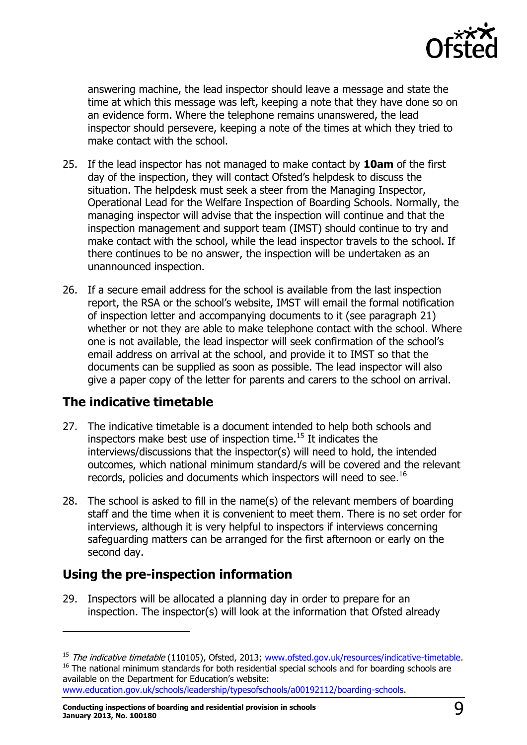answering machine, the lead inspector should leave a message and state the time at which this message was left, keeping a note that they have done so on an evidence form. Where the telephone remains unanswered, the lead inspector should persevere, keeping a note of the times at which they tried to make contact with the school.

25. If the lead inspector has not managed to make contact by **10am** of the first day of the inspection, they will contact Ofsted's helpdesk to discuss the situation. The helpdesk must seek a steer from the Managing Inspector, Operational Lead for the Welfare Inspection of Boarding Schools. Normally, the managing inspector will advise that the inspection will continue and that the inspection management and support team (IMST) should continue to try and make contact with the school, while the lead inspector travels to the school. If there continues to be no answer, the inspection will be undertaken as an unannounced inspection.

26. If a secure email address for the school is available from the last inspection report, the RSA or the school's website, IMST will email the formal notification of inspection letter and accompanying documents to it (see paragraph 21) whether or not they are able to make telephone contact with the school. Where one is not available, the lead inspector will seek confirmation of the school's email address on arrival at the school, and provide it to IMST so that the documents can be supplied as soon as possible. The lead inspector will also give a paper copy of the letter for parents and carers to the school on arrival.

## The indicative timetable

27. The indicative timetable is a document intended to help both schools and inspectors make best use of inspection time.[15] It indicates the interviews/discussions that the inspector(s) will need to hold, the intended outcomes, which national minimum standard/s will be covered and the relevant records, policies and documents which inspectors will need to see.[16]

28. The school is asked to fill in the name(s) of the relevant members of boarding staff and the time when it is convenient to meet them. There is no set order for interviews, although it is very helpful to inspectors if interviews concerning safeguarding matters can be arranged for the first afternoon or early on the second day.

## Using the pre-inspection information

29. Inspectors will be allocated a planning day in order to prepare for an inspection. The inspector(s) will look at the information that Ofsted already

---

[15] *The indicative timetable* (110105), Ofsted, 2013; www.ofsted.gov.uk/resources/indicative-timetable.

[16] The national minimum standards for both residential special schools and for boarding schools are available on the Department for Education's website: www.education.gov.uk/schools/leadership/typesofschools/a00192112/boarding-schools.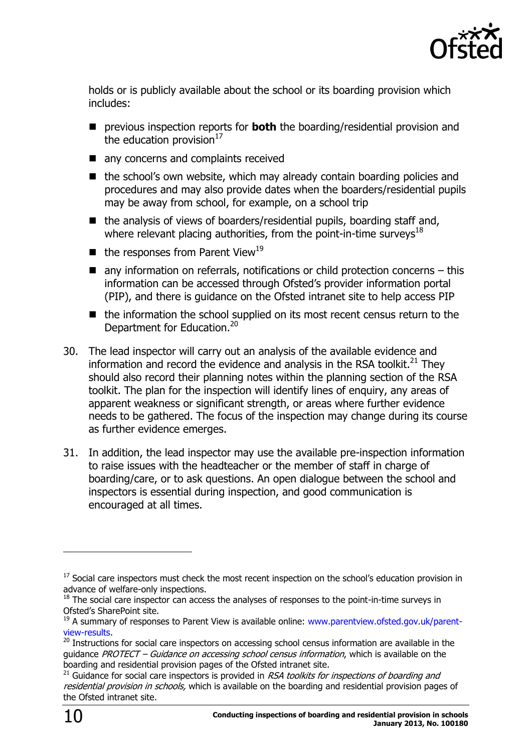holds or is publicly available about the school or its boarding provision which includes:

- previous inspection reports for **both** the boarding/residential provision and the education provision[17]
- any concerns and complaints received
- the school's own website, which may already contain boarding policies and procedures and may also provide dates when the boarders/residential pupils may be away from school, for example, on a school trip
- the analysis of views of boarders/residential pupils, boarding staff and, where relevant placing authorities, from the point-in-time surveys[18]
- the responses from Parent View[19]
- any information on referrals, notifications or child protection concerns – this information can be accessed through Ofsted's provider information portal (PIP), and there is guidance on the Ofsted intranet site to help access PIP
- the information the school supplied on its most recent census return to the Department for Education.[20]

30. The lead inspector will carry out an analysis of the available evidence and information and record the evidence and analysis in the RSA toolkit.[21] They should also record their planning notes within the planning section of the RSA toolkit. The plan for the inspection will identify lines of enquiry, any areas of apparent weakness or significant strength, or areas where further evidence needs to be gathered. The focus of the inspection may change during its course as further evidence emerges.

31. In addition, the lead inspector may use the available pre-inspection information to raise issues with the headteacher or the member of staff in charge of boarding/care, or to ask questions. An open dialogue between the school and inspectors is essential during inspection, and good communication is encouraged at all times.

---

[17] Social care inspectors must check the most recent inspection on the school's education provision in advance of welfare-only inspections.

[18] The social care inspector can access the analyses of responses to the point-in-time surveys in Ofsted's SharePoint site.

[19] A summary of responses to Parent View is available online: www.parentview.ofsted.gov.uk/parent-view-results.

[20] Instructions for social care inspectors on accessing school census information are available in the guidance *PROTECT – Guidance on accessing school census information*, which is available on the boarding and residential provision pages of the Ofsted intranet site.

[21] Guidance for social care inspectors is provided in *RSA toolkits for inspections of boarding and residential provision in schools,* which is available on the boarding and residential provision pages of the Ofsted intranet site.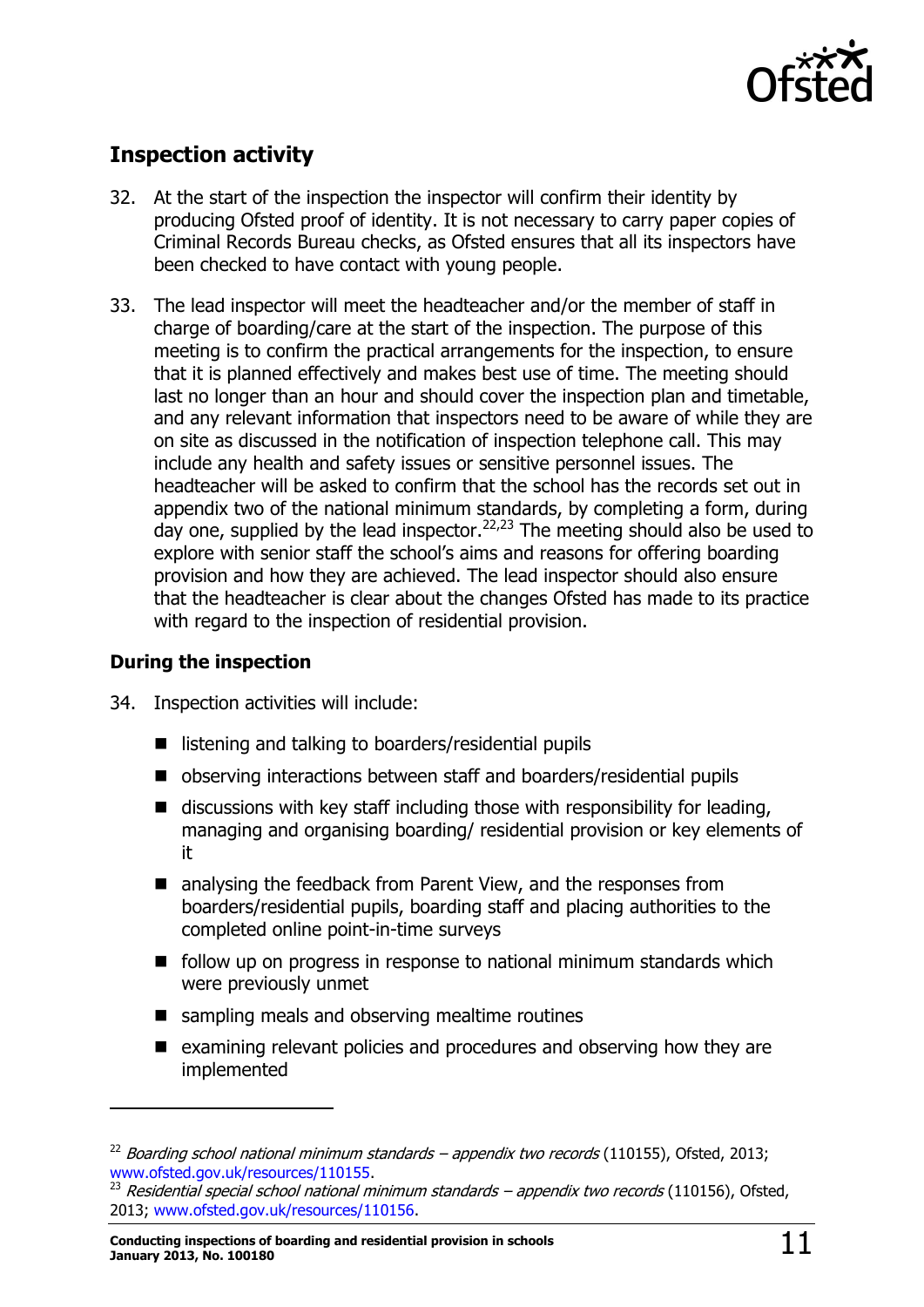## Inspection activity

32. At the start of the inspection the inspector will confirm their identity by producing Ofsted proof of identity. It is not necessary to carry paper copies of Criminal Records Bureau checks, as Ofsted ensures that all its inspectors have been checked to have contact with young people.

33. The lead inspector will meet the headteacher and/or the member of staff in charge of boarding/care at the start of the inspection. The purpose of this meeting is to confirm the practical arrangements for the inspection, to ensure that it is planned effectively and makes best use of time. The meeting should last no longer than an hour and should cover the inspection plan and timetable, and any relevant information that inspectors need to be aware of while they are on site as discussed in the notification of inspection telephone call. This may include any health and safety issues or sensitive personnel issues. The headteacher will be asked to confirm that the school has the records set out in appendix two of the national minimum standards, by completing a form, during day one, supplied by the lead inspector.[22,23] The meeting should also be used to explore with senior staff the school's aims and reasons for offering boarding provision and how they are achieved. The lead inspector should also ensure that the headteacher is clear about the changes Ofsted has made to its practice with regard to the inspection of residential provision.

### During the inspection

34. Inspection activities will include:

- listening and talking to boarders/residential pupils
- observing interactions between staff and boarders/residential pupils
- discussions with key staff including those with responsibility for leading, managing and organising boarding/ residential provision or key elements of it
- analysing the feedback from Parent View, and the responses from boarders/residential pupils, boarding staff and placing authorities to the completed online point-in-time surveys
- follow up on progress in response to national minimum standards which were previously unmet
- sampling meals and observing mealtime routines
- examining relevant policies and procedures and observing how they are implemented

---

[22] *Boarding school national minimum standards – appendix two records* (110155), Ofsted, 2013; www.ofsted.gov.uk/resources/110155.

[23] *Residential special school national minimum standards – appendix two records* (110156), Ofsted, 2013; www.ofsted.gov.uk/resources/110156.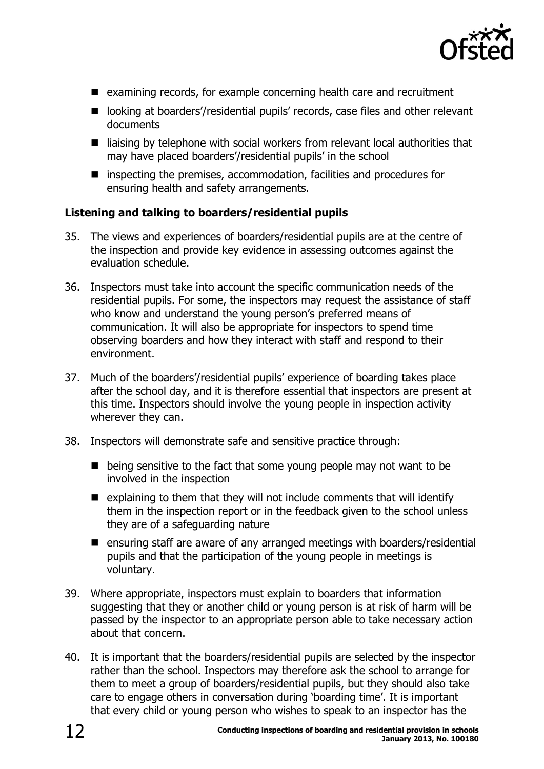- examining records, for example concerning health care and recruitment
- looking at boarders'/residential pupils' records, case files and other relevant documents
- liaising by telephone with social workers from relevant local authorities that may have placed boarders'/residential pupils' in the school
- inspecting the premises, accommodation, facilities and procedures for ensuring health and safety arrangements.

**Listening and talking to boarders/residential pupils**

35. The views and experiences of boarders/residential pupils are at the centre of the inspection and provide key evidence in assessing outcomes against the evaluation schedule.

36. Inspectors must take into account the specific communication needs of the residential pupils. For some, the inspectors may request the assistance of staff who know and understand the young person's preferred means of communication. It will also be appropriate for inspectors to spend time observing boarders and how they interact with staff and respond to their environment.

37. Much of the boarders'/residential pupils' experience of boarding takes place after the school day, and it is therefore essential that inspectors are present at this time. Inspectors should involve the young people in inspection activity wherever they can.

38. Inspectors will demonstrate safe and sensitive practice through:
    - being sensitive to the fact that some young people may not want to be involved in the inspection
    - explaining to them that they will not include comments that will identify them in the inspection report or in the feedback given to the school unless they are of a safeguarding nature
    - ensuring staff are aware of any arranged meetings with boarders/residential pupils and that the participation of the young people in meetings is voluntary.

39. Where appropriate, inspectors must explain to boarders that information suggesting that they or another child or young person is at risk of harm will be passed by the inspector to an appropriate person able to take necessary action about that concern.

40. It is important that the boarders/residential pupils are selected by the inspector rather than the school. Inspectors may therefore ask the school to arrange for them to meet a group of boarders/residential pupils, but they should also take care to engage others in conversation during 'boarding time'. It is important that every child or young person who wishes to speak to an inspector has the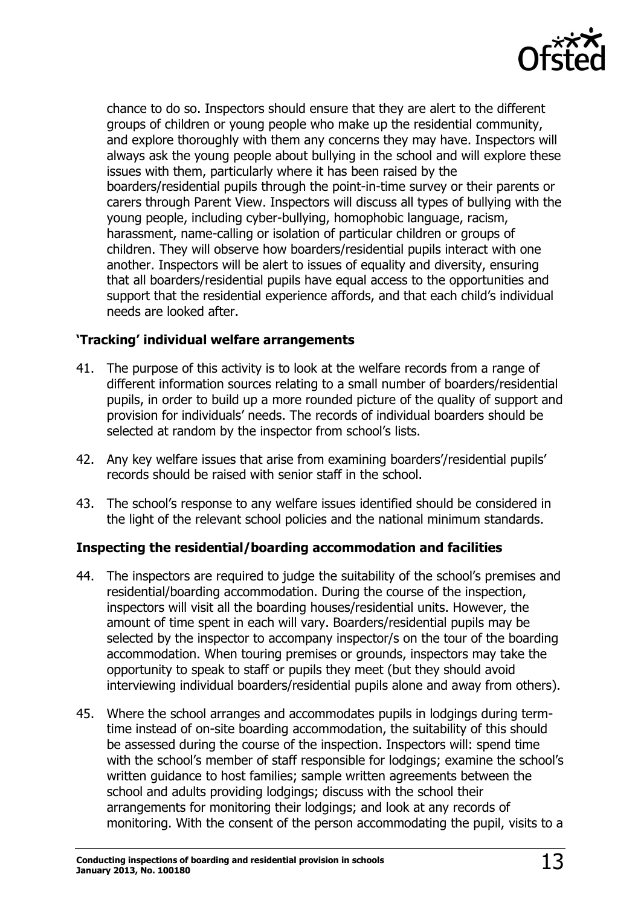chance to do so. Inspectors should ensure that they are alert to the different groups of children or young people who make up the residential community, and explore thoroughly with them any concerns they may have. Inspectors will always ask the young people about bullying in the school and will explore these issues with them, particularly where it has been raised by the boarders/residential pupils through the point-in-time survey or their parents or carers through Parent View. Inspectors will discuss all types of bullying with the young people, including cyber-bullying, homophobic language, racism, harassment, name-calling or isolation of particular children or groups of children. They will observe how boarders/residential pupils interact with one another. Inspectors will be alert to issues of equality and diversity, ensuring that all boarders/residential pupils have equal access to the opportunities and support that the residential experience affords, and that each child's individual needs are looked after.

### 'Tracking' individual welfare arrangements

41. The purpose of this activity is to look at the welfare records from a range of different information sources relating to a small number of boarders/residential pupils, in order to build up a more rounded picture of the quality of support and provision for individuals' needs. The records of individual boarders should be selected at random by the inspector from school's lists.

42. Any key welfare issues that arise from examining boarders'/residential pupils' records should be raised with senior staff in the school.

43. The school's response to any welfare issues identified should be considered in the light of the relevant school policies and the national minimum standards.

### Inspecting the residential/boarding accommodation and facilities

44. The inspectors are required to judge the suitability of the school's premises and residential/boarding accommodation. During the course of the inspection, inspectors will visit all the boarding houses/residential units. However, the amount of time spent in each will vary. Boarders/residential pupils may be selected by the inspector to accompany inspector/s on the tour of the boarding accommodation. When touring premises or grounds, inspectors may take the opportunity to speak to staff or pupils they meet (but they should avoid interviewing individual boarders/residential pupils alone and away from others).

45. Where the school arranges and accommodates pupils in lodgings during term-time instead of on-site boarding accommodation, the suitability of this should be assessed during the course of the inspection. Inspectors will: spend time with the school's member of staff responsible for lodgings; examine the school's written guidance to host families; sample written agreements between the school and adults providing lodgings; discuss with the school their arrangements for monitoring their lodgings; and look at any records of monitoring. With the consent of the person accommodating the pupil, visits to a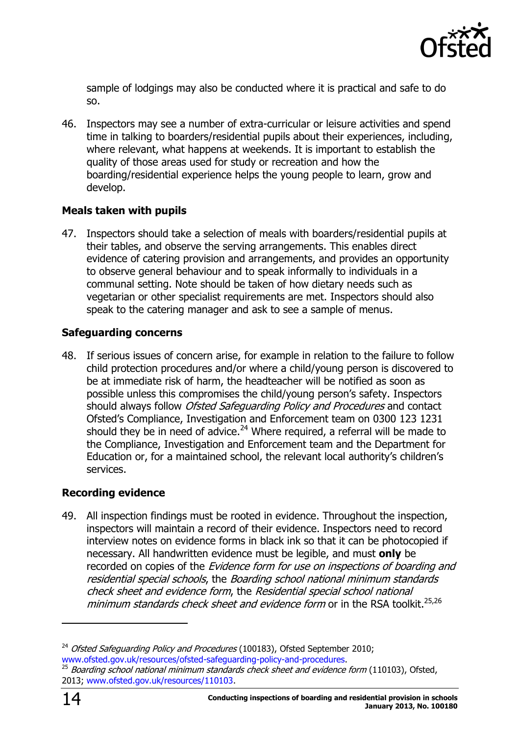sample of lodgings may also be conducted where it is practical and safe to do so.

46. Inspectors may see a number of extra-curricular or leisure activities and spend time in talking to boarders/residential pupils about their experiences, including, where relevant, what happens at weekends. It is important to establish the quality of those areas used for study or recreation and how the boarding/residential experience helps the young people to learn, grow and develop.

### Meals taken with pupils

47. Inspectors should take a selection of meals with boarders/residential pupils at their tables, and observe the serving arrangements. This enables direct evidence of catering provision and arrangements, and provides an opportunity to observe general behaviour and to speak informally to individuals in a communal setting. Note should be taken of how dietary needs such as vegetarian or other specialist requirements are met. Inspectors should also speak to the catering manager and ask to see a sample of menus.

### Safeguarding concerns

48. If serious issues of concern arise, for example in relation to the failure to follow child protection procedures and/or where a child/young person is discovered to be at immediate risk of harm, the headteacher will be notified as soon as possible unless this compromises the child/young person's safety. Inspectors should always follow *Ofsted Safeguarding Policy and Procedures* and contact Ofsted's Compliance, Investigation and Enforcement team on 0300 123 1231 should they be in need of advice.[24] Where required, a referral will be made to the Compliance, Investigation and Enforcement team and the Department for Education or, for a maintained school, the relevant local authority's children's services.

### Recording evidence

49. All inspection findings must be rooted in evidence. Throughout the inspection, inspectors will maintain a record of their evidence. Inspectors need to record interview notes on evidence forms in black ink so that it can be photocopied if necessary. All handwritten evidence must be legible, and must **only** be recorded on copies of the *Evidence form for use on inspections of boarding and residential special schools*, the *Boarding school national minimum standards check sheet and evidence form*, the *Residential special school national minimum standards check sheet and evidence form* or in the RSA toolkit.[25,26]

---

[24] *Ofsted Safeguarding Policy and Procedures* (100183), Ofsted September 2010; www.ofsted.gov.uk/resources/ofsted-safeguarding-policy-and-procedures.

[25] *Boarding school national minimum standards check sheet and evidence form* (110103), Ofsted, 2013; www.ofsted.gov.uk/resources/110103.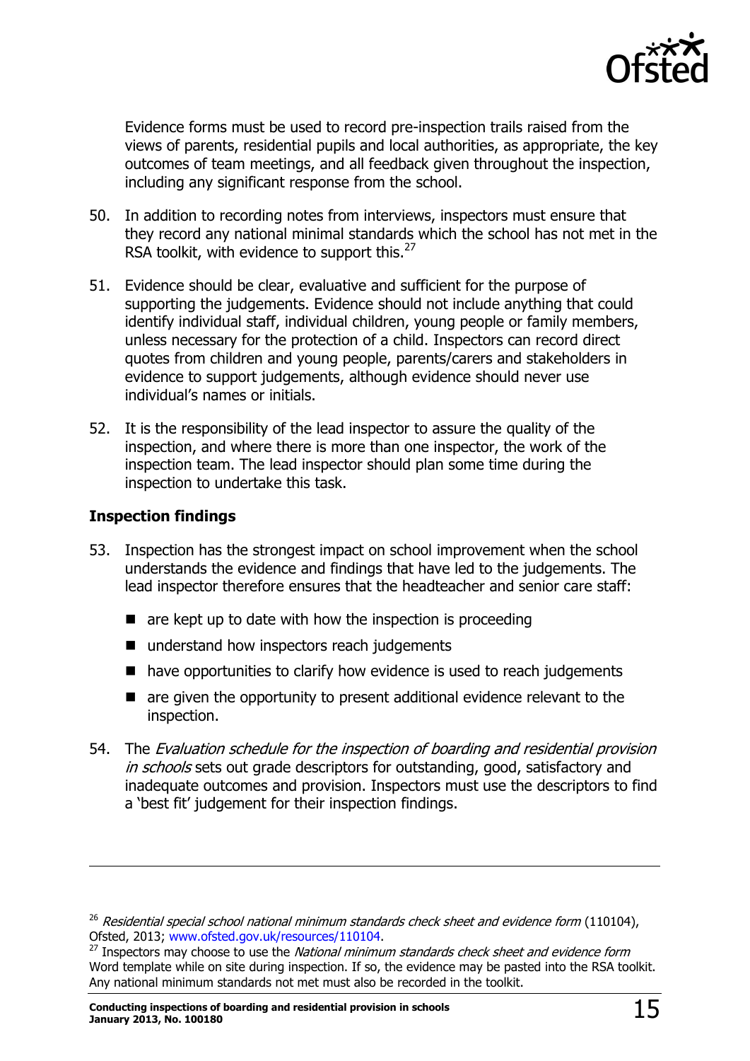Evidence forms must be used to record pre-inspection trails raised from the views of parents, residential pupils and local authorities, as appropriate, the key outcomes of team meetings, and all feedback given throughout the inspection, including any significant response from the school.

50. In addition to recording notes from interviews, inspectors must ensure that they record any national minimal standards which the school has not met in the RSA toolkit, with evidence to support this.[27]

51. Evidence should be clear, evaluative and sufficient for the purpose of supporting the judgements. Evidence should not include anything that could identify individual staff, individual children, young people or family members, unless necessary for the protection of a child. Inspectors can record direct quotes from children and young people, parents/carers and stakeholders in evidence to support judgements, although evidence should never use individual's names or initials.

52. It is the responsibility of the lead inspector to assure the quality of the inspection, and where there is more than one inspector, the work of the inspection team. The lead inspector should plan some time during the inspection to undertake this task.

**Inspection findings**

53. Inspection has the strongest impact on school improvement when the school understands the evidence and findings that have led to the judgements. The lead inspector therefore ensures that the headteacher and senior care staff:

    - are kept up to date with how the inspection is proceeding
    - understand how inspectors reach judgements
    - have opportunities to clarify how evidence is used to reach judgements
    - are given the opportunity to present additional evidence relevant to the inspection.

54. The *Evaluation schedule for the inspection of boarding and residential provision in schools* sets out grade descriptors for outstanding, good, satisfactory and inadequate outcomes and provision. Inspectors must use the descriptors to find a 'best fit' judgement for their inspection findings.

---

[26] *Residential special school national minimum standards check sheet and evidence form* (110104), Ofsted, 2013; www.ofsted.gov.uk/resources/110104.

[27] Inspectors may choose to use the *National minimum standards check sheet and evidence form* Word template while on site during inspection. If so, the evidence may be pasted into the RSA toolkit. Any national minimum standards not met must also be recorded in the toolkit.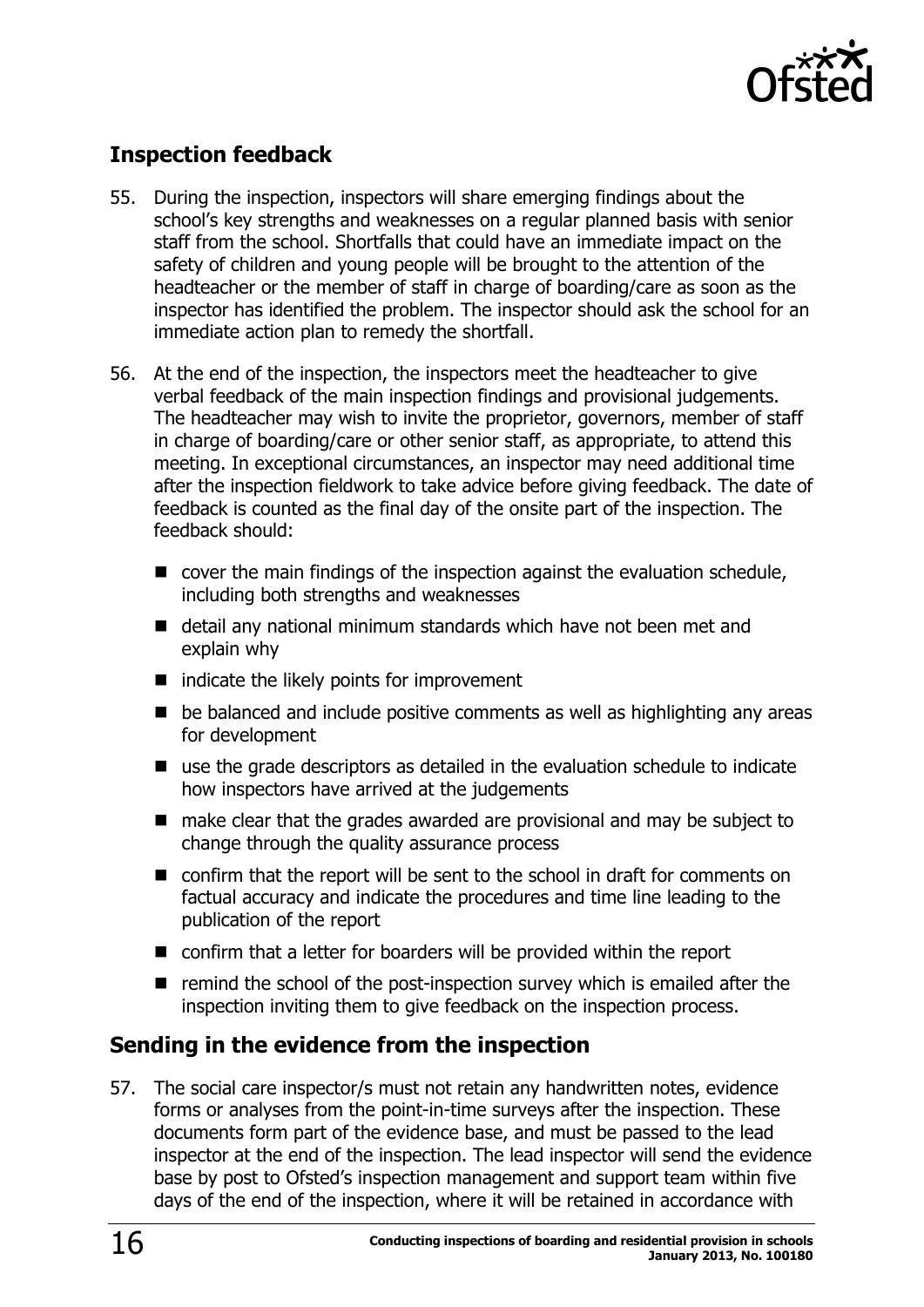## Inspection feedback

55. During the inspection, inspectors will share emerging findings about the school's key strengths and weaknesses on a regular planned basis with senior staff from the school. Shortfalls that could have an immediate impact on the safety of children and young people will be brought to the attention of the headteacher or the member of staff in charge of boarding/care as soon as the inspector has identified the problem. The inspector should ask the school for an immediate action plan to remedy the shortfall.

56. At the end of the inspection, the inspectors meet the headteacher to give verbal feedback of the main inspection findings and provisional judgements. The headteacher may wish to invite the proprietor, governors, member of staff in charge of boarding/care or other senior staff, as appropriate, to attend this meeting. In exceptional circumstances, an inspector may need additional time after the inspection fieldwork to take advice before giving feedback. The date of feedback is counted as the final day of the onsite part of the inspection. The feedback should:

    - cover the main findings of the inspection against the evaluation schedule, including both strengths and weaknesses
    - detail any national minimum standards which have not been met and explain why
    - indicate the likely points for improvement
    - be balanced and include positive comments as well as highlighting any areas for development
    - use the grade descriptors as detailed in the evaluation schedule to indicate how inspectors have arrived at the judgements
    - make clear that the grades awarded are provisional and may be subject to change through the quality assurance process
    - confirm that the report will be sent to the school in draft for comments on factual accuracy and indicate the procedures and time line leading to the publication of the report
    - confirm that a letter for boarders will be provided within the report
    - remind the school of the post-inspection survey which is emailed after the inspection inviting them to give feedback on the inspection process.

## Sending in the evidence from the inspection

57. The social care inspector/s must not retain any handwritten notes, evidence forms or analyses from the point-in-time surveys after the inspection. These documents form part of the evidence base, and must be passed to the lead inspector at the end of the inspection. The lead inspector will send the evidence base by post to Ofsted's inspection management and support team within five days of the end of the inspection, where it will be retained in accordance with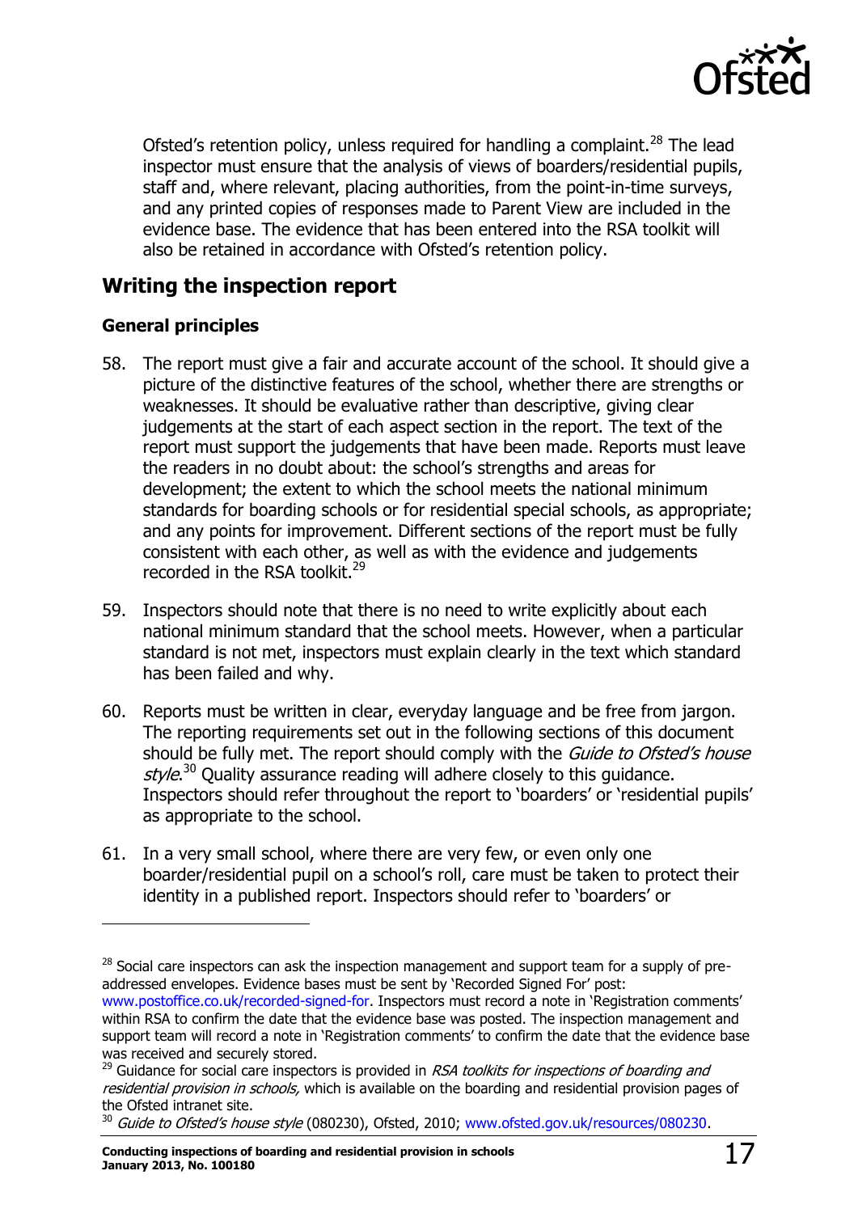Ofsted's retention policy, unless required for handling a complaint.[28] The lead inspector must ensure that the analysis of views of boarders/residential pupils, staff and, where relevant, placing authorities, from the point-in-time surveys, and any printed copies of responses made to Parent View are included in the evidence base. The evidence that has been entered into the RSA toolkit will also be retained in accordance with Ofsted's retention policy.

## Writing the inspection report

### General principles

58. The report must give a fair and accurate account of the school. It should give a picture of the distinctive features of the school, whether there are strengths or weaknesses. It should be evaluative rather than descriptive, giving clear judgements at the start of each aspect section in the report. The text of the report must support the judgements that have been made. Reports must leave the readers in no doubt about: the school's strengths and areas for development; the extent to which the school meets the national minimum standards for boarding schools or for residential special schools, as appropriate; and any points for improvement. Different sections of the report must be fully consistent with each other, as well as with the evidence and judgements recorded in the RSA toolkit.[29]

59. Inspectors should note that there is no need to write explicitly about each national minimum standard that the school meets. However, when a particular standard is not met, inspectors must explain clearly in the text which standard has been failed and why.

60. Reports must be written in clear, everyday language and be free from jargon. The reporting requirements set out in the following sections of this document should be fully met. The report should comply with the *Guide to Ofsted's house style*.[30] Quality assurance reading will adhere closely to this guidance. Inspectors should refer throughout the report to 'boarders' or 'residential pupils' as appropriate to the school.

61. In a very small school, where there are very few, or even only one boarder/residential pupil on a school's roll, care must be taken to protect their identity in a published report. Inspectors should refer to 'boarders' or

---

[28] Social care inspectors can ask the inspection management and support team for a supply of pre-addressed envelopes. Evidence bases must be sent by 'Recorded Signed For' post: www.postoffice.co.uk/recorded-signed-for. Inspectors must record a note in 'Registration comments' within RSA to confirm the date that the evidence base was posted. The inspection management and support team will record a note in 'Registration comments' to confirm the date that the evidence base was received and securely stored.

[29] Guidance for social care inspectors is provided in *RSA toolkits for inspections of boarding and residential provision in schools,* which is available on the boarding and residential provision pages of the Ofsted intranet site.

[30] *Guide to Ofsted's house style* (080230), Ofsted, 2010; www.ofsted.gov.uk/resources/080230.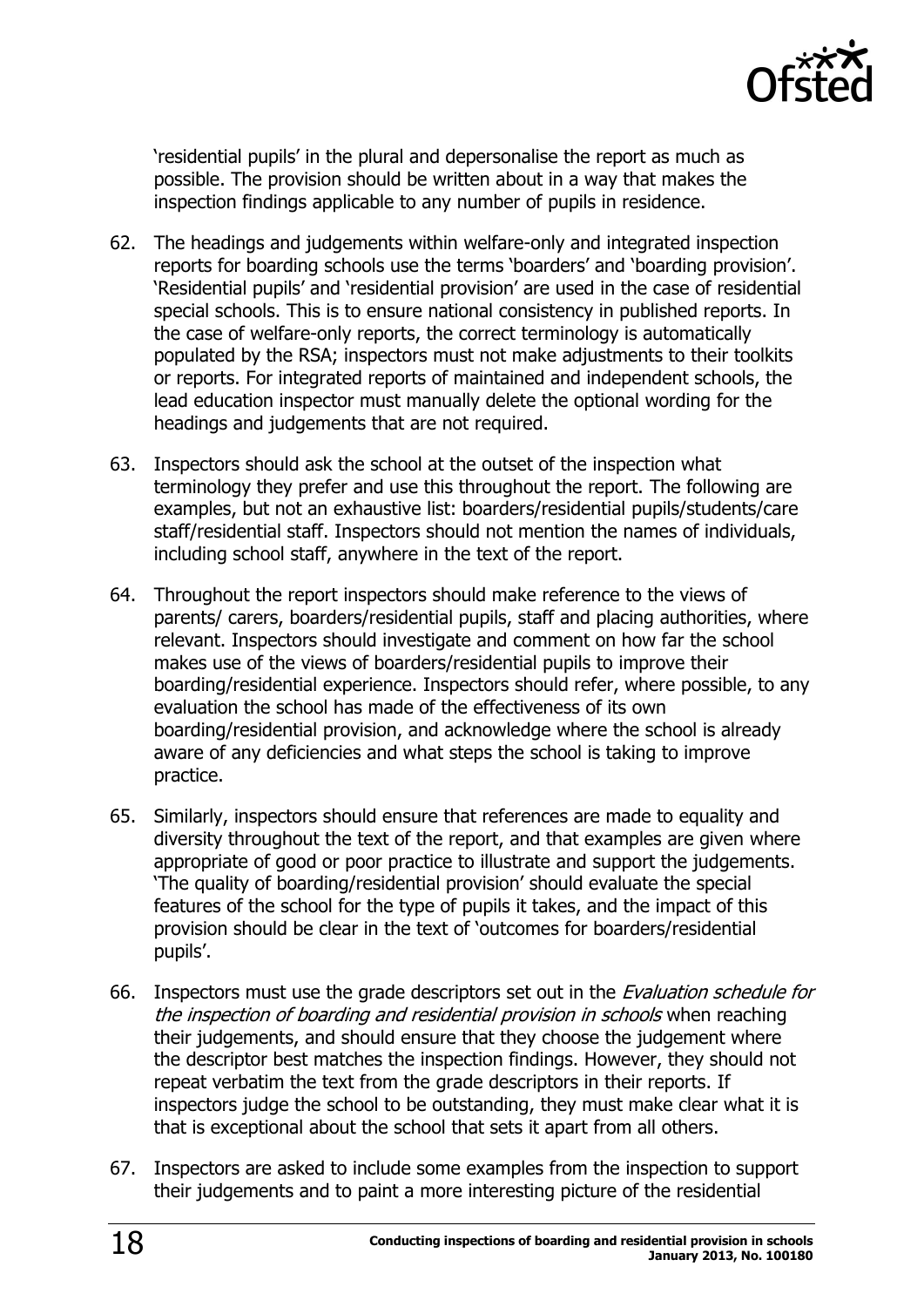'residential pupils' in the plural and depersonalise the report as much as possible. The provision should be written about in a way that makes the inspection findings applicable to any number of pupils in residence.

62. The headings and judgements within welfare-only and integrated inspection reports for boarding schools use the terms 'boarders' and 'boarding provision'. 'Residential pupils' and 'residential provision' are used in the case of residential special schools. This is to ensure national consistency in published reports. In the case of welfare-only reports, the correct terminology is automatically populated by the RSA; inspectors must not make adjustments to their toolkits or reports. For integrated reports of maintained and independent schools, the lead education inspector must manually delete the optional wording for the headings and judgements that are not required.

63. Inspectors should ask the school at the outset of the inspection what terminology they prefer and use this throughout the report. The following are examples, but not an exhaustive list: boarders/residential pupils/students/care staff/residential staff. Inspectors should not mention the names of individuals, including school staff, anywhere in the text of the report.

64. Throughout the report inspectors should make reference to the views of parents/ carers, boarders/residential pupils, staff and placing authorities, where relevant. Inspectors should investigate and comment on how far the school makes use of the views of boarders/residential pupils to improve their boarding/residential experience. Inspectors should refer, where possible, to any evaluation the school has made of the effectiveness of its own boarding/residential provision, and acknowledge where the school is already aware of any deficiencies and what steps the school is taking to improve practice.

65. Similarly, inspectors should ensure that references are made to equality and diversity throughout the text of the report, and that examples are given where appropriate of good or poor practice to illustrate and support the judgements. 'The quality of boarding/residential provision' should evaluate the special features of the school for the type of pupils it takes, and the impact of this provision should be clear in the text of 'outcomes for boarders/residential pupils'.

66. Inspectors must use the grade descriptors set out in the *Evaluation schedule for the inspection of boarding and residential provision in schools* when reaching their judgements, and should ensure that they choose the judgement where the descriptor best matches the inspection findings. However, they should not repeat verbatim the text from the grade descriptors in their reports. If inspectors judge the school to be outstanding, they must make clear what it is that is exceptional about the school that sets it apart from all others.

67. Inspectors are asked to include some examples from the inspection to support their judgements and to paint a more interesting picture of the residential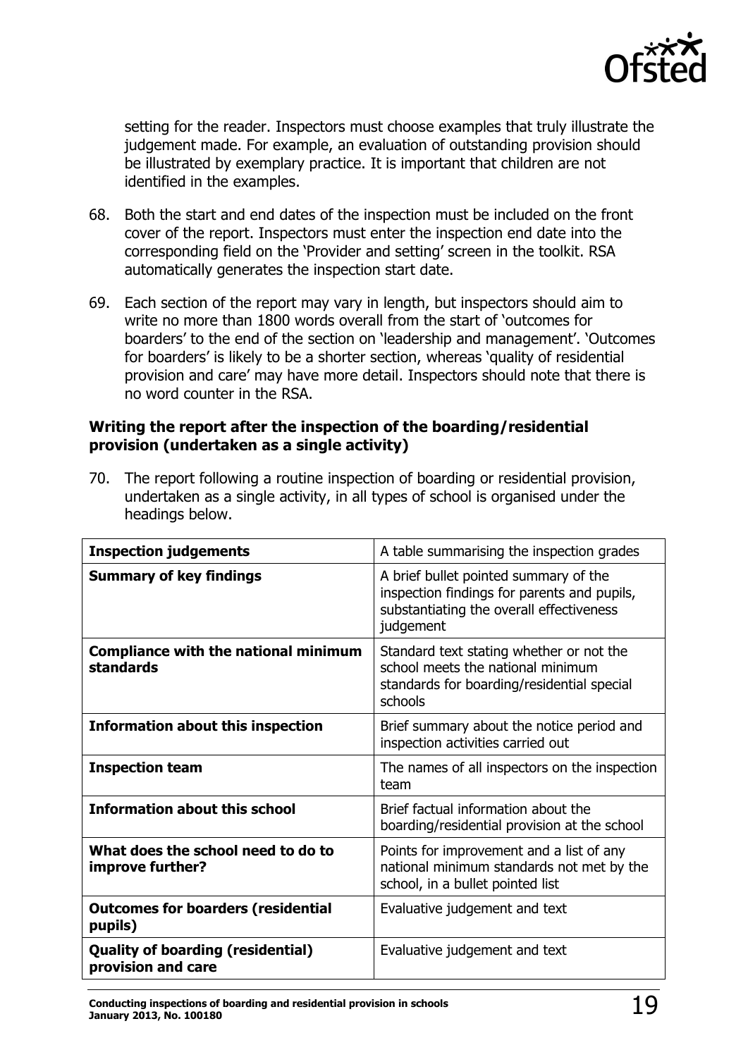setting for the reader. Inspectors must choose examples that truly illustrate the judgement made. For example, an evaluation of outstanding provision should be illustrated by exemplary practice. It is important that children are not identified in the examples.

68. Both the start and end dates of the inspection must be included on the front cover of the report. Inspectors must enter the inspection end date into the corresponding field on the 'Provider and setting' screen in the toolkit. RSA automatically generates the inspection start date.

69. Each section of the report may vary in length, but inspectors should aim to write no more than 1800 words overall from the start of 'outcomes for boarders' to the end of the section on 'leadership and management'. 'Outcomes for boarders' is likely to be a shorter section, whereas 'quality of residential provision and care' may have more detail. Inspectors should note that there is no word counter in the RSA.

### Writing the report after the inspection of the boarding/residential provision (undertaken as a single activity)

70. The report following a routine inspection of boarding or residential provision, undertaken as a single activity, in all types of school is organised under the headings below.

| **Inspection judgements** | A table summarising the inspection grades |
|---|---|
| **Summary of key findings** | A brief bullet pointed summary of the inspection findings for parents and pupils, substantiating the overall effectiveness judgement |
| **Compliance with the national minimum standards** | Standard text stating whether or not the school meets the national minimum standards for boarding/residential special schools |
| **Information about this inspection** | Brief summary about the notice period and inspection activities carried out |
| **Inspection team** | The names of all inspectors on the inspection team |
| **Information about this school** | Brief factual information about the boarding/residential provision at the school |
| **What does the school need to do to improve further?** | Points for improvement and a list of any national minimum standards not met by the school, in a bullet pointed list |
| **Outcomes for boarders (residential pupils)** | Evaluative judgement and text |
| **Quality of boarding (residential) provision and care** | Evaluative judgement and text |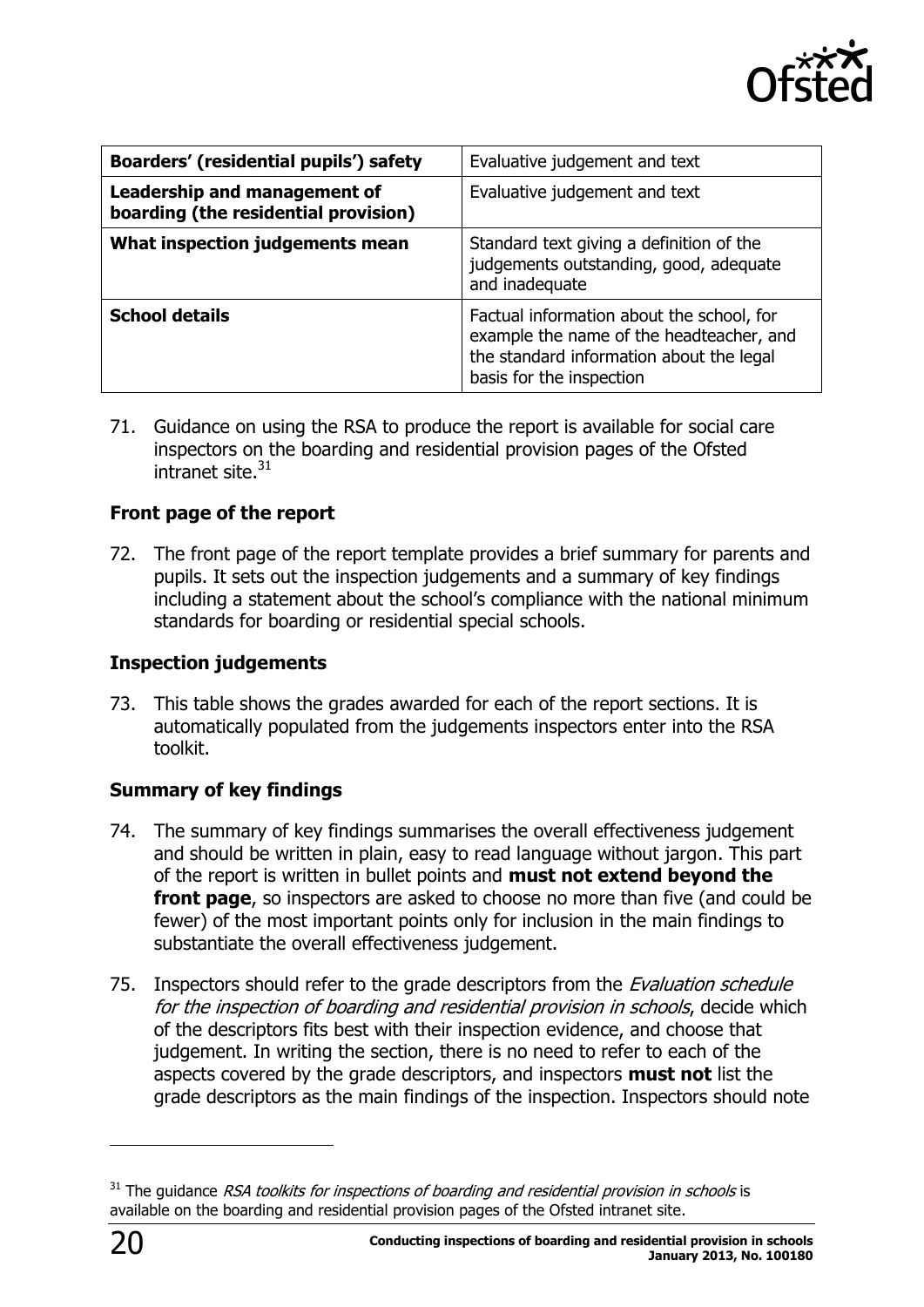| Boarders' (residential pupils') safety | Evaluative judgement and text |
|---|---|
| **Leadership and management of boarding (the residential provision)** | Evaluative judgement and text |
| **What inspection judgements mean** | Standard text giving a definition of the judgements outstanding, good, adequate and inadequate |
| **School details** | Factual information about the school, for example the name of the headteacher, and the standard information about the legal basis for the inspection |

71. Guidance on using the RSA to produce the report is available for social care inspectors on the boarding and residential provision pages of the Ofsted intranet site.[31]

### Front page of the report

72. The front page of the report template provides a brief summary for parents and pupils. It sets out the inspection judgements and a summary of key findings including a statement about the school's compliance with the national minimum standards for boarding or residential special schools.

### Inspection judgements

73. This table shows the grades awarded for each of the report sections. It is automatically populated from the judgements inspectors enter into the RSA toolkit.

### Summary of key findings

74. The summary of key findings summarises the overall effectiveness judgement and should be written in plain, easy to read language without jargon. This part of the report is written in bullet points and **must not extend beyond the front page**, so inspectors are asked to choose no more than five (and could be fewer) of the most important points only for inclusion in the main findings to substantiate the overall effectiveness judgement.

75. Inspectors should refer to the grade descriptors from the *Evaluation schedule for the inspection of boarding and residential provision in schools*, decide which of the descriptors fits best with their inspection evidence, and choose that judgement. In writing the section, there is no need to refer to each of the aspects covered by the grade descriptors, and inspectors **must not** list the grade descriptors as the main findings of the inspection. Inspectors should note

[31] The guidance *RSA toolkits for inspections of boarding and residential provision in schools* is available on the boarding and residential provision pages of the Ofsted intranet site.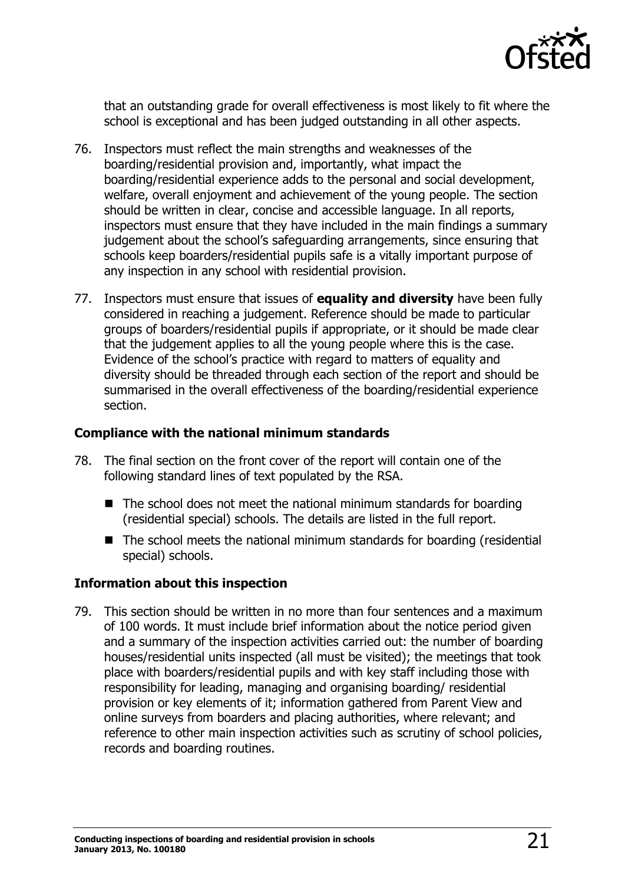that an outstanding grade for overall effectiveness is most likely to fit where the school is exceptional and has been judged outstanding in all other aspects.

76. Inspectors must reflect the main strengths and weaknesses of the boarding/residential provision and, importantly, what impact the boarding/residential experience adds to the personal and social development, welfare, overall enjoyment and achievement of the young people. The section should be written in clear, concise and accessible language. In all reports, inspectors must ensure that they have included in the main findings a summary judgement about the school's safeguarding arrangements, since ensuring that schools keep boarders/residential pupils safe is a vitally important purpose of any inspection in any school with residential provision.

77. Inspectors must ensure that issues of **equality and diversity** have been fully considered in reaching a judgement. Reference should be made to particular groups of boarders/residential pupils if appropriate, or it should be made clear that the judgement applies to all the young people where this is the case. Evidence of the school's practice with regard to matters of equality and diversity should be threaded through each section of the report and should be summarised in the overall effectiveness of the boarding/residential experience section.

### Compliance with the national minimum standards

78. The final section on the front cover of the report will contain one of the following standard lines of text populated by the RSA.
    - The school does not meet the national minimum standards for boarding (residential special) schools. The details are listed in the full report.
    - The school meets the national minimum standards for boarding (residential special) schools.

### Information about this inspection

79. This section should be written in no more than four sentences and a maximum of 100 words. It must include brief information about the notice period given and a summary of the inspection activities carried out: the number of boarding houses/residential units inspected (all must be visited); the meetings that took place with boarders/residential pupils and with key staff including those with responsibility for leading, managing and organising boarding/ residential provision or key elements of it; information gathered from Parent View and online surveys from boarders and placing authorities, where relevant; and reference to other main inspection activities such as scrutiny of school policies, records and boarding routines.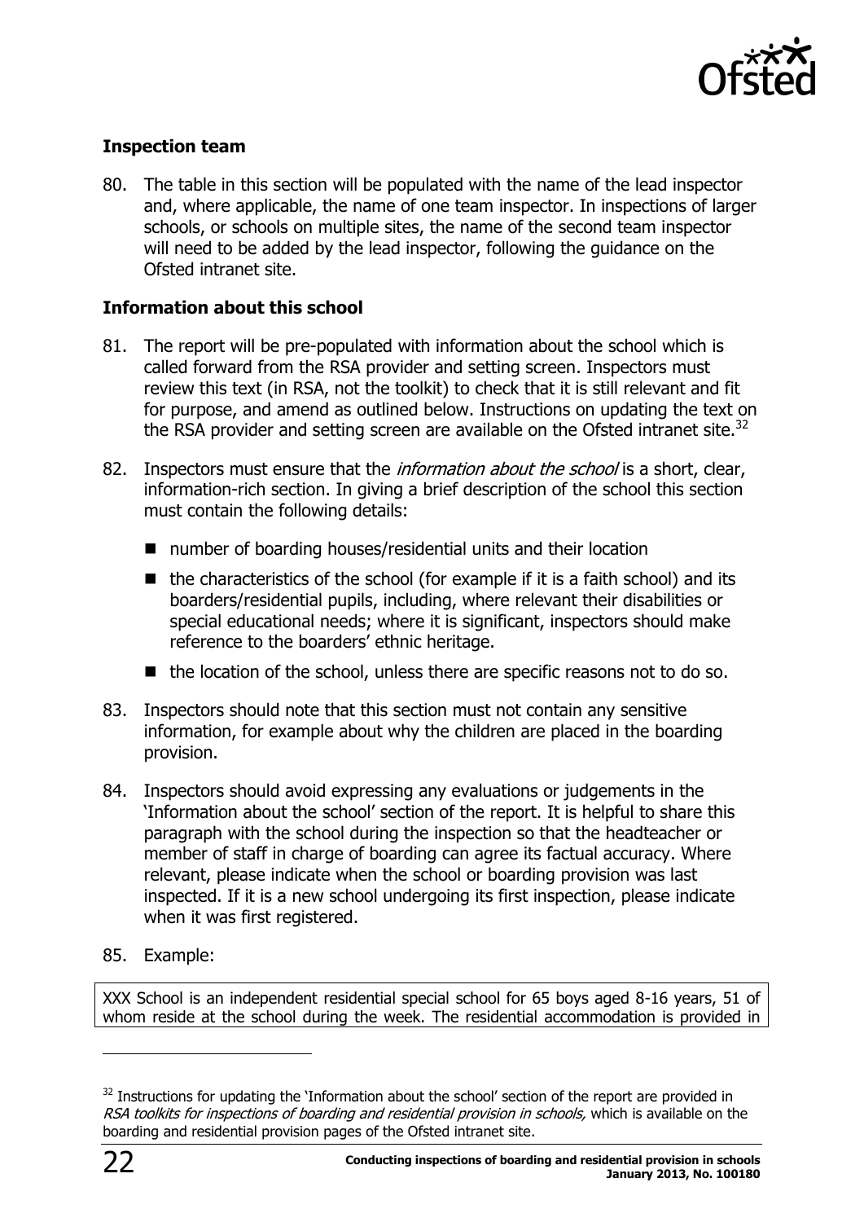### Inspection team

80. The table in this section will be populated with the name of the lead inspector and, where applicable, the name of one team inspector. In inspections of larger schools, or schools on multiple sites, the name of the second team inspector will need to be added by the lead inspector, following the guidance on the Ofsted intranet site.

### Information about this school

81. The report will be pre-populated with information about the school which is called forward from the RSA provider and setting screen. Inspectors must review this text (in RSA, not the toolkit) to check that it is still relevant and fit for purpose, and amend as outlined below. Instructions on updating the text on the RSA provider and setting screen are available on the Ofsted intranet site.[32]

82. Inspectors must ensure that the *information about the school* is a short, clear, information-rich section. In giving a brief description of the school this section must contain the following details:

    - number of boarding houses/residential units and their location
    - the characteristics of the school (for example if it is a faith school) and its boarders/residential pupils, including, where relevant their disabilities or special educational needs; where it is significant, inspectors should make reference to the boarders' ethnic heritage.
    - the location of the school, unless there are specific reasons not to do so.

83. Inspectors should note that this section must not contain any sensitive information, for example about why the children are placed in the boarding provision.

84. Inspectors should avoid expressing any evaluations or judgements in the 'Information about the school' section of the report. It is helpful to share this paragraph with the school during the inspection so that the headteacher or member of staff in charge of boarding can agree its factual accuracy. Where relevant, please indicate when the school or boarding provision was last inspected. If it is a new school undergoing its first inspection, please indicate when it was first registered.

85. Example:

> XXX School is an independent residential special school for 65 boys aged 8-16 years, 51 of whom reside at the school during the week. The residential accommodation is provided in

---

[32] Instructions for updating the 'Information about the school' section of the report are provided in *RSA toolkits for inspections of boarding and residential provision in schools,* which is available on the boarding and residential provision pages of the Ofsted intranet site.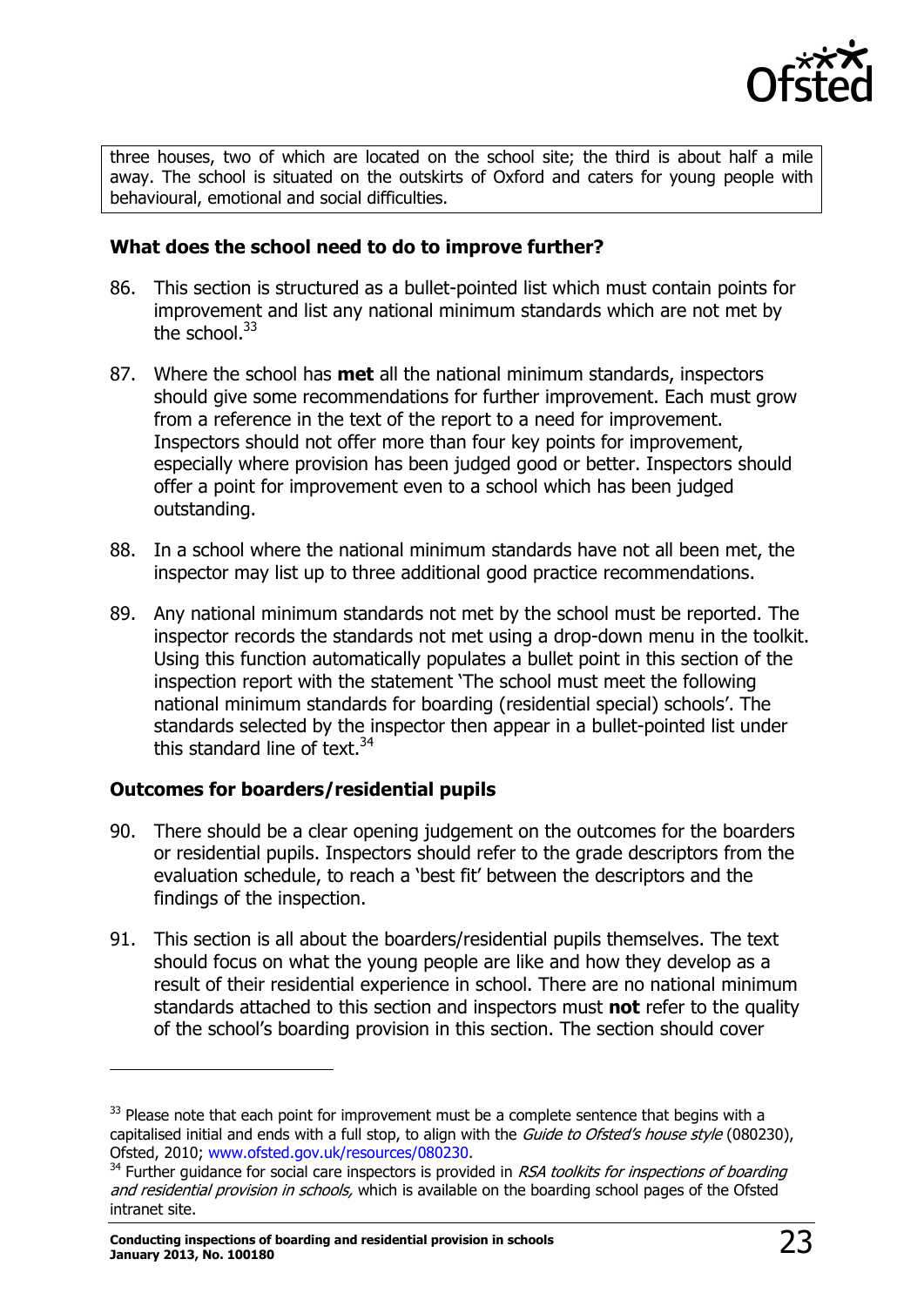three houses, two of which are located on the school site; the third is about half a mile away. The school is situated on the outskirts of Oxford and caters for young people with behavioural, emotional and social difficulties.

### What does the school need to do to improve further?

86. This section is structured as a bullet-pointed list which must contain points for improvement and list any national minimum standards which are not met by the school.[33]

87. Where the school has **met** all the national minimum standards, inspectors should give some recommendations for further improvement. Each must grow from a reference in the text of the report to a need for improvement. Inspectors should not offer more than four key points for improvement, especially where provision has been judged good or better. Inspectors should offer a point for improvement even to a school which has been judged outstanding.

88. In a school where the national minimum standards have not all been met, the inspector may list up to three additional good practice recommendations.

89. Any national minimum standards not met by the school must be reported. The inspector records the standards not met using a drop-down menu in the toolkit. Using this function automatically populates a bullet point in this section of the inspection report with the statement 'The school must meet the following national minimum standards for boarding (residential special) schools'. The standards selected by the inspector then appear in a bullet-pointed list under this standard line of text.[34]

### Outcomes for boarders/residential pupils

90. There should be a clear opening judgement on the outcomes for the boarders or residential pupils. Inspectors should refer to the grade descriptors from the evaluation schedule, to reach a 'best fit' between the descriptors and the findings of the inspection.

91. This section is all about the boarders/residential pupils themselves. The text should focus on what the young people are like and how they develop as a result of their residential experience in school. There are no national minimum standards attached to this section and inspectors must **not** refer to the quality of the school's boarding provision in this section. The section should cover

---

[33] Please note that each point for improvement must be a complete sentence that begins with a capitalised initial and ends with a full stop, to align with the *Guide to Ofsted's house style* (080230), Ofsted, 2010; www.ofsted.gov.uk/resources/080230.

[34] Further guidance for social care inspectors is provided in *RSA toolkits for inspections of boarding and residential provision in schools,* which is available on the boarding school pages of the Ofsted intranet site.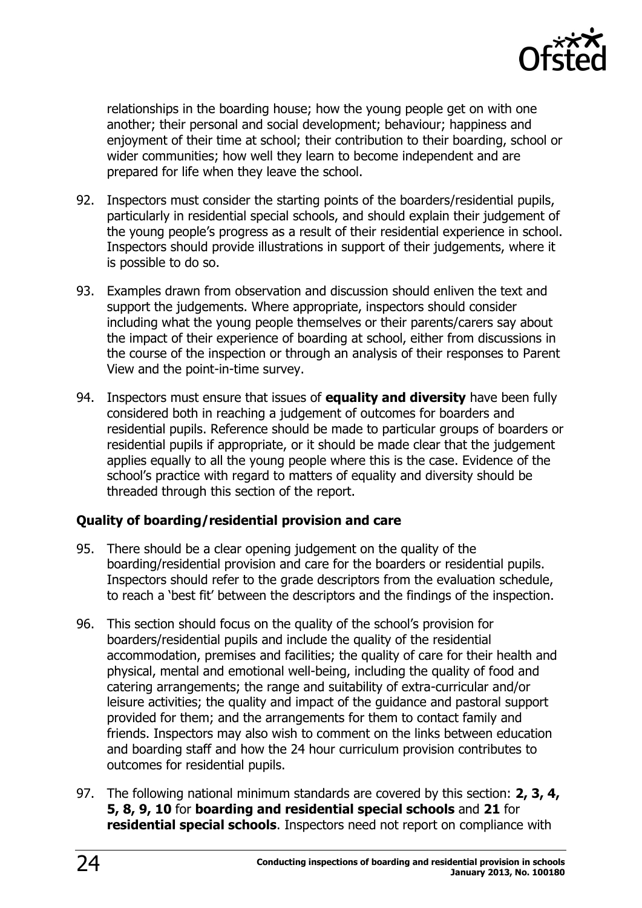relationships in the boarding house; how the young people get on with one another; their personal and social development; behaviour; happiness and enjoyment of their time at school; their contribution to their boarding, school or wider communities; how well they learn to become independent and are prepared for life when they leave the school.

92. Inspectors must consider the starting points of the boarders/residential pupils, particularly in residential special schools, and should explain their judgement of the young people's progress as a result of their residential experience in school. Inspectors should provide illustrations in support of their judgements, where it is possible to do so.

93. Examples drawn from observation and discussion should enliven the text and support the judgements. Where appropriate, inspectors should consider including what the young people themselves or their parents/carers say about the impact of their experience of boarding at school, either from discussions in the course of the inspection or through an analysis of their responses to Parent View and the point-in-time survey.

94. Inspectors must ensure that issues of **equality and diversity** have been fully considered both in reaching a judgement of outcomes for boarders and residential pupils. Reference should be made to particular groups of boarders or residential pupils if appropriate, or it should be made clear that the judgement applies equally to all the young people where this is the case. Evidence of the school's practice with regard to matters of equality and diversity should be threaded through this section of the report.

### Quality of boarding/residential provision and care

95. There should be a clear opening judgement on the quality of the boarding/residential provision and care for the boarders or residential pupils. Inspectors should refer to the grade descriptors from the evaluation schedule, to reach a 'best fit' between the descriptors and the findings of the inspection.

96. This section should focus on the quality of the school's provision for boarders/residential pupils and include the quality of the residential accommodation, premises and facilities; the quality of care for their health and physical, mental and emotional well-being, including the quality of food and catering arrangements; the range and suitability of extra-curricular and/or leisure activities; the quality and impact of the guidance and pastoral support provided for them; and the arrangements for them to contact family and friends. Inspectors may also wish to comment on the links between education and boarding staff and how the 24 hour curriculum provision contributes to outcomes for residential pupils.

97. The following national minimum standards are covered by this section: **2, 3, 4, 5, 8, 9, 10** for **boarding and residential special schools** and **21** for **residential special schools**. Inspectors need not report on compliance with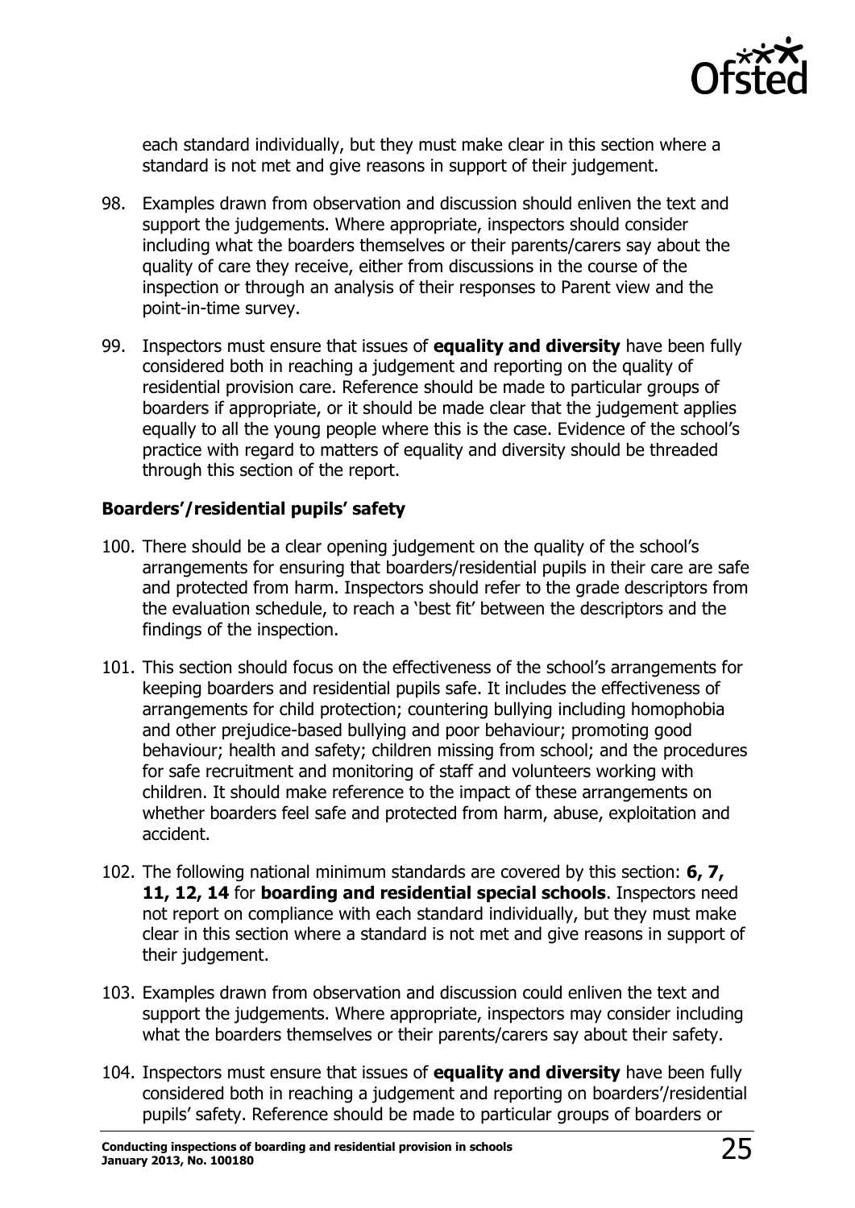each standard individually, but they must make clear in this section where a standard is not met and give reasons in support of their judgement.

98. Examples drawn from observation and discussion should enliven the text and support the judgements. Where appropriate, inspectors should consider including what the boarders themselves or their parents/carers say about the quality of care they receive, either from discussions in the course of the inspection or through an analysis of their responses to Parent view and the point-in-time survey.

99. Inspectors must ensure that issues of **equality and diversity** have been fully considered both in reaching a judgement and reporting on the quality of residential provision care. Reference should be made to particular groups of boarders if appropriate, or it should be made clear that the judgement applies equally to all the young people where this is the case. Evidence of the school's practice with regard to matters of equality and diversity should be threaded through this section of the report.

### Boarders'/residential pupils' safety

100. There should be a clear opening judgement on the quality of the school's arrangements for ensuring that boarders/residential pupils in their care are safe and protected from harm. Inspectors should refer to the grade descriptors from the evaluation schedule, to reach a 'best fit' between the descriptors and the findings of the inspection.

101. This section should focus on the effectiveness of the school's arrangements for keeping boarders and residential pupils safe. It includes the effectiveness of arrangements for child protection; countering bullying including homophobia and other prejudice-based bullying and poor behaviour; promoting good behaviour; health and safety; children missing from school; and the procedures for safe recruitment and monitoring of staff and volunteers working with children. It should make reference to the impact of these arrangements on whether boarders feel safe and protected from harm, abuse, exploitation and accident.

102. The following national minimum standards are covered by this section: **6, 7, 11, 12, 14** for **boarding and residential special schools**. Inspectors need not report on compliance with each standard individually, but they must make clear in this section where a standard is not met and give reasons in support of their judgement.

103. Examples drawn from observation and discussion could enliven the text and support the judgements. Where appropriate, inspectors may consider including what the boarders themselves or their parents/carers say about their safety.

104. Inspectors must ensure that issues of **equality and diversity** have been fully considered both in reaching a judgement and reporting on boarders'/residential pupils' safety. Reference should be made to particular groups of boarders or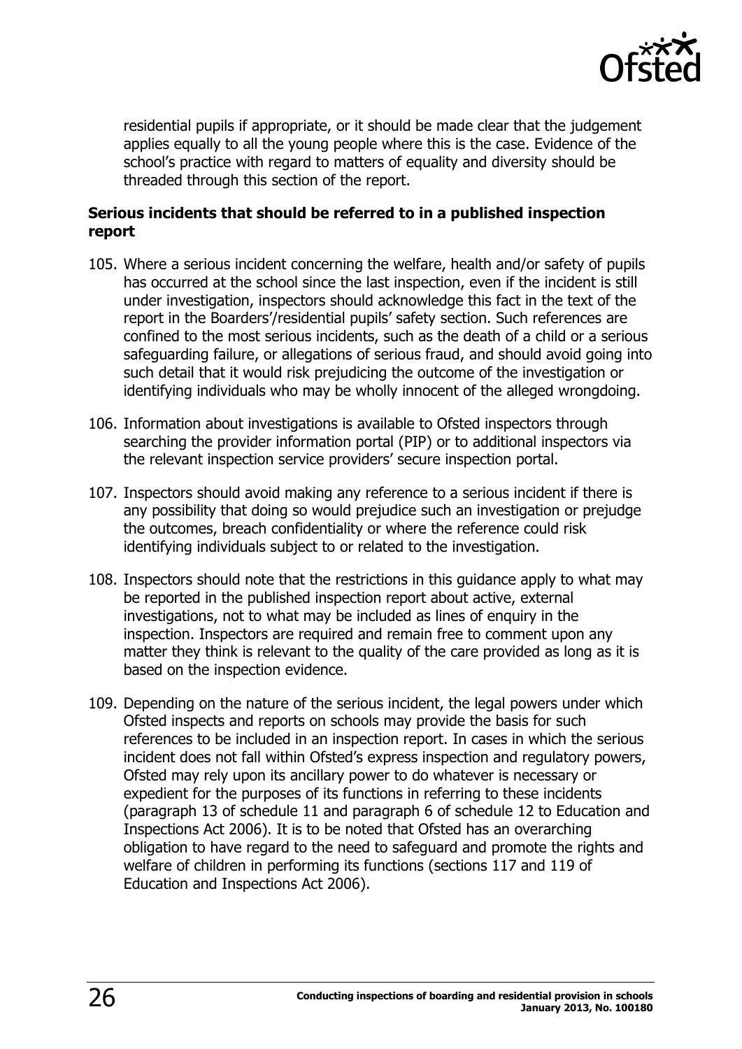residential pupils if appropriate, or it should be made clear that the judgement applies equally to all the young people where this is the case. Evidence of the school's practice with regard to matters of equality and diversity should be threaded through this section of the report.

### Serious incidents that should be referred to in a published inspection report

105. Where a serious incident concerning the welfare, health and/or safety of pupils has occurred at the school since the last inspection, even if the incident is still under investigation, inspectors should acknowledge this fact in the text of the report in the Boarders'/residential pupils' safety section. Such references are confined to the most serious incidents, such as the death of a child or a serious safeguarding failure, or allegations of serious fraud, and should avoid going into such detail that it would risk prejudicing the outcome of the investigation or identifying individuals who may be wholly innocent of the alleged wrongdoing.

106. Information about investigations is available to Ofsted inspectors through searching the provider information portal (PIP) or to additional inspectors via the relevant inspection service providers' secure inspection portal.

107. Inspectors should avoid making any reference to a serious incident if there is any possibility that doing so would prejudice such an investigation or prejudge the outcomes, breach confidentiality or where the reference could risk identifying individuals subject to or related to the investigation.

108. Inspectors should note that the restrictions in this guidance apply to what may be reported in the published inspection report about active, external investigations, not to what may be included as lines of enquiry in the inspection. Inspectors are required and remain free to comment upon any matter they think is relevant to the quality of the care provided as long as it is based on the inspection evidence.

109. Depending on the nature of the serious incident, the legal powers under which Ofsted inspects and reports on schools may provide the basis for such references to be included in an inspection report. In cases in which the serious incident does not fall within Ofsted's express inspection and regulatory powers, Ofsted may rely upon its ancillary power to do whatever is necessary or expedient for the purposes of its functions in referring to these incidents (paragraph 13 of schedule 11 and paragraph 6 of schedule 12 to Education and Inspections Act 2006). It is to be noted that Ofsted has an overarching obligation to have regard to the need to safeguard and promote the rights and welfare of children in performing its functions (sections 117 and 119 of Education and Inspections Act 2006).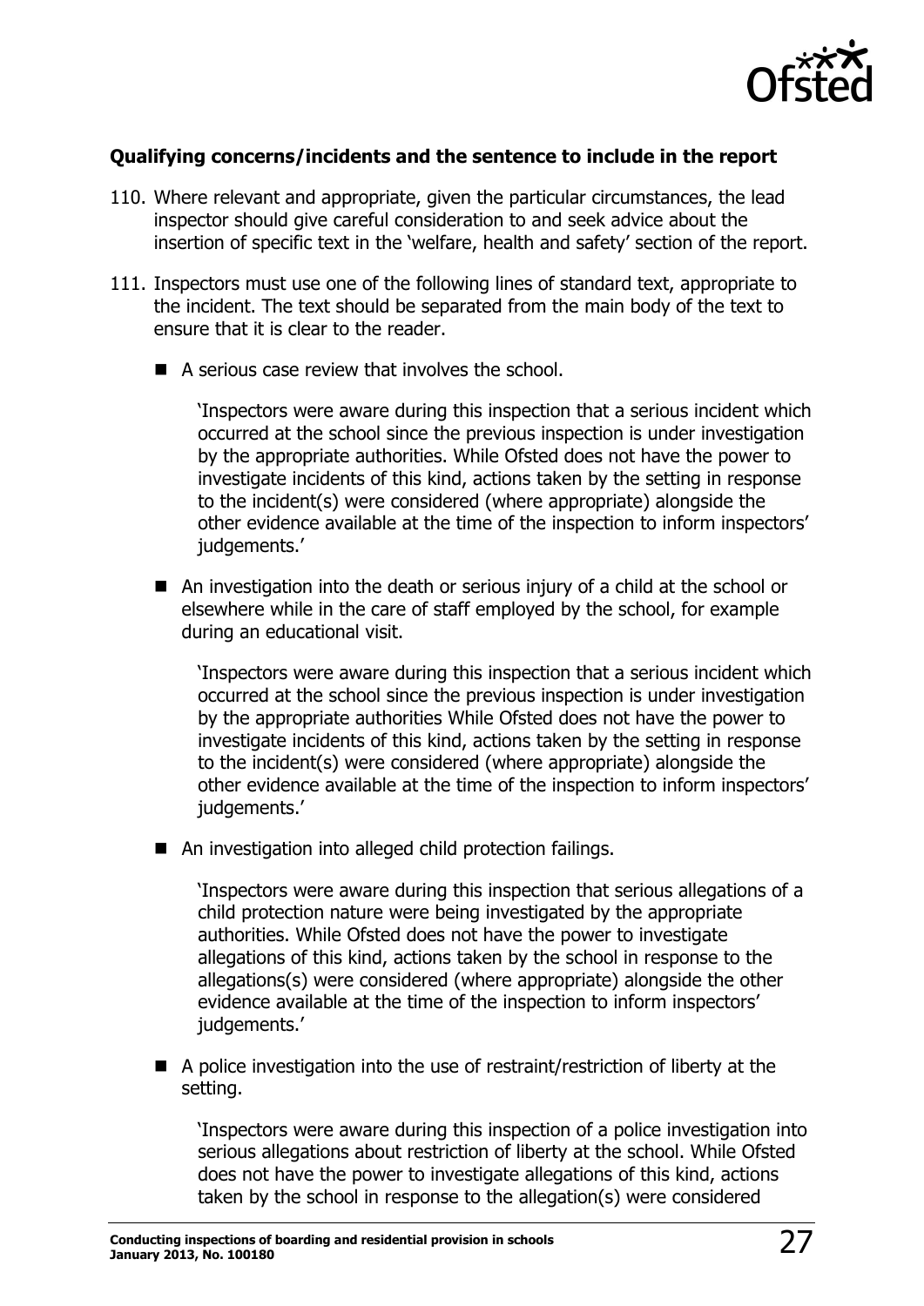**Qualifying concerns/incidents and the sentence to include in the report**

110. Where relevant and appropriate, given the particular circumstances, the lead inspector should give careful consideration to and seek advice about the insertion of specific text in the 'welfare, health and safety' section of the report.

111. Inspectors must use one of the following lines of standard text, appropriate to the incident. The text should be separated from the main body of the text to ensure that it is clear to the reader.

- A serious case review that involves the school.

  'Inspectors were aware during this inspection that a serious incident which occurred at the school since the previous inspection is under investigation by the appropriate authorities. While Ofsted does not have the power to investigate incidents of this kind, actions taken by the setting in response to the incident(s) were considered (where appropriate) alongside the other evidence available at the time of the inspection to inform inspectors' judgements.'

- An investigation into the death or serious injury of a child at the school or elsewhere while in the care of staff employed by the school, for example during an educational visit.

  'Inspectors were aware during this inspection that a serious incident which occurred at the school since the previous inspection is under investigation by the appropriate authorities While Ofsted does not have the power to investigate incidents of this kind, actions taken by the setting in response to the incident(s) were considered (where appropriate) alongside the other evidence available at the time of the inspection to inform inspectors' judgements.'

- An investigation into alleged child protection failings.

  'Inspectors were aware during this inspection that serious allegations of a child protection nature were being investigated by the appropriate authorities. While Ofsted does not have the power to investigate allegations of this kind, actions taken by the school in response to the allegations(s) were considered (where appropriate) alongside the other evidence available at the time of the inspection to inform inspectors' judgements.'

- A police investigation into the use of restraint/restriction of liberty at the setting.

  'Inspectors were aware during this inspection of a police investigation into serious allegations about restriction of liberty at the school. While Ofsted does not have the power to investigate allegations of this kind, actions taken by the school in response to the allegation(s) were considered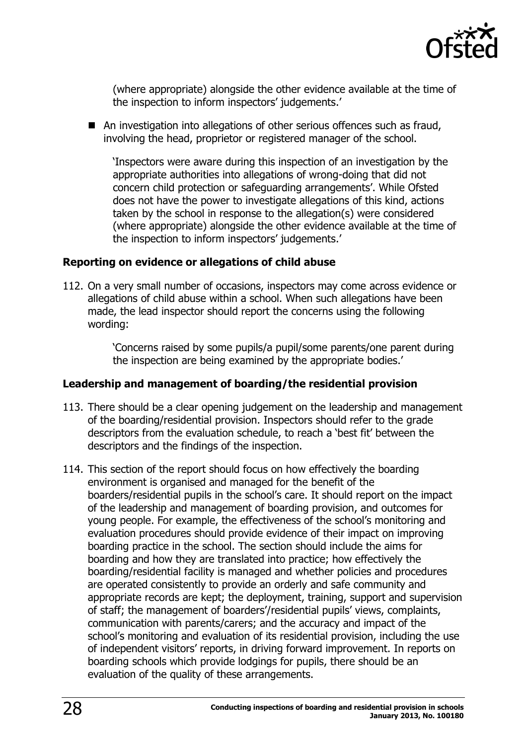(where appropriate) alongside the other evidence available at the time of the inspection to inform inspectors' judgements.'

- An investigation into allegations of other serious offences such as fraud, involving the head, proprietor or registered manager of the school.

  'Inspectors were aware during this inspection of an investigation by the appropriate authorities into allegations of wrong-doing that did not concern child protection or safeguarding arrangements'. While Ofsted does not have the power to investigate allegations of this kind, actions taken by the school in response to the allegation(s) were considered (where appropriate) alongside the other evidence available at the time of the inspection to inform inspectors' judgements.'

**Reporting on evidence or allegations of child abuse**

112. On a very small number of occasions, inspectors may come across evidence or allegations of child abuse within a school. When such allegations have been made, the lead inspector should report the concerns using the following wording:

> 'Concerns raised by some pupils/a pupil/some parents/one parent during the inspection are being examined by the appropriate bodies.'

**Leadership and management of boarding/the residential provision**

113. There should be a clear opening judgement on the leadership and management of the boarding/residential provision. Inspectors should refer to the grade descriptors from the evaluation schedule, to reach a 'best fit' between the descriptors and the findings of the inspection.

114. This section of the report should focus on how effectively the boarding environment is organised and managed for the benefit of the boarders/residential pupils in the school's care. It should report on the impact of the leadership and management of boarding provision, and outcomes for young people. For example, the effectiveness of the school's monitoring and evaluation procedures should provide evidence of their impact on improving boarding practice in the school. The section should include the aims for boarding and how they are translated into practice; how effectively the boarding/residential facility is managed and whether policies and procedures are operated consistently to provide an orderly and safe community and appropriate records are kept; the deployment, training, support and supervision of staff; the management of boarders'/residential pupils' views, complaints, communication with parents/carers; and the accuracy and impact of the school's monitoring and evaluation of its residential provision, including the use of independent visitors' reports, in driving forward improvement. In reports on boarding schools which provide lodgings for pupils, there should be an evaluation of the quality of these arrangements.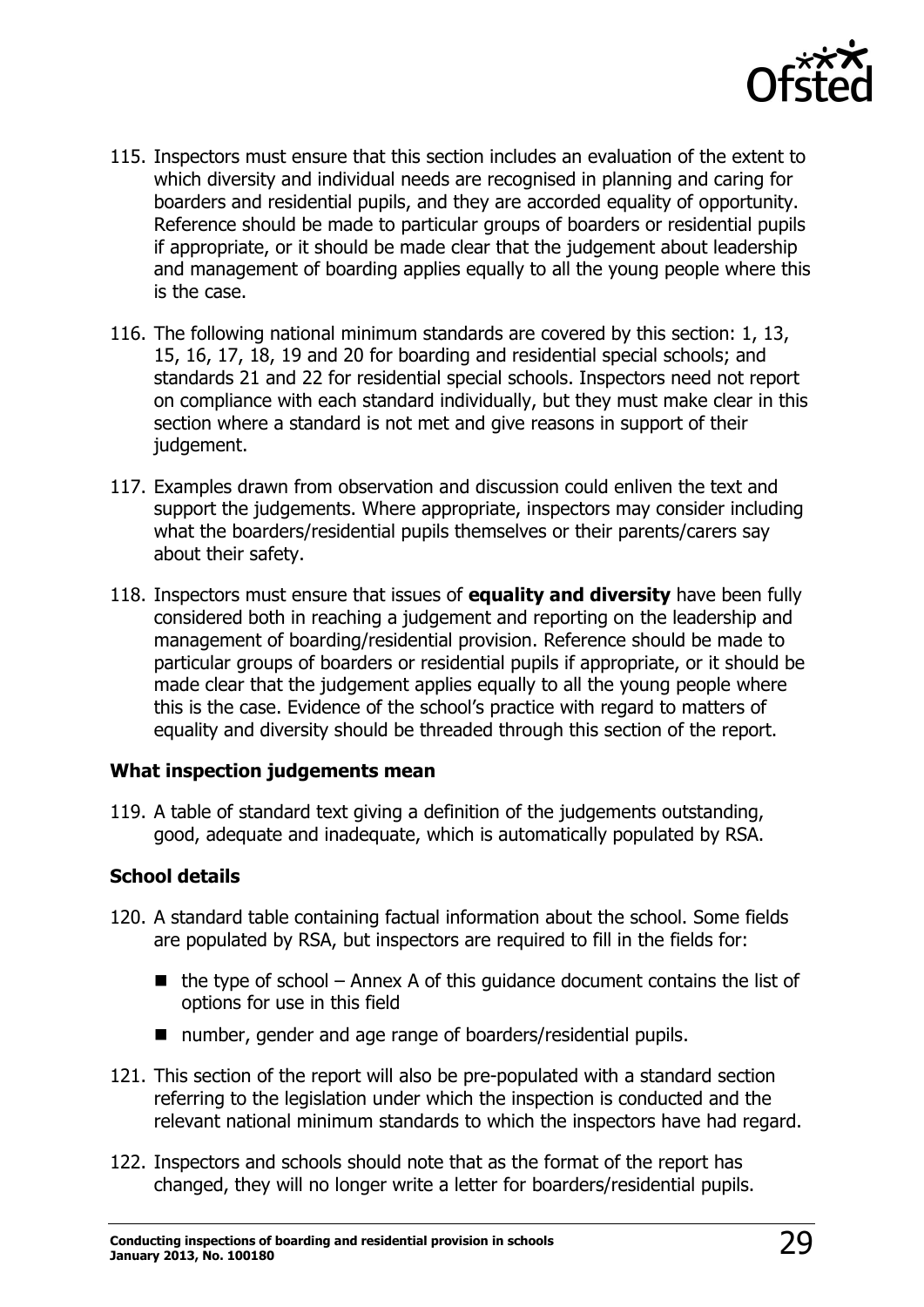115. Inspectors must ensure that this section includes an evaluation of the extent to which diversity and individual needs are recognised in planning and caring for boarders and residential pupils, and they are accorded equality of opportunity. Reference should be made to particular groups of boarders or residential pupils if appropriate, or it should be made clear that the judgement about leadership and management of boarding applies equally to all the young people where this is the case.

116. The following national minimum standards are covered by this section: 1, 13, 15, 16, 17, 18, 19 and 20 for boarding and residential special schools; and standards 21 and 22 for residential special schools. Inspectors need not report on compliance with each standard individually, but they must make clear in this section where a standard is not met and give reasons in support of their judgement.

117. Examples drawn from observation and discussion could enliven the text and support the judgements. Where appropriate, inspectors may consider including what the boarders/residential pupils themselves or their parents/carers say about their safety.

118. Inspectors must ensure that issues of **equality and diversity** have been fully considered both in reaching a judgement and reporting on the leadership and management of boarding/residential provision. Reference should be made to particular groups of boarders or residential pupils if appropriate, or it should be made clear that the judgement applies equally to all the young people where this is the case. Evidence of the school's practice with regard to matters of equality and diversity should be threaded through this section of the report.

### What inspection judgements mean

119. A table of standard text giving a definition of the judgements outstanding, good, adequate and inadequate, which is automatically populated by RSA.

### School details

120. A standard table containing factual information about the school. Some fields are populated by RSA, but inspectors are required to fill in the fields for:

- the type of school – Annex A of this guidance document contains the list of options for use in this field
- number, gender and age range of boarders/residential pupils.

121. This section of the report will also be pre-populated with a standard section referring to the legislation under which the inspection is conducted and the relevant national minimum standards to which the inspectors have had regard.

122. Inspectors and schools should note that as the format of the report has changed, they will no longer write a letter for boarders/residential pupils.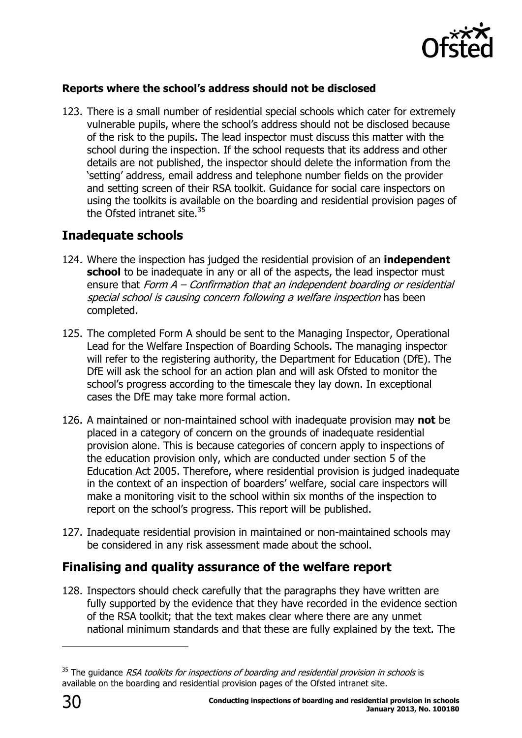#### Reports where the school's address should not be disclosed

123. There is a small number of residential special schools which cater for extremely vulnerable pupils, where the school's address should not be disclosed because of the risk to the pupils. The lead inspector must discuss this matter with the school during the inspection. If the school requests that its address and other details are not published, the inspector should delete the information from the 'setting' address, email address and telephone number fields on the provider and setting screen of their RSA toolkit. Guidance for social care inspectors on using the toolkits is available on the boarding and residential provision pages of the Ofsted intranet site.[35]

## Inadequate schools

124. Where the inspection has judged the residential provision of an **independent school** to be inadequate in any or all of the aspects, the lead inspector must ensure that *Form A – Confirmation that an independent boarding or residential special school is causing concern following a welfare inspection* has been completed.

125. The completed Form A should be sent to the Managing Inspector, Operational Lead for the Welfare Inspection of Boarding Schools. The managing inspector will refer to the registering authority, the Department for Education (DfE). The DfE will ask the school for an action plan and will ask Ofsted to monitor the school's progress according to the timescale they lay down. In exceptional cases the DfE may take more formal action.

126. A maintained or non-maintained school with inadequate provision may **not** be placed in a category of concern on the grounds of inadequate residential provision alone. This is because categories of concern apply to inspections of the education provision only, which are conducted under section 5 of the Education Act 2005. Therefore, where residential provision is judged inadequate in the context of an inspection of boarders' welfare, social care inspectors will make a monitoring visit to the school within six months of the inspection to report on the school's progress. This report will be published.

127. Inadequate residential provision in maintained or non-maintained schools may be considered in any risk assessment made about the school.

## Finalising and quality assurance of the welfare report

128. Inspectors should check carefully that the paragraphs they have written are fully supported by the evidence that they have recorded in the evidence section of the RSA toolkit; that the text makes clear where there are any unmet national minimum standards and that these are fully explained by the text. The

---

[35] The guidance *RSA toolkits for inspections of boarding and residential provision in schools* is available on the boarding and residential provision pages of the Ofsted intranet site.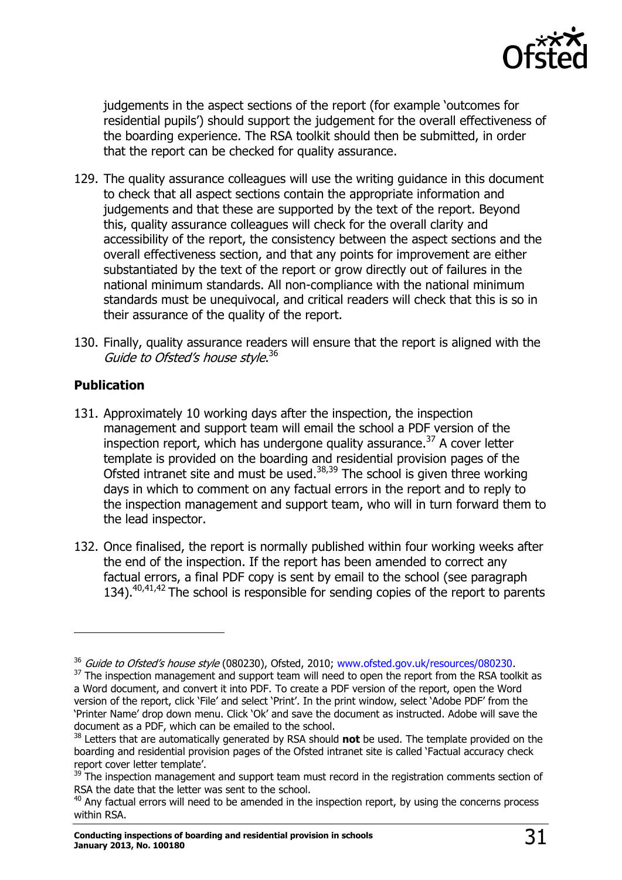judgements in the aspect sections of the report (for example 'outcomes for residential pupils') should support the judgement for the overall effectiveness of the boarding experience. The RSA toolkit should then be submitted, in order that the report can be checked for quality assurance.

129. The quality assurance colleagues will use the writing guidance in this document to check that all aspect sections contain the appropriate information and judgements and that these are supported by the text of the report. Beyond this, quality assurance colleagues will check for the overall clarity and accessibility of the report, the consistency between the aspect sections and the overall effectiveness section, and that any points for improvement are either substantiated by the text of the report or grow directly out of failures in the national minimum standards. All non-compliance with the national minimum standards must be unequivocal, and critical readers will check that this is so in their assurance of the quality of the report.

130. Finally, quality assurance readers will ensure that the report is aligned with the *Guide to Ofsted's house style*.[36]

### Publication

131. Approximately 10 working days after the inspection, the inspection management and support team will email the school a PDF version of the inspection report, which has undergone quality assurance.[37] A cover letter template is provided on the boarding and residential provision pages of the Ofsted intranet site and must be used.[38,39] The school is given three working days in which to comment on any factual errors in the report and to reply to the inspection management and support team, who will in turn forward them to the lead inspector.

132. Once finalised, the report is normally published within four working weeks after the end of the inspection. If the report has been amended to correct any factual errors, a final PDF copy is sent by email to the school (see paragraph 134).[40,41,42] The school is responsible for sending copies of the report to parents

---

[36] *Guide to Ofsted's house style* (080230), Ofsted, 2010; www.ofsted.gov.uk/resources/080230.

[37] The inspection management and support team will need to open the report from the RSA toolkit as a Word document, and convert it into PDF. To create a PDF version of the report, open the Word version of the report, click 'File' and select 'Print'. In the print window, select 'Adobe PDF' from the 'Printer Name' drop down menu. Click 'Ok' and save the document as instructed. Adobe will save the document as a PDF, which can be emailed to the school.

[38] Letters that are automatically generated by RSA should **not** be used. The template provided on the boarding and residential provision pages of the Ofsted intranet site is called 'Factual accuracy check report cover letter template'.

[39] The inspection management and support team must record in the registration comments section of RSA the date that the letter was sent to the school.

[40] Any factual errors will need to be amended in the inspection report, by using the concerns process within RSA.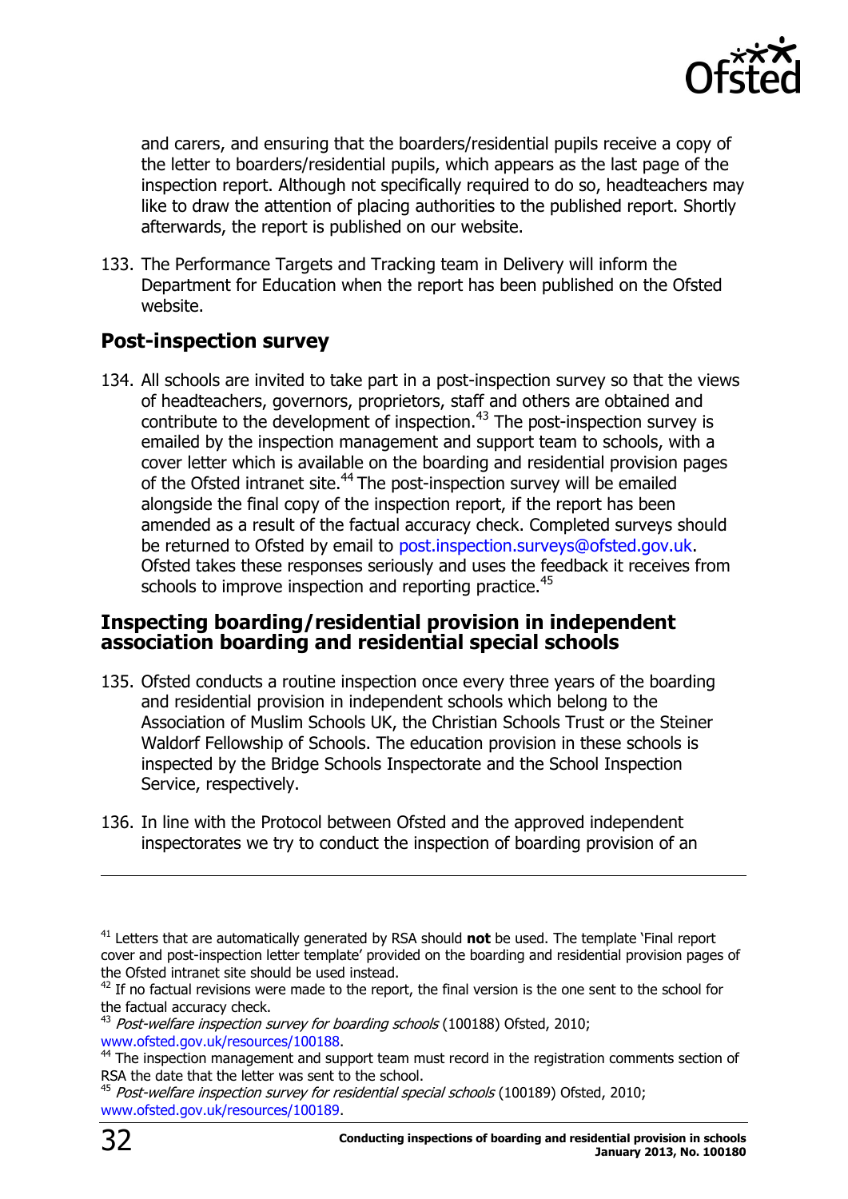and carers, and ensuring that the boarders/residential pupils receive a copy of the letter to boarders/residential pupils, which appears as the last page of the inspection report. Although not specifically required to do so, headteachers may like to draw the attention of placing authorities to the published report. Shortly afterwards, the report is published on our website.

133. The Performance Targets and Tracking team in Delivery will inform the Department for Education when the report has been published on the Ofsted website.

## Post-inspection survey

134. All schools are invited to take part in a post-inspection survey so that the views of headteachers, governors, proprietors, staff and others are obtained and contribute to the development of inspection.[43] The post-inspection survey is emailed by the inspection management and support team to schools, with a cover letter which is available on the boarding and residential provision pages of the Ofsted intranet site.[44] The post-inspection survey will be emailed alongside the final copy of the inspection report, if the report has been amended as a result of the factual accuracy check. Completed surveys should be returned to Ofsted by email to post.inspection.surveys@ofsted.gov.uk. Ofsted takes these responses seriously and uses the feedback it receives from schools to improve inspection and reporting practice.[45]

## Inspecting boarding/residential provision in independent association boarding and residential special schools

135. Ofsted conducts a routine inspection once every three years of the boarding and residential provision in independent schools which belong to the Association of Muslim Schools UK, the Christian Schools Trust or the Steiner Waldorf Fellowship of Schools. The education provision in these schools is inspected by the Bridge Schools Inspectorate and the School Inspection Service, respectively.

136. In line with the Protocol between Ofsted and the approved independent inspectorates we try to conduct the inspection of boarding provision of an

---

[41] Letters that are automatically generated by RSA should **not** be used. The template 'Final report cover and post-inspection letter template' provided on the boarding and residential provision pages of the Ofsted intranet site should be used instead.

[42] If no factual revisions were made to the report, the final version is the one sent to the school for the factual accuracy check.

[43] *Post-welfare inspection survey for boarding schools* (100188) Ofsted, 2010; www.ofsted.gov.uk/resources/100188.

[44] The inspection management and support team must record in the registration comments section of RSA the date that the letter was sent to the school.

[45] *Post-welfare inspection survey for residential special schools* (100189) Ofsted, 2010; www.ofsted.gov.uk/resources/100189.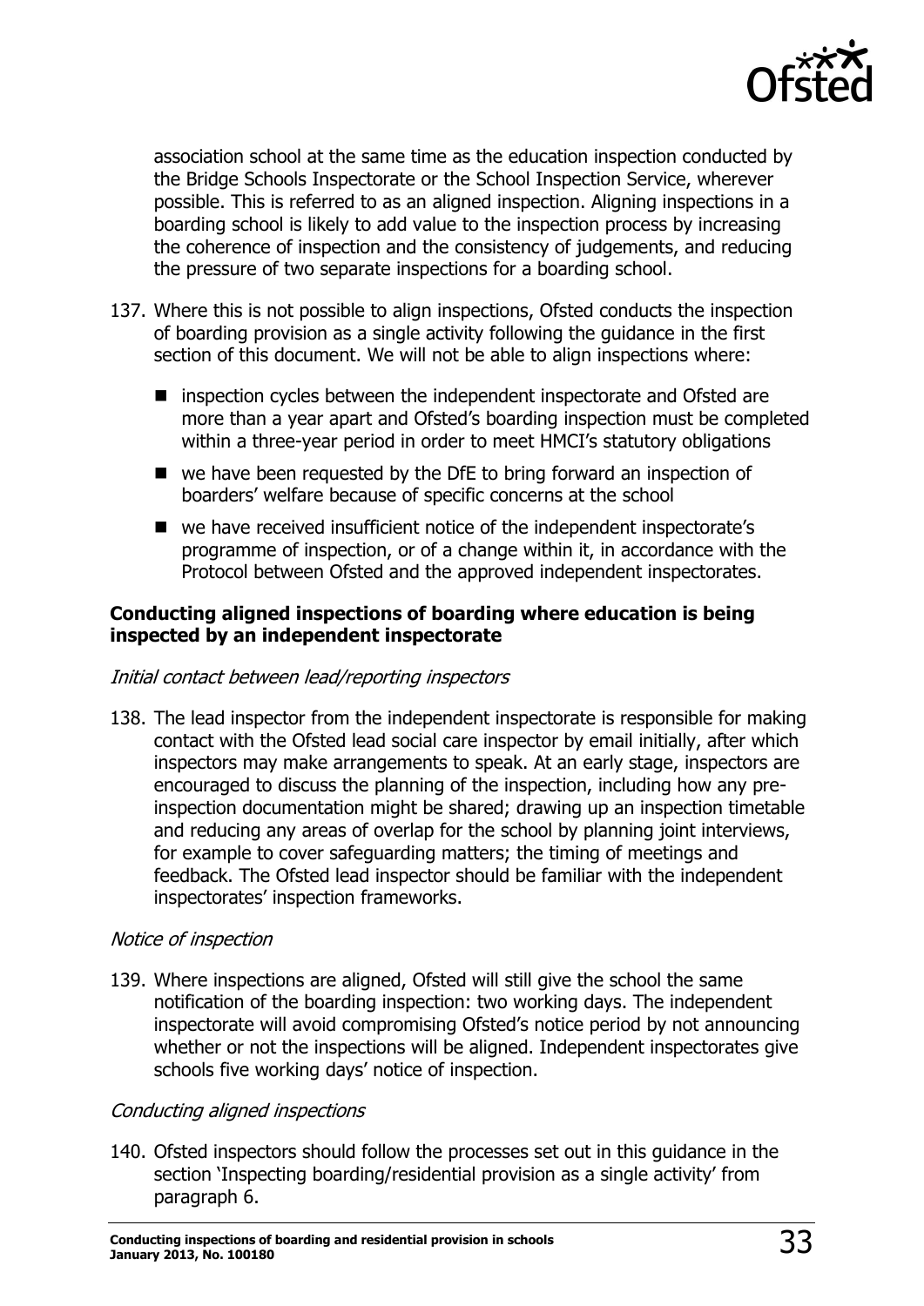association school at the same time as the education inspection conducted by the Bridge Schools Inspectorate or the School Inspection Service, wherever possible. This is referred to as an aligned inspection. Aligning inspections in a boarding school is likely to add value to the inspection process by increasing the coherence of inspection and the consistency of judgements, and reducing the pressure of two separate inspections for a boarding school.

137. Where this is not possible to align inspections, Ofsted conducts the inspection of boarding provision as a single activity following the guidance in the first section of this document. We will not be able to align inspections where:

- inspection cycles between the independent inspectorate and Ofsted are more than a year apart and Ofsted's boarding inspection must be completed within a three-year period in order to meet HMCI's statutory obligations
- we have been requested by the DfE to bring forward an inspection of boarders' welfare because of specific concerns at the school
- we have received insufficient notice of the independent inspectorate's programme of inspection, or of a change within it, in accordance with the Protocol between Ofsted and the approved independent inspectorates.

### Conducting aligned inspections of boarding where education is being inspected by an independent inspectorate

*Initial contact between lead/reporting inspectors*

138. The lead inspector from the independent inspectorate is responsible for making contact with the Ofsted lead social care inspector by email initially, after which inspectors may make arrangements to speak. At an early stage, inspectors are encouraged to discuss the planning of the inspection, including how any pre-inspection documentation might be shared; drawing up an inspection timetable and reducing any areas of overlap for the school by planning joint interviews, for example to cover safeguarding matters; the timing of meetings and feedback. The Ofsted lead inspector should be familiar with the independent inspectorates' inspection frameworks.

*Notice of inspection*

139. Where inspections are aligned, Ofsted will still give the school the same notification of the boarding inspection: two working days. The independent inspectorate will avoid compromising Ofsted's notice period by not announcing whether or not the inspections will be aligned. Independent inspectorates give schools five working days' notice of inspection.

*Conducting aligned inspections*

140. Ofsted inspectors should follow the processes set out in this guidance in the section 'Inspecting boarding/residential provision as a single activity' from paragraph 6.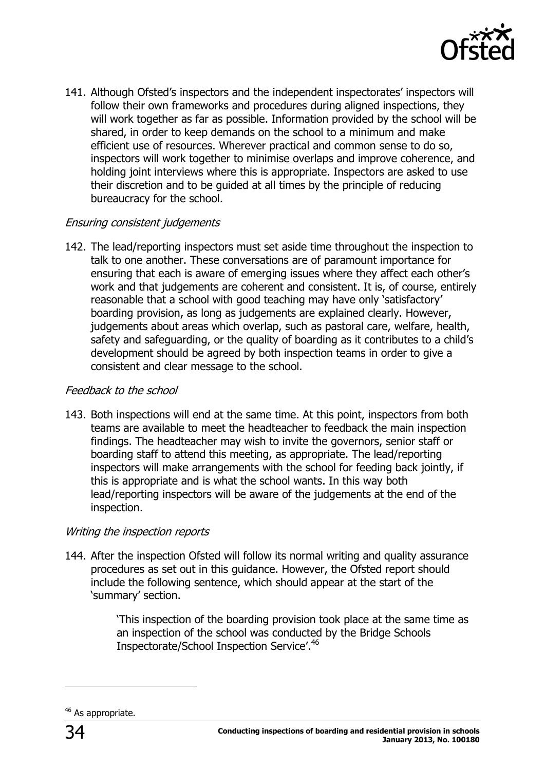141. Although Ofsted's inspectors and the independent inspectorates' inspectors will follow their own frameworks and procedures during aligned inspections, they will work together as far as possible. Information provided by the school will be shared, in order to keep demands on the school to a minimum and make efficient use of resources. Wherever practical and common sense to do so, inspectors will work together to minimise overlaps and improve coherence, and holding joint interviews where this is appropriate. Inspectors are asked to use their discretion and to be guided at all times by the principle of reducing bureaucracy for the school.

*Ensuring consistent judgements*

142. The lead/reporting inspectors must set aside time throughout the inspection to talk to one another. These conversations are of paramount importance for ensuring that each is aware of emerging issues where they affect each other's work and that judgements are coherent and consistent. It is, of course, entirely reasonable that a school with good teaching may have only 'satisfactory' boarding provision, as long as judgements are explained clearly. However, judgements about areas which overlap, such as pastoral care, welfare, health, safety and safeguarding, or the quality of boarding as it contributes to a child's development should be agreed by both inspection teams in order to give a consistent and clear message to the school.

*Feedback to the school*

143. Both inspections will end at the same time. At this point, inspectors from both teams are available to meet the headteacher to feedback the main inspection findings. The headteacher may wish to invite the governors, senior staff or boarding staff to attend this meeting, as appropriate. The lead/reporting inspectors will make arrangements with the school for feeding back jointly, if this is appropriate and is what the school wants. In this way both lead/reporting inspectors will be aware of the judgements at the end of the inspection.

*Writing the inspection reports*

144. After the inspection Ofsted will follow its normal writing and quality assurance procedures as set out in this guidance. However, the Ofsted report should include the following sentence, which should appear at the start of the 'summary' section.

> 'This inspection of the boarding provision took place at the same time as an inspection of the school was conducted by the Bridge Schools Inspectorate/School Inspection Service'.[46]

---

[46] As appropriate.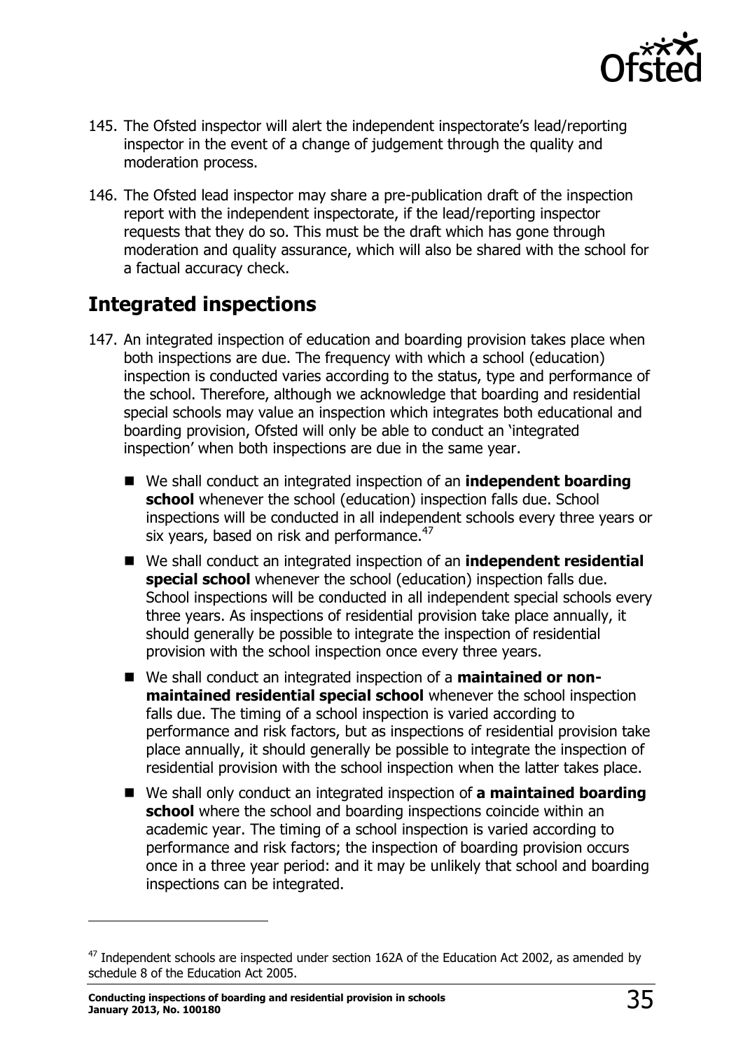145. The Ofsted inspector will alert the independent inspectorate's lead/reporting inspector in the event of a change of judgement through the quality and moderation process.

146. The Ofsted lead inspector may share a pre-publication draft of the inspection report with the independent inspectorate, if the lead/reporting inspector requests that they do so. This must be the draft which has gone through moderation and quality assurance, which will also be shared with the school for a factual accuracy check.

## Integrated inspections

147. An integrated inspection of education and boarding provision takes place when both inspections are due. The frequency with which a school (education) inspection is conducted varies according to the status, type and performance of the school. Therefore, although we acknowledge that boarding and residential special schools may value an inspection which integrates both educational and boarding provision, Ofsted will only be able to conduct an 'integrated inspection' when both inspections are due in the same year.

- We shall conduct an integrated inspection of an **independent boarding school** whenever the school (education) inspection falls due. School inspections will be conducted in all independent schools every three years or six years, based on risk and performance.[47]
- We shall conduct an integrated inspection of an **independent residential special school** whenever the school (education) inspection falls due. School inspections will be conducted in all independent special schools every three years. As inspections of residential provision take place annually, it should generally be possible to integrate the inspection of residential provision with the school inspection once every three years.
- We shall conduct an integrated inspection of a **maintained or non-maintained residential special school** whenever the school inspection falls due. The timing of a school inspection is varied according to performance and risk factors, but as inspections of residential provision take place annually, it should generally be possible to integrate the inspection of residential provision with the school inspection when the latter takes place.
- We shall only conduct an integrated inspection of **a maintained boarding school** where the school and boarding inspections coincide within an academic year. The timing of a school inspection is varied according to performance and risk factors; the inspection of boarding provision occurs once in a three year period: and it may be unlikely that school and boarding inspections can be integrated.

[47] Independent schools are inspected under section 162A of the Education Act 2002, as amended by schedule 8 of the Education Act 2005.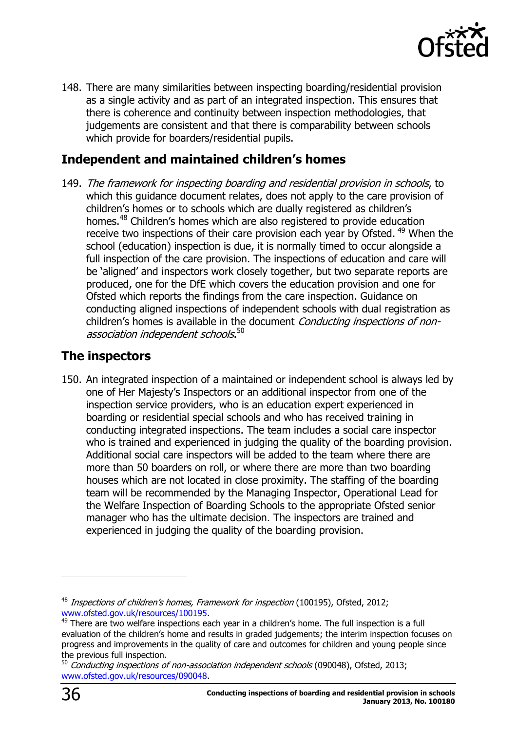148. There are many similarities between inspecting boarding/residential provision as a single activity and as part of an integrated inspection. This ensures that there is coherence and continuity between inspection methodologies, that judgements are consistent and that there is comparability between schools which provide for boarders/residential pupils.

## Independent and maintained children's homes

149. *The framework for inspecting boarding and residential provision in schools*, to which this guidance document relates, does not apply to the care provision of children's homes or to schools which are dually registered as children's homes.[48] Children's homes which are also registered to provide education receive two inspections of their care provision each year by Ofsted.[49] When the school (education) inspection is due, it is normally timed to occur alongside a full inspection of the care provision. The inspections of education and care will be 'aligned' and inspectors work closely together, but two separate reports are produced, one for the DfE which covers the education provision and one for Ofsted which reports the findings from the care inspection. Guidance on conducting aligned inspections of independent schools with dual registration as children's homes is available in the document *Conducting inspections of non-association independent schools*.[50]

## The inspectors

150. An integrated inspection of a maintained or independent school is always led by one of Her Majesty's Inspectors or an additional inspector from one of the inspection service providers, who is an education expert experienced in boarding or residential special schools and who has received training in conducting integrated inspections. The team includes a social care inspector who is trained and experienced in judging the quality of the boarding provision. Additional social care inspectors will be added to the team where there are more than 50 boarders on roll, or where there are more than two boarding houses which are not located in close proximity. The staffing of the boarding team will be recommended by the Managing Inspector, Operational Lead for the Welfare Inspection of Boarding Schools to the appropriate Ofsted senior manager who has the ultimate decision. The inspectors are trained and experienced in judging the quality of the boarding provision.

---

[48] *Inspections of children's homes, Framework for inspection* (100195), Ofsted, 2012; www.ofsted.gov.uk/resources/100195.

[49] There are two welfare inspections each year in a children's home. The full inspection is a full evaluation of the children's home and results in graded judgements; the interim inspection focuses on progress and improvements in the quality of care and outcomes for children and young people since the previous full inspection.

[50] *Conducting inspections of non-association independent schools* (090048), Ofsted, 2013; www.ofsted.gov.uk/resources/090048.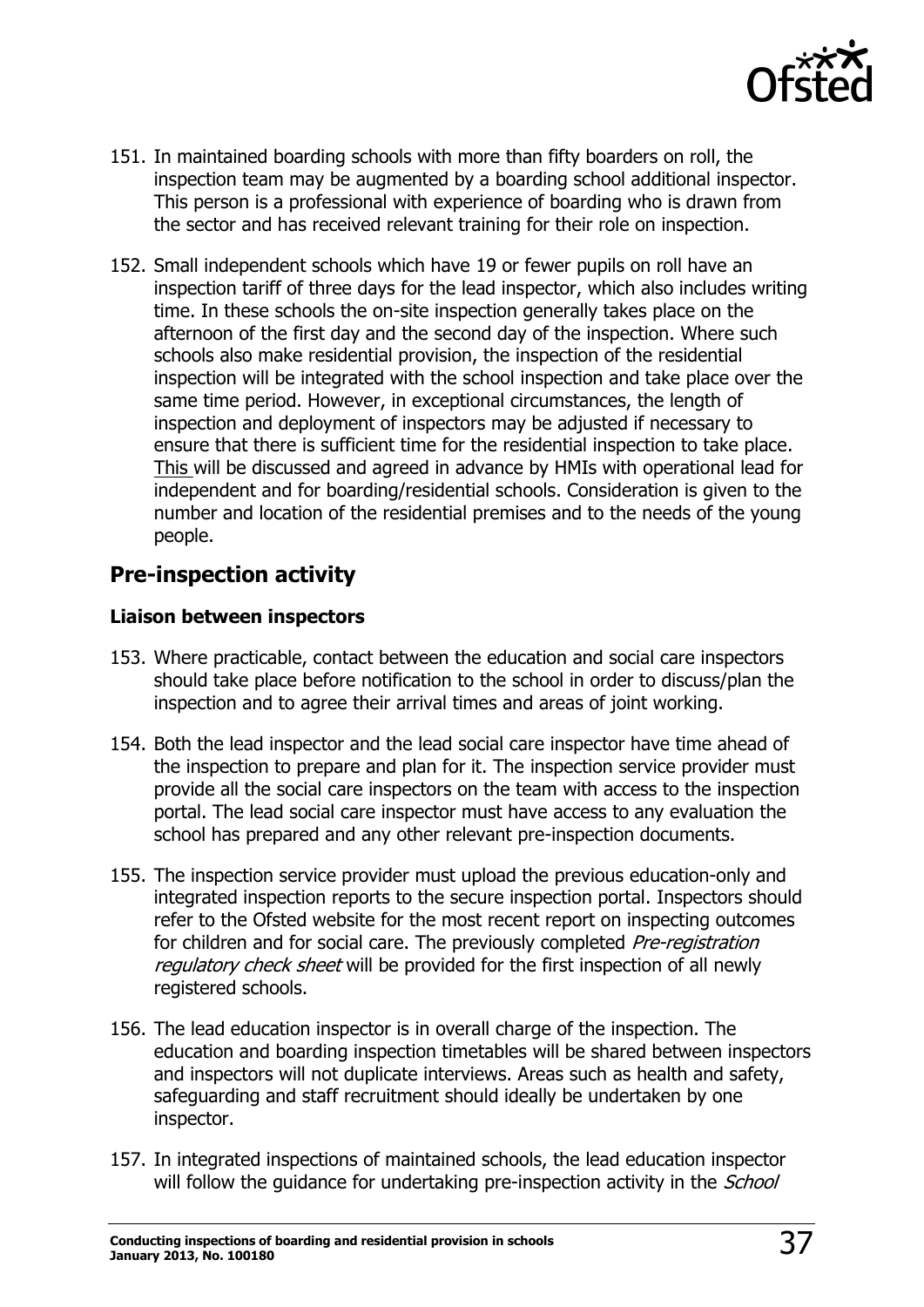151. In maintained boarding schools with more than fifty boarders on roll, the inspection team may be augmented by a boarding school additional inspector. This person is a professional with experience of boarding who is drawn from the sector and has received relevant training for their role on inspection.

152. Small independent schools which have 19 or fewer pupils on roll have an inspection tariff of three days for the lead inspector, which also includes writing time. In these schools the on-site inspection generally takes place on the afternoon of the first day and the second day of the inspection. Where such schools also make residential provision, the inspection of the residential inspection will be integrated with the school inspection and take place over the same time period. However, in exceptional circumstances, the length of inspection and deployment of inspectors may be adjusted if necessary to ensure that there is sufficient time for the residential inspection to take place. This will be discussed and agreed in advance by HMIs with operational lead for independent and for boarding/residential schools. Consideration is given to the number and location of the residential premises and to the needs of the young people.

## Pre-inspection activity

### Liaison between inspectors

153. Where practicable, contact between the education and social care inspectors should take place before notification to the school in order to discuss/plan the inspection and to agree their arrival times and areas of joint working.

154. Both the lead inspector and the lead social care inspector have time ahead of the inspection to prepare and plan for it. The inspection service provider must provide all the social care inspectors on the team with access to the inspection portal. The lead social care inspector must have access to any evaluation the school has prepared and any other relevant pre-inspection documents.

155. The inspection service provider must upload the previous education-only and integrated inspection reports to the secure inspection portal. Inspectors should refer to the Ofsted website for the most recent report on inspecting outcomes for children and for social care. The previously completed *Pre-registration regulatory check sheet* will be provided for the first inspection of all newly registered schools.

156. The lead education inspector is in overall charge of the inspection. The education and boarding inspection timetables will be shared between inspectors and inspectors will not duplicate interviews. Areas such as health and safety, safeguarding and staff recruitment should ideally be undertaken by one inspector.

157. In integrated inspections of maintained schools, the lead education inspector will follow the guidance for undertaking pre-inspection activity in the *School*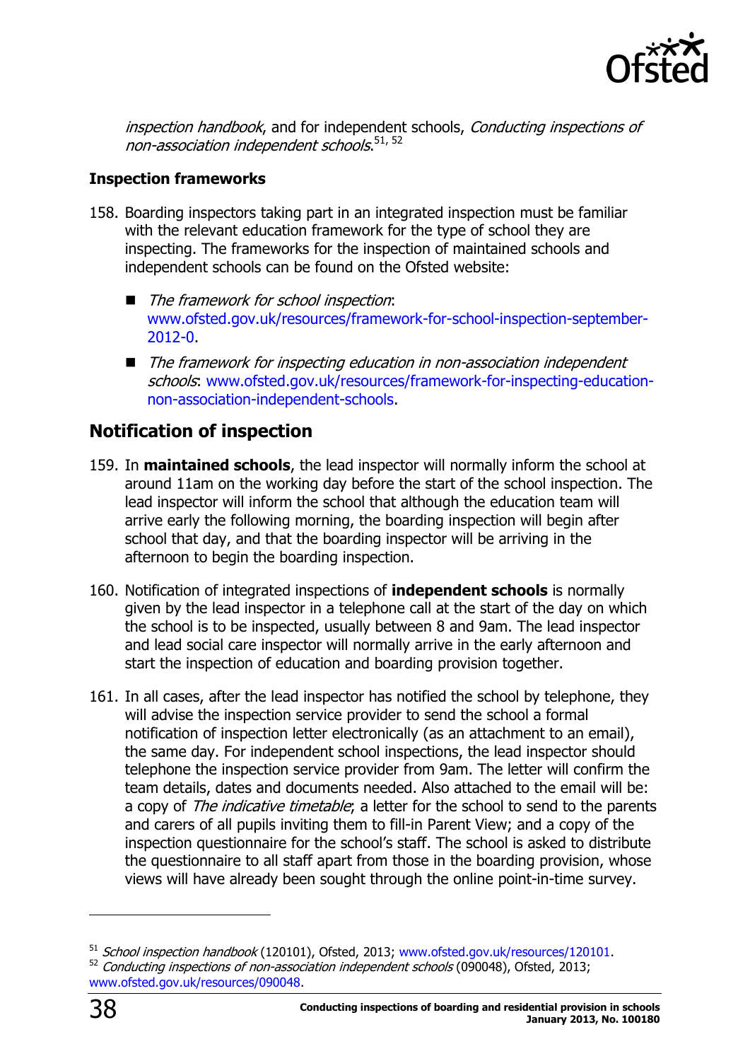*inspection handbook*, and for independent schools, *Conducting inspections of non-association independent schools*.[51, 52]

**Inspection frameworks**

158. Boarding inspectors taking part in an integrated inspection must be familiar with the relevant education framework for the type of school they are inspecting. The frameworks for the inspection of maintained schools and independent schools can be found on the Ofsted website:

   - *The framework for school inspection*: www.ofsted.gov.uk/resources/framework-for-school-inspection-september-2012-0.
   - *The framework for inspecting education in non-association independent schools*: www.ofsted.gov.uk/resources/framework-for-inspecting-education-non-association-independent-schools.

## Notification of inspection

159. In **maintained schools**, the lead inspector will normally inform the school at around 11am on the working day before the start of the school inspection. The lead inspector will inform the school that although the education team will arrive early the following morning, the boarding inspection will begin after school that day, and that the boarding inspector will be arriving in the afternoon to begin the boarding inspection.

160. Notification of integrated inspections of **independent schools** is normally given by the lead inspector in a telephone call at the start of the day on which the school is to be inspected, usually between 8 and 9am. The lead inspector and lead social care inspector will normally arrive in the early afternoon and start the inspection of education and boarding provision together.

161. In all cases, after the lead inspector has notified the school by telephone, they will advise the inspection service provider to send the school a formal notification of inspection letter electronically (as an attachment to an email), the same day. For independent school inspections, the lead inspector should telephone the inspection service provider from 9am. The letter will confirm the team details, dates and documents needed. Also attached to the email will be: a copy of *The indicative timetable*; a letter for the school to send to the parents and carers of all pupils inviting them to fill-in Parent View; and a copy of the inspection questionnaire for the school's staff. The school is asked to distribute the questionnaire to all staff apart from those in the boarding provision, whose views will have already been sought through the online point-in-time survey.

---

[51] *School inspection handbook* (120101), Ofsted, 2013; www.ofsted.gov.uk/resources/120101.

[52] *Conducting inspections of non-association independent schools* (090048), Ofsted, 2013; www.ofsted.gov.uk/resources/090048.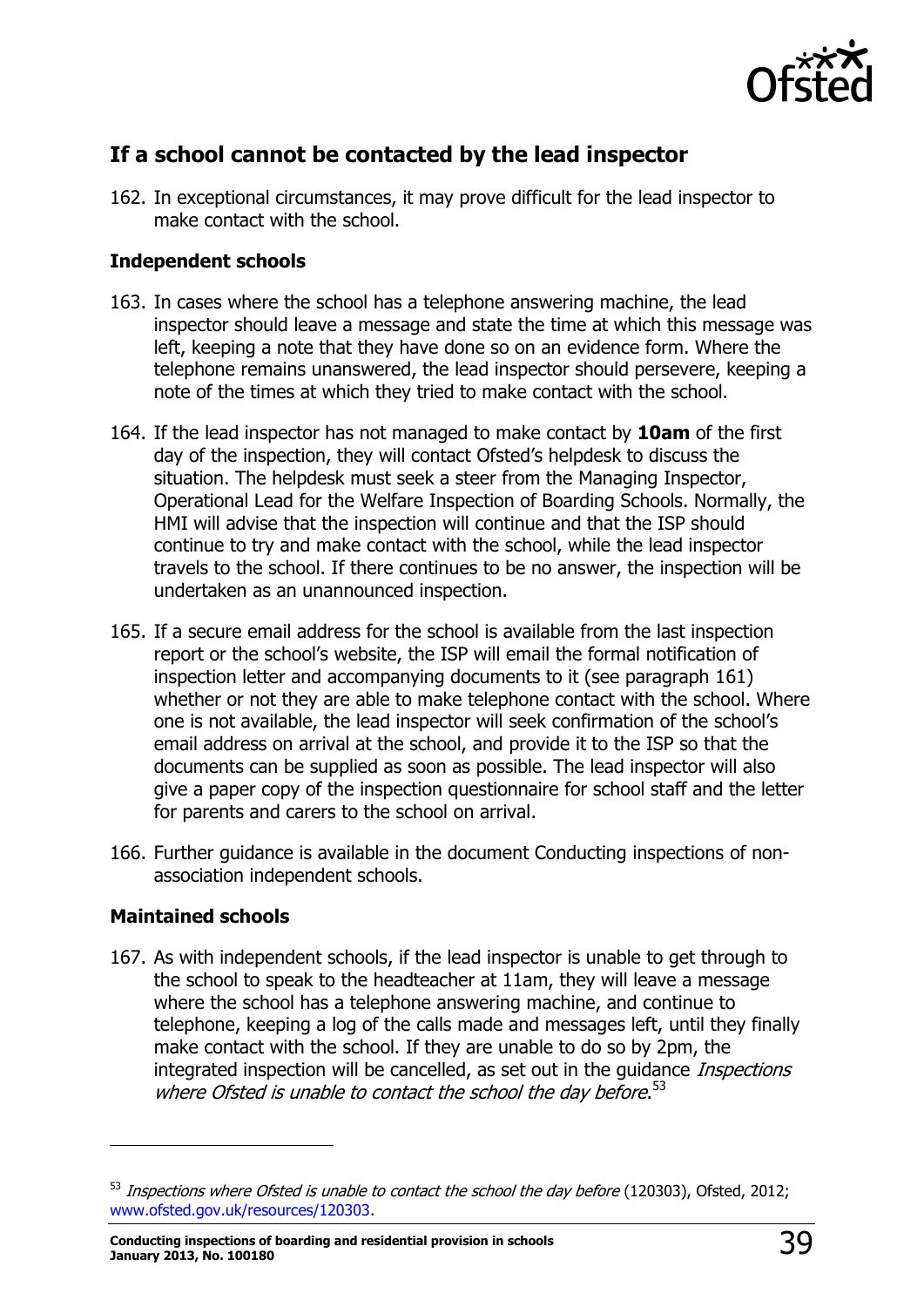## If a school cannot be contacted by the lead inspector

162. In exceptional circumstances, it may prove difficult for the lead inspector to make contact with the school.

### Independent schools

163. In cases where the school has a telephone answering machine, the lead inspector should leave a message and state the time at which this message was left, keeping a note that they have done so on an evidence form. Where the telephone remains unanswered, the lead inspector should persevere, keeping a note of the times at which they tried to make contact with the school.

164. If the lead inspector has not managed to make contact by **10am** of the first day of the inspection, they will contact Ofsted's helpdesk to discuss the situation. The helpdesk must seek a steer from the Managing Inspector, Operational Lead for the Welfare Inspection of Boarding Schools. Normally, the HMI will advise that the inspection will continue and that the ISP should continue to try and make contact with the school, while the lead inspector travels to the school. If there continues to be no answer, the inspection will be undertaken as an unannounced inspection.

165. If a secure email address for the school is available from the last inspection report or the school's website, the ISP will email the formal notification of inspection letter and accompanying documents to it (see paragraph 161) whether or not they are able to make telephone contact with the school. Where one is not available, the lead inspector will seek confirmation of the school's email address on arrival at the school, and provide it to the ISP so that the documents can be supplied as soon as possible. The lead inspector will also give a paper copy of the inspection questionnaire for school staff and the letter for parents and carers to the school on arrival.

166. Further guidance is available in the document Conducting inspections of non-association independent schools.

### Maintained schools

167. As with independent schools, if the lead inspector is unable to get through to the school to speak to the headteacher at 11am, they will leave a message where the school has a telephone answering machine, and continue to telephone, keeping a log of the calls made and messages left, until they finally make contact with the school. If they are unable to do so by 2pm, the integrated inspection will be cancelled, as set out in the guidance *Inspections where Ofsted is unable to contact the school the day before*.[53]

---

[53] *Inspections where Ofsted is unable to contact the school the day before* (120303), Ofsted, 2012; www.ofsted.gov.uk/resources/120303.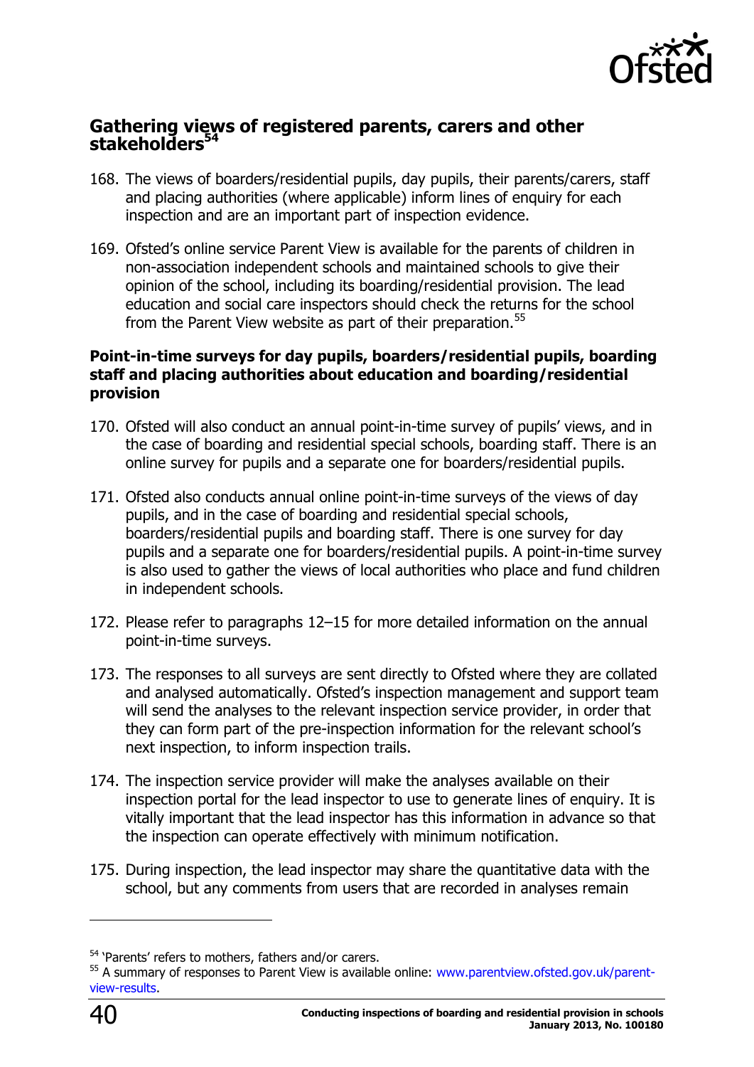## Gathering views of registered parents, carers and other stakeholders[54]

168. The views of boarders/residential pupils, day pupils, their parents/carers, staff and placing authorities (where applicable) inform lines of enquiry for each inspection and are an important part of inspection evidence.

169. Ofsted's online service Parent View is available for the parents of children in non-association independent schools and maintained schools to give their opinion of the school, including its boarding/residential provision. The lead education and social care inspectors should check the returns for the school from the Parent View website as part of their preparation.[55]

### Point-in-time surveys for day pupils, boarders/residential pupils, boarding staff and placing authorities about education and boarding/residential provision

170. Ofsted will also conduct an annual point-in-time survey of pupils' views, and in the case of boarding and residential special schools, boarding staff. There is an online survey for pupils and a separate one for boarders/residential pupils.

171. Ofsted also conducts annual online point-in-time surveys of the views of day pupils, and in the case of boarding and residential special schools, boarders/residential pupils and boarding staff. There is one survey for day pupils and a separate one for boarders/residential pupils. A point-in-time survey is also used to gather the views of local authorities who place and fund children in independent schools.

172. Please refer to paragraphs 12–15 for more detailed information on the annual point-in-time surveys.

173. The responses to all surveys are sent directly to Ofsted where they are collated and analysed automatically. Ofsted's inspection management and support team will send the analyses to the relevant inspection service provider, in order that they can form part of the pre-inspection information for the relevant school's next inspection, to inform inspection trails.

174. The inspection service provider will make the analyses available on their inspection portal for the lead inspector to use to generate lines of enquiry. It is vitally important that the lead inspector has this information in advance so that the inspection can operate effectively with minimum notification.

175. During inspection, the lead inspector may share the quantitative data with the school, but any comments from users that are recorded in analyses remain

---

[54] 'Parents' refers to mothers, fathers and/or carers.

[55] A summary of responses to Parent View is available online: www.parentview.ofsted.gov.uk/parent-view-results.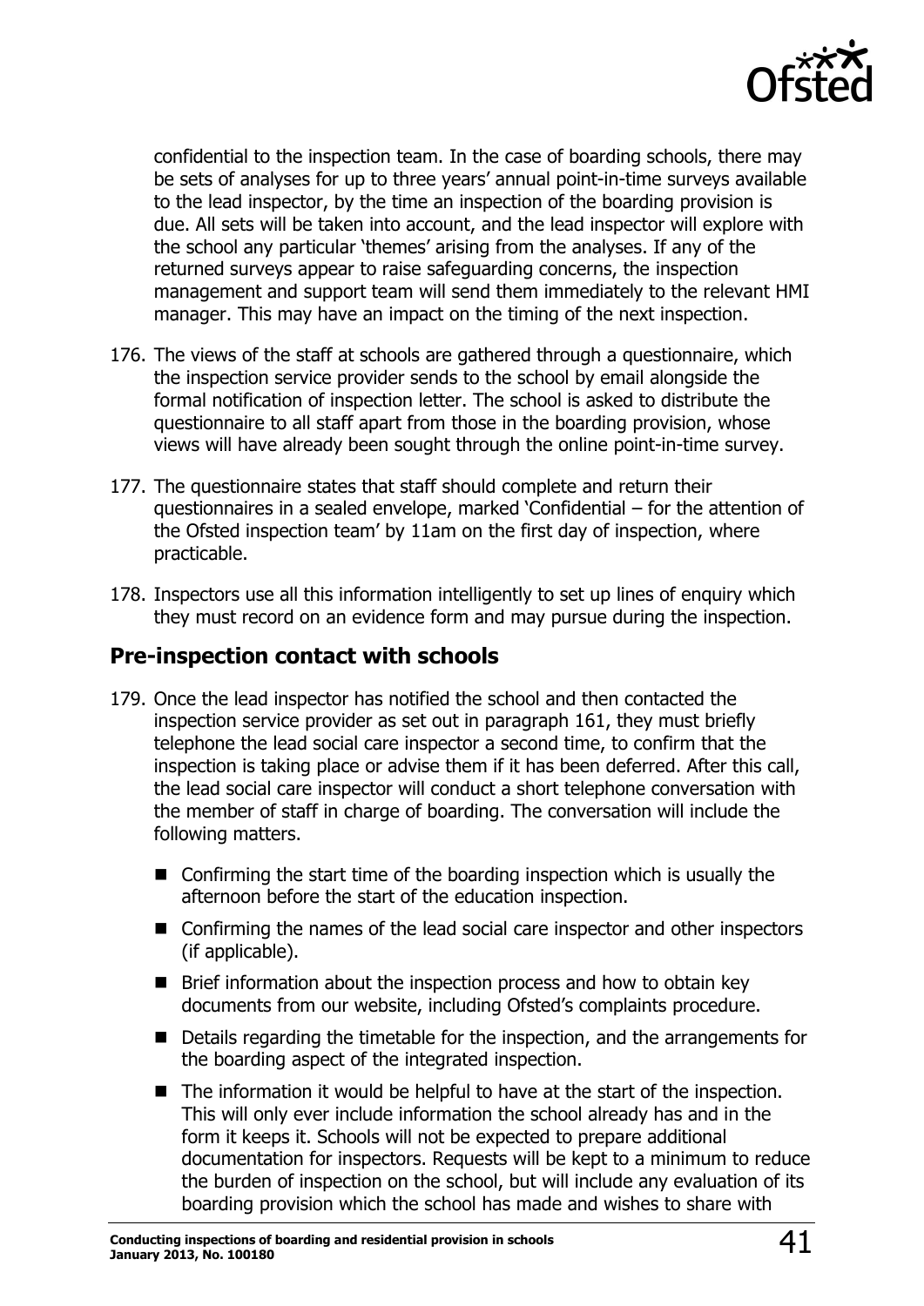confidential to the inspection team. In the case of boarding schools, there may be sets of analyses for up to three years' annual point-in-time surveys available to the lead inspector, by the time an inspection of the boarding provision is due. All sets will be taken into account, and the lead inspector will explore with the school any particular 'themes' arising from the analyses. If any of the returned surveys appear to raise safeguarding concerns, the inspection management and support team will send them immediately to the relevant HMI manager. This may have an impact on the timing of the next inspection.

176. The views of the staff at schools are gathered through a questionnaire, which the inspection service provider sends to the school by email alongside the formal notification of inspection letter. The school is asked to distribute the questionnaire to all staff apart from those in the boarding provision, whose views will have already been sought through the online point-in-time survey.

177. The questionnaire states that staff should complete and return their questionnaires in a sealed envelope, marked 'Confidential – for the attention of the Ofsted inspection team' by 11am on the first day of inspection, where practicable.

178. Inspectors use all this information intelligently to set up lines of enquiry which they must record on an evidence form and may pursue during the inspection.

## Pre-inspection contact with schools

179. Once the lead inspector has notified the school and then contacted the inspection service provider as set out in paragraph 161, they must briefly telephone the lead social care inspector a second time, to confirm that the inspection is taking place or advise them if it has been deferred. After this call, the lead social care inspector will conduct a short telephone conversation with the member of staff in charge of boarding. The conversation will include the following matters.

- Confirming the start time of the boarding inspection which is usually the afternoon before the start of the education inspection.
- Confirming the names of the lead social care inspector and other inspectors (if applicable).
- Brief information about the inspection process and how to obtain key documents from our website, including Ofsted's complaints procedure.
- Details regarding the timetable for the inspection, and the arrangements for the boarding aspect of the integrated inspection.
- The information it would be helpful to have at the start of the inspection. This will only ever include information the school already has and in the form it keeps it. Schools will not be expected to prepare additional documentation for inspectors. Requests will be kept to a minimum to reduce the burden of inspection on the school, but will include any evaluation of its boarding provision which the school has made and wishes to share with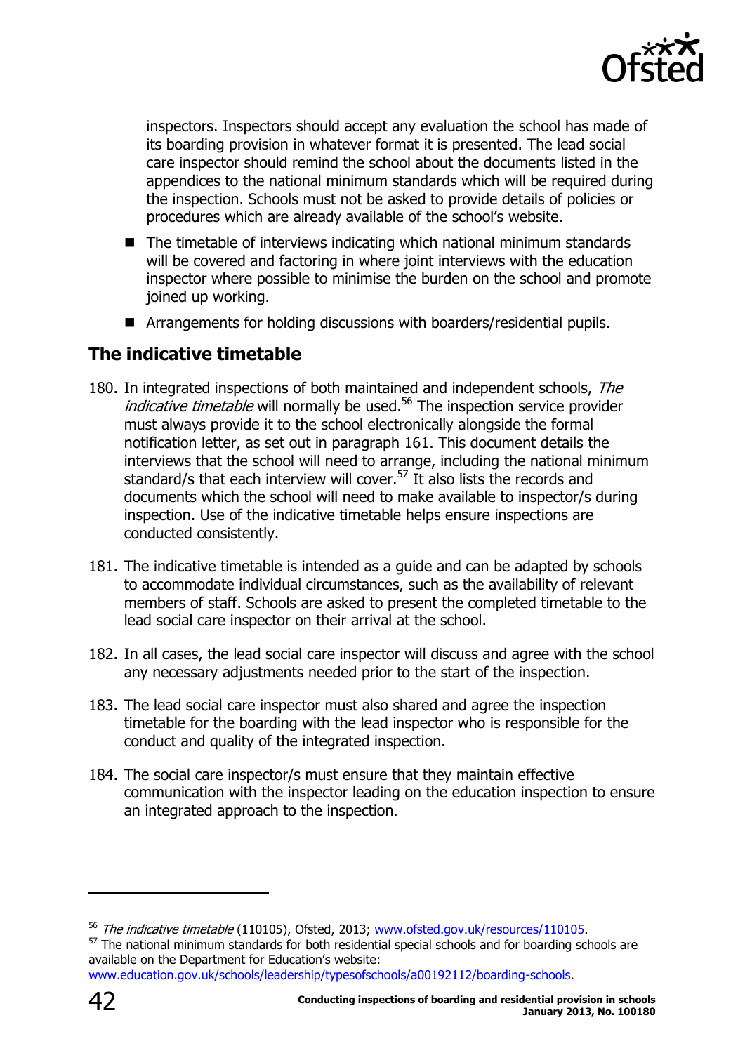inspectors. Inspectors should accept any evaluation the school has made of its boarding provision in whatever format it is presented. The lead social care inspector should remind the school about the documents listed in the appendices to the national minimum standards which will be required during the inspection. Schools must not be asked to provide details of policies or procedures which are already available of the school's website.

- The timetable of interviews indicating which national minimum standards will be covered and factoring in where joint interviews with the education inspector where possible to minimise the burden on the school and promote joined up working.
- Arrangements for holding discussions with boarders/residential pupils.

## The indicative timetable

180. In integrated inspections of both maintained and independent schools, *The indicative timetable* will normally be used.[56] The inspection service provider must always provide it to the school electronically alongside the formal notification letter, as set out in paragraph 161. This document details the interviews that the school will need to arrange, including the national minimum standard/s that each interview will cover.[57] It also lists the records and documents which the school will need to make available to inspector/s during inspection. Use of the indicative timetable helps ensure inspections are conducted consistently.

181. The indicative timetable is intended as a guide and can be adapted by schools to accommodate individual circumstances, such as the availability of relevant members of staff. Schools are asked to present the completed timetable to the lead social care inspector on their arrival at the school.

182. In all cases, the lead social care inspector will discuss and agree with the school any necessary adjustments needed prior to the start of the inspection.

183. The lead social care inspector must also shared and agree the inspection timetable for the boarding with the lead inspector who is responsible for the conduct and quality of the integrated inspection.

184. The social care inspector/s must ensure that they maintain effective communication with the inspector leading on the education inspection to ensure an integrated approach to the inspection.

---

[56] *The indicative timetable* (110105), Ofsted, 2013; www.ofsted.gov.uk/resources/110105.

[57] The national minimum standards for both residential special schools and for boarding schools are available on the Department for Education's website: www.education.gov.uk/schools/leadership/typesofschools/a00192112/boarding-schools.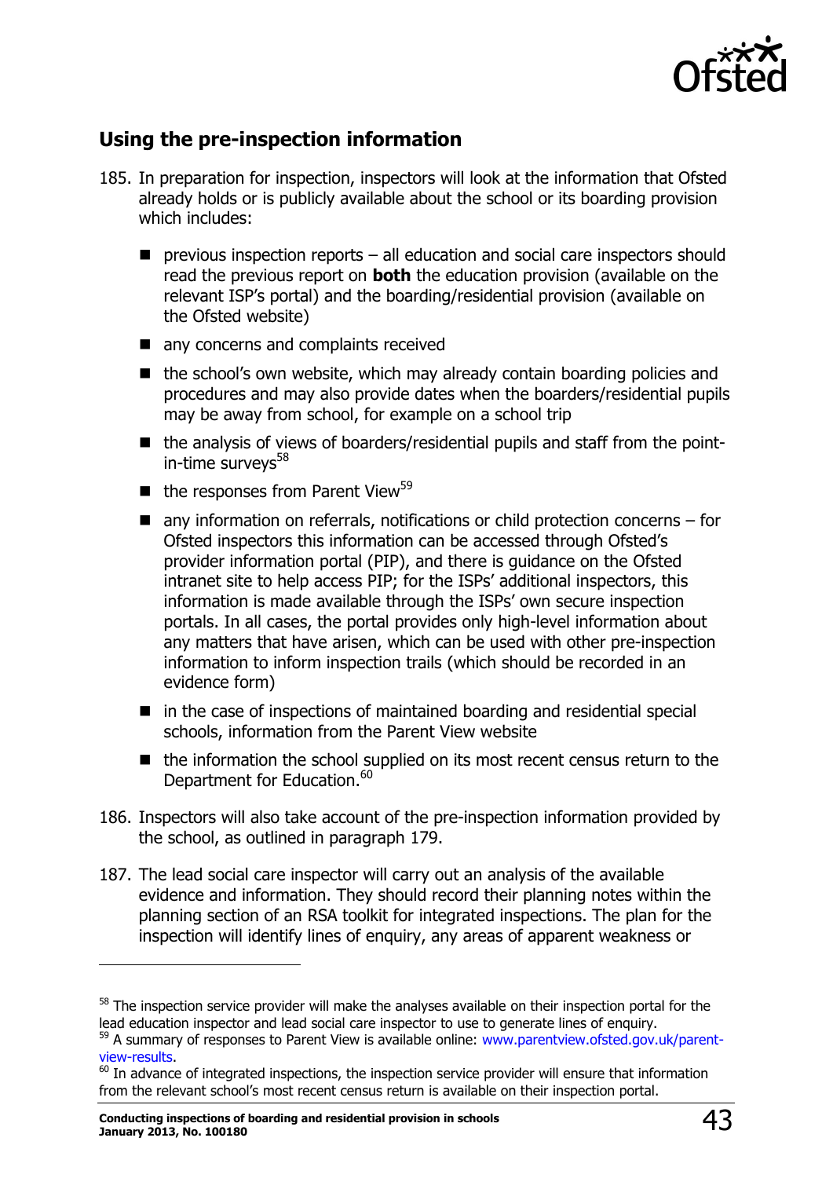## Using the pre-inspection information

185. In preparation for inspection, inspectors will look at the information that Ofsted already holds or is publicly available about the school or its boarding provision which includes:

- previous inspection reports – all education and social care inspectors should read the previous report on **both** the education provision (available on the relevant ISP's portal) and the boarding/residential provision (available on the Ofsted website)
- any concerns and complaints received
- the school's own website, which may already contain boarding policies and procedures and may also provide dates when the boarders/residential pupils may be away from school, for example on a school trip
- the analysis of views of boarders/residential pupils and staff from the point-in-time surveys[58]
- the responses from Parent View[59]
- any information on referrals, notifications or child protection concerns – for Ofsted inspectors this information can be accessed through Ofsted's provider information portal (PIP), and there is guidance on the Ofsted intranet site to help access PIP; for the ISPs' additional inspectors, this information is made available through the ISPs' own secure inspection portals. In all cases, the portal provides only high-level information about any matters that have arisen, which can be used with other pre-inspection information to inform inspection trails (which should be recorded in an evidence form)
- in the case of inspections of maintained boarding and residential special schools, information from the Parent View website
- the information the school supplied on its most recent census return to the Department for Education.[60]

186. Inspectors will also take account of the pre-inspection information provided by the school, as outlined in paragraph 179.

187. The lead social care inspector will carry out an analysis of the available evidence and information. They should record their planning notes within the planning section of an RSA toolkit for integrated inspections. The plan for the inspection will identify lines of enquiry, any areas of apparent weakness or

---

[58] The inspection service provider will make the analyses available on their inspection portal for the lead education inspector and lead social care inspector to use to generate lines of enquiry.

[59] A summary of responses to Parent View is available online: www.parentview.ofsted.gov.uk/parent-view-results.

[60] In advance of integrated inspections, the inspection service provider will ensure that information from the relevant school's most recent census return is available on their inspection portal.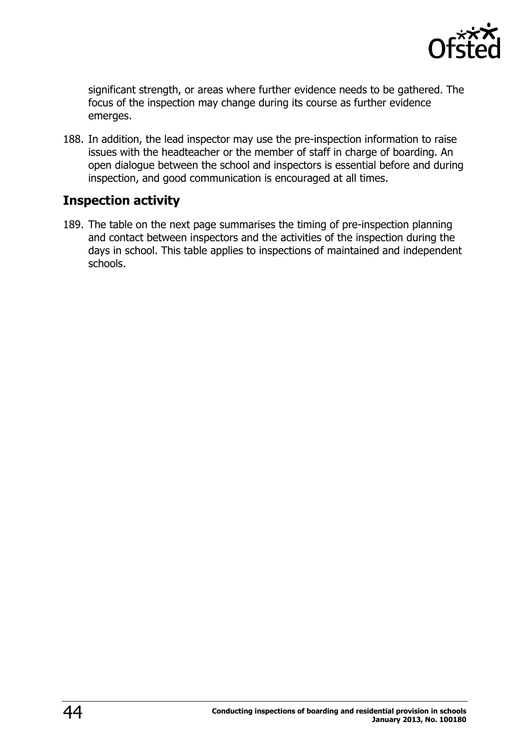significant strength, or areas where further evidence needs to be gathered. The focus of the inspection may change during its course as further evidence emerges.

188. In addition, the lead inspector may use the pre-inspection information to raise issues with the headteacher or the member of staff in charge of boarding. An open dialogue between the school and inspectors is essential before and during inspection, and good communication is encouraged at all times.

## Inspection activity

189. The table on the next page summarises the timing of pre-inspection planning and contact between inspectors and the activities of the inspection during the days in school. This table applies to inspections of maintained and independent schools.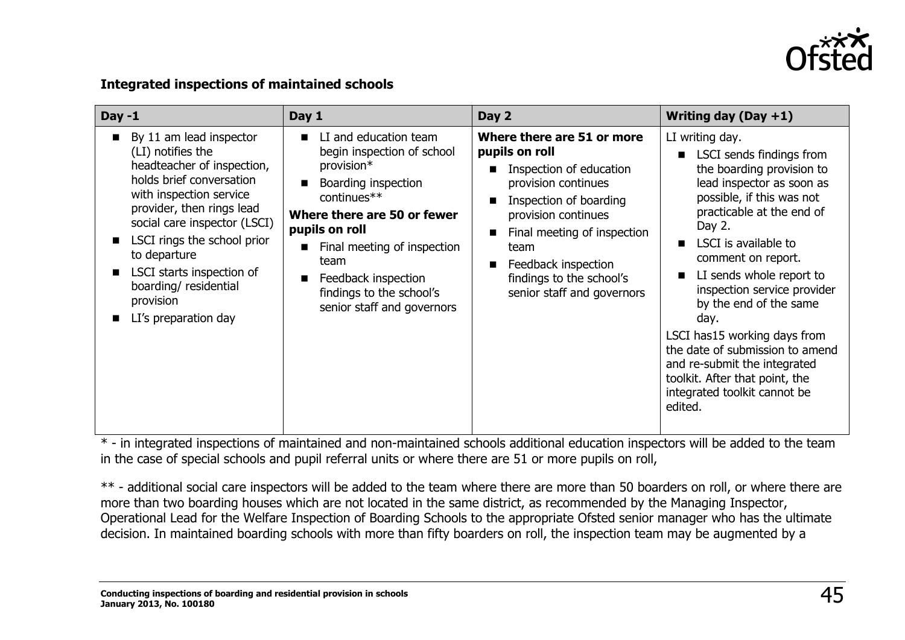**Integrated inspections of maintained schools**

| Day -1 | Day 1 | Day 2 | Writing day (Day +1) |
|---|---|---|---|
| ■ By 11 am lead inspector (LI) notifies the headteacher of inspection, holds brief conversation with inspection service provider, then rings lead social care inspector (LSCI)<br>■ LSCI rings the school prior to departure<br>■ LSCI starts inspection of boarding/ residential provision<br>■ LI's preparation day | ■ LI and education team begin inspection of school provision*<br>■ Boarding inspection continues**<br>**Where there are 50 or fewer pupils on roll**<br>■ Final meeting of inspection team<br>■ Feedback inspection findings to the school's senior staff and governors | **Where there are 51 or more pupils on roll**<br>■ Inspection of education provision continues<br>■ Inspection of boarding provision continues<br>■ Final meeting of inspection team<br>■ Feedback inspection findings to the school's senior staff and governors | LI writing day.<br>■ LSCI sends findings from the boarding provision to lead inspector as soon as possible, if this was not practicable at the end of Day 2.<br>■ LSCI is available to comment on report.<br>■ LI sends whole report to inspection service provider by the end of the same day.<br>LSCI has15 working days from the date of submission to amend and re-submit the integrated toolkit. After that point, the integrated toolkit cannot be edited. |

\* - in integrated inspections of maintained and non-maintained schools additional education inspectors will be added to the team in the case of special schools and pupil referral units or where there are 51 or more pupils on roll,

\*\* - additional social care inspectors will be added to the team where there are more than 50 boarders on roll, or where there are more than two boarding houses which are not located in the same district, as recommended by the Managing Inspector, Operational Lead for the Welfare Inspection of Boarding Schools to the appropriate Ofsted senior manager who has the ultimate decision. In maintained boarding schools with more than fifty boarders on roll, the inspection team may be augmented by a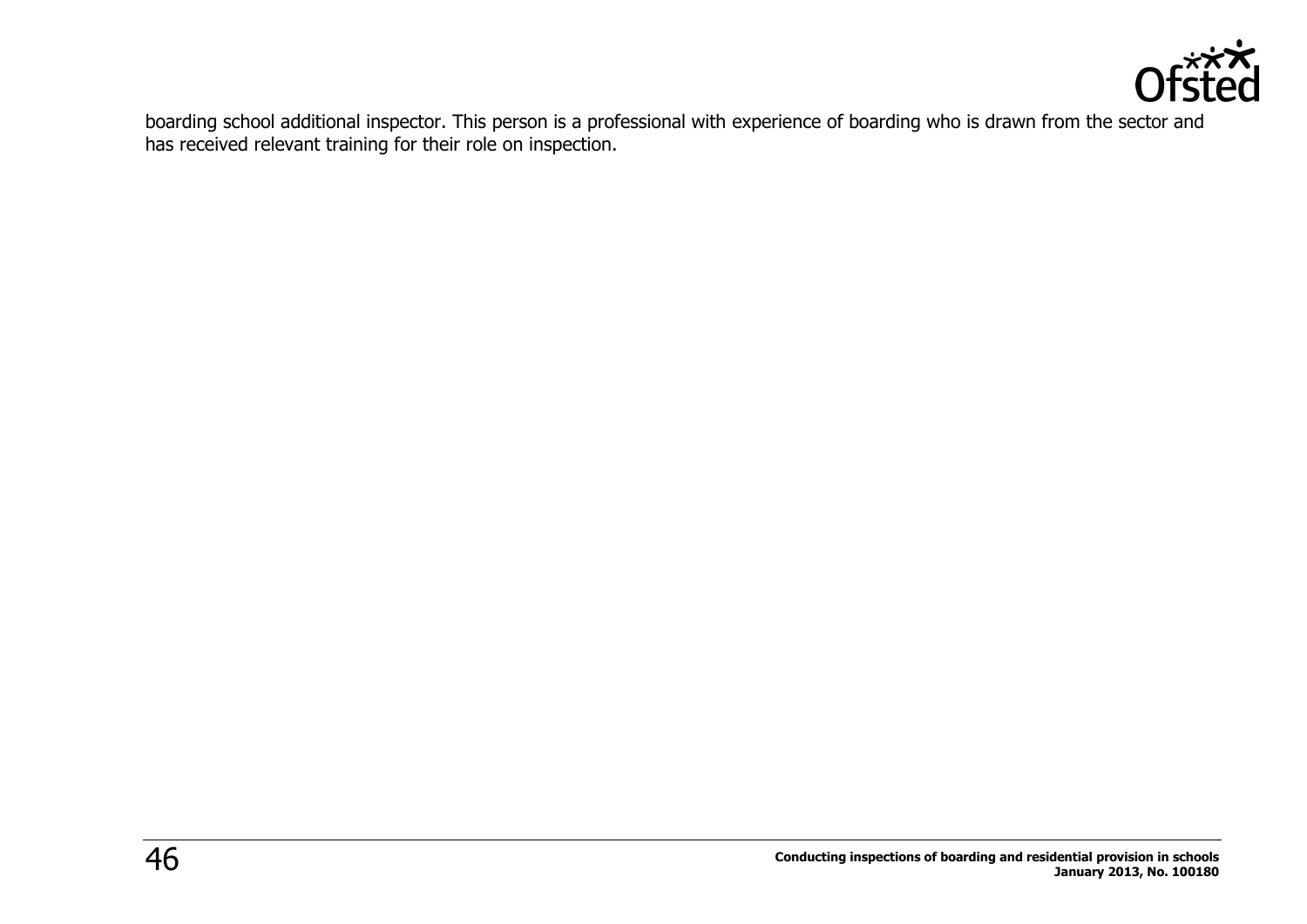boarding school additional inspector. This person is a professional with experience of boarding who is drawn from the sector and has received relevant training for their role on inspection.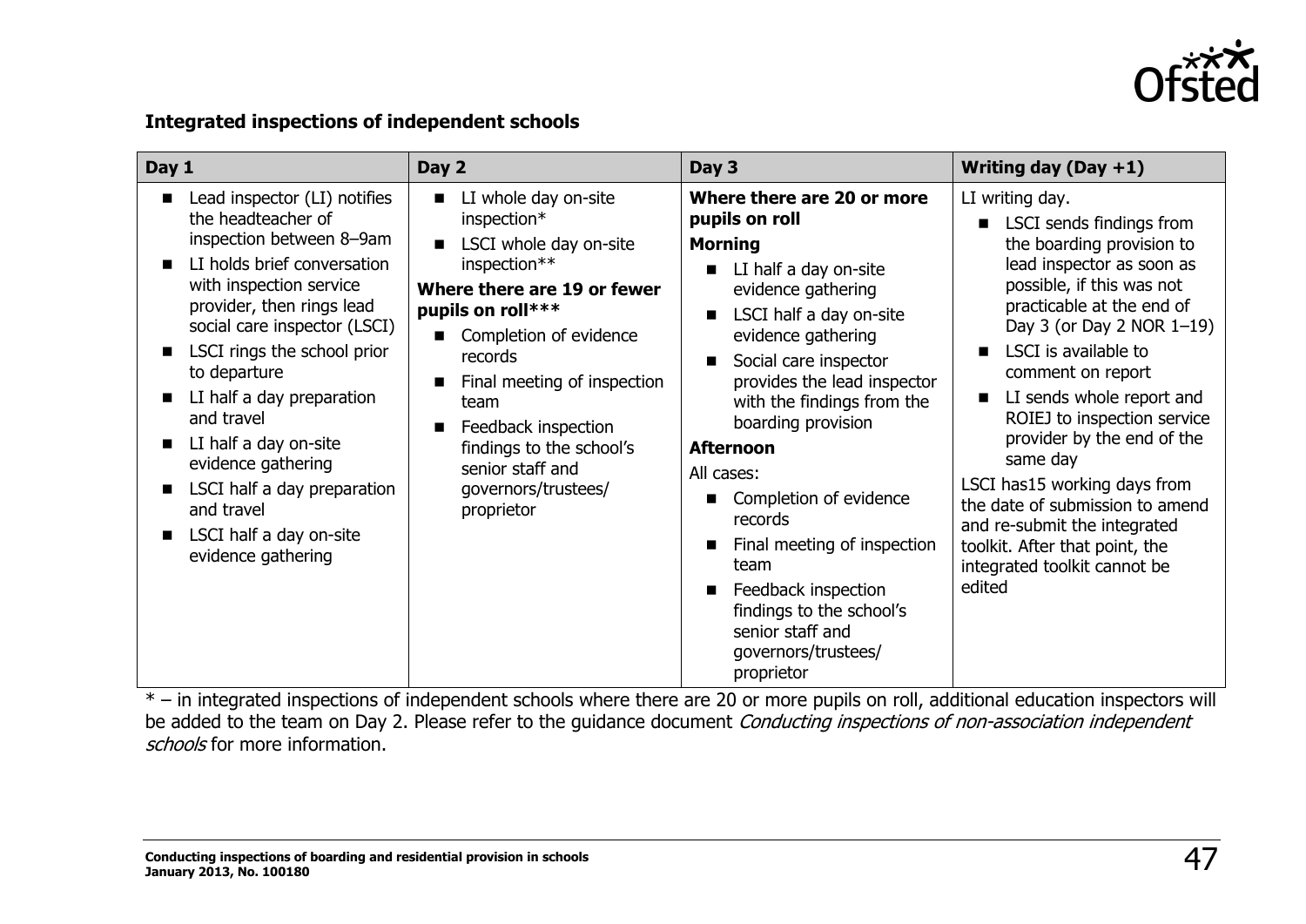**Integrated inspections of independent schools**

| Day 1 | Day 2 | Day 3 | Writing day (Day +1) |
|---|---|---|---|
| ■ Lead inspector (LI) notifies the headteacher of inspection between 8–9am<br>■ LI holds brief conversation with inspection service provider, then rings lead social care inspector (LSCI)<br>■ LSCI rings the school prior to departure<br>■ LI half a day preparation and travel<br>■ LI half a day on-site evidence gathering<br>■ LSCI half a day preparation and travel<br>■ LSCI half a day on-site evidence gathering | ■ LI whole day on-site inspection*<br>■ LSCI whole day on-site inspection**<br>**Where there are 19 or fewer pupils on roll*****<br>■ Completion of evidence records<br>■ Final meeting of inspection team<br>■ Feedback inspection findings to the school's senior staff and governors/trustees/ proprietor | **Where there are 20 or more pupils on roll**<br>**Morning**<br>■ LI half a day on-site evidence gathering<br>■ LSCI half a day on-site evidence gathering<br>■ Social care inspector provides the lead inspector with the findings from the boarding provision<br>**Afternoon**<br>All cases:<br>■ Completion of evidence records<br>■ Final meeting of inspection team<br>■ Feedback inspection findings to the school's senior staff and governors/trustees/ proprietor | LI writing day.<br>■ LSCI sends findings from the boarding provision to lead inspector as soon as possible, if this was not practicable at the end of Day 3 (or Day 2 NOR 1–19)<br>■ LSCI is available to comment on report<br>■ LI sends whole report and ROIEJ to inspection service provider by the end of the same day<br>LSCI has15 working days from the date of submission to amend and re-submit the integrated toolkit. After that point, the integrated toolkit cannot be edited |

* – in integrated inspections of independent schools where there are 20 or more pupils on roll, additional education inspectors will be added to the team on Day 2. Please refer to the guidance document *Conducting inspections of non-association independent schools* for more information.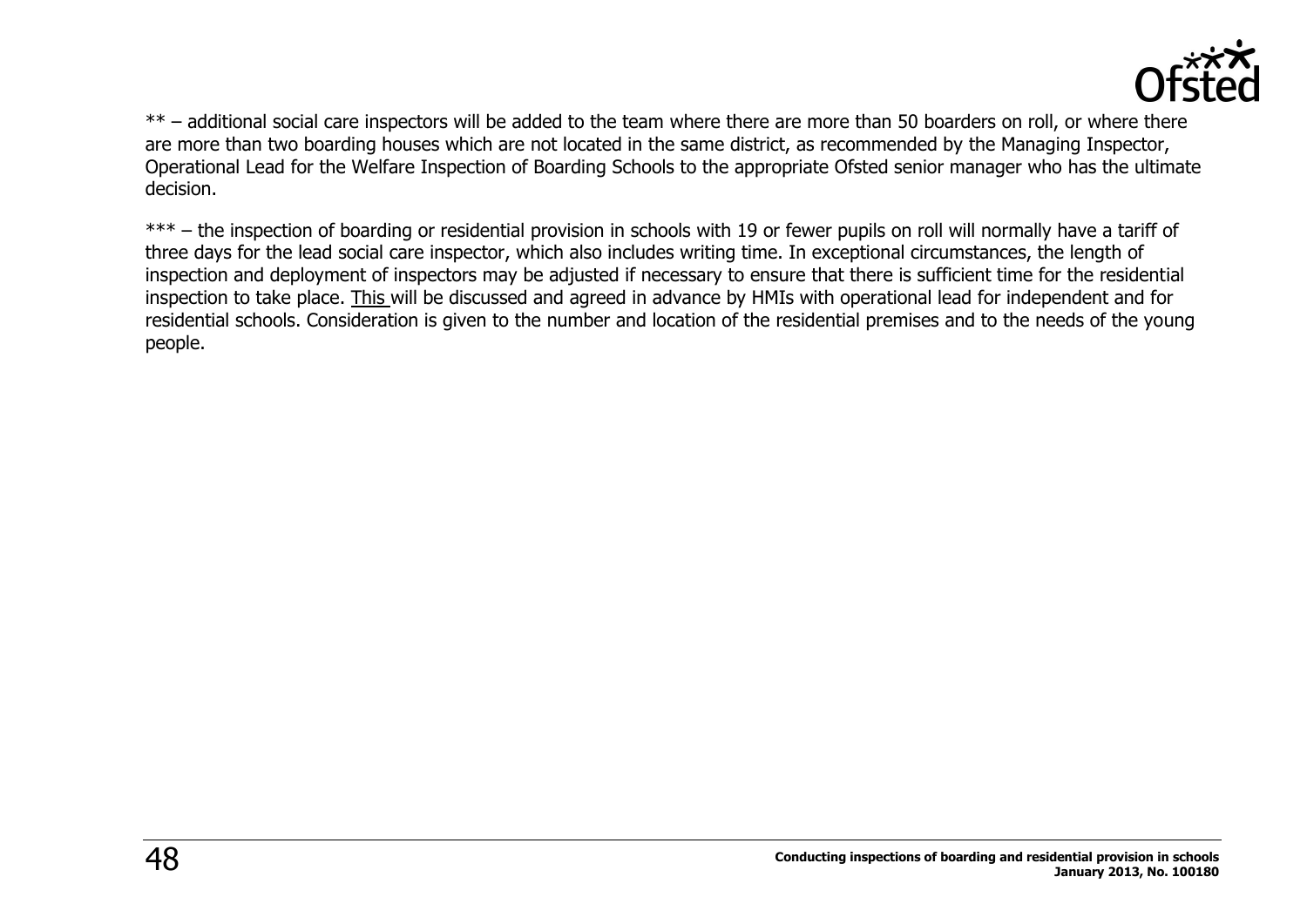** – additional social care inspectors will be added to the team where there are more than 50 boarders on roll, or where there are more than two boarding houses which are not located in the same district, as recommended by the Managing Inspector, Operational Lead for the Welfare Inspection of Boarding Schools to the appropriate Ofsted senior manager who has the ultimate decision.

*** – the inspection of boarding or residential provision in schools with 19 or fewer pupils on roll will normally have a tariff of three days for the lead social care inspector, which also includes writing time. In exceptional circumstances, the length of inspection and deployment of inspectors may be adjusted if necessary to ensure that there is sufficient time for the residential inspection to take place. This will be discussed and agreed in advance by HMIs with operational lead for independent and for residential schools. Consideration is given to the number and location of the residential premises and to the needs of the young people.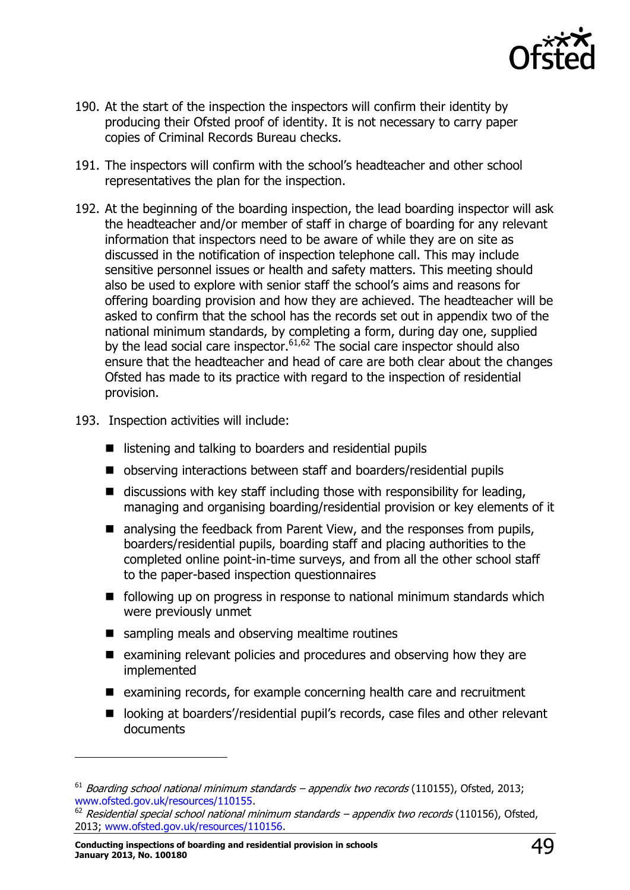190. At the start of the inspection the inspectors will confirm their identity by producing their Ofsted proof of identity. It is not necessary to carry paper copies of Criminal Records Bureau checks.

191. The inspectors will confirm with the school's headteacher and other school representatives the plan for the inspection.

192. At the beginning of the boarding inspection, the lead boarding inspector will ask the headteacher and/or member of staff in charge of boarding for any relevant information that inspectors need to be aware of while they are on site as discussed in the notification of inspection telephone call. This may include sensitive personnel issues or health and safety matters. This meeting should also be used to explore with senior staff the school's aims and reasons for offering boarding provision and how they are achieved. The headteacher will be asked to confirm that the school has the records set out in appendix two of the national minimum standards, by completing a form, during day one, supplied by the lead social care inspector.[61,62] The social care inspector should also ensure that the headteacher and head of care are both clear about the changes Ofsted has made to its practice with regard to the inspection of residential provision.

193. Inspection activities will include:

- listening and talking to boarders and residential pupils
- observing interactions between staff and boarders/residential pupils
- discussions with key staff including those with responsibility for leading, managing and organising boarding/residential provision or key elements of it
- analysing the feedback from Parent View, and the responses from pupils, boarders/residential pupils, boarding staff and placing authorities to the completed online point-in-time surveys, and from all the other school staff to the paper-based inspection questionnaires
- following up on progress in response to national minimum standards which were previously unmet
- sampling meals and observing mealtime routines
- examining relevant policies and procedures and observing how they are implemented
- examining records, for example concerning health care and recruitment
- looking at boarders'/residential pupil's records, case files and other relevant documents

---

[61] *Boarding school national minimum standards – appendix two records* (110155), Ofsted, 2013; www.ofsted.gov.uk/resources/110155.

[62] *Residential special school national minimum standards – appendix two records* (110156), Ofsted, 2013; www.ofsted.gov.uk/resources/110156.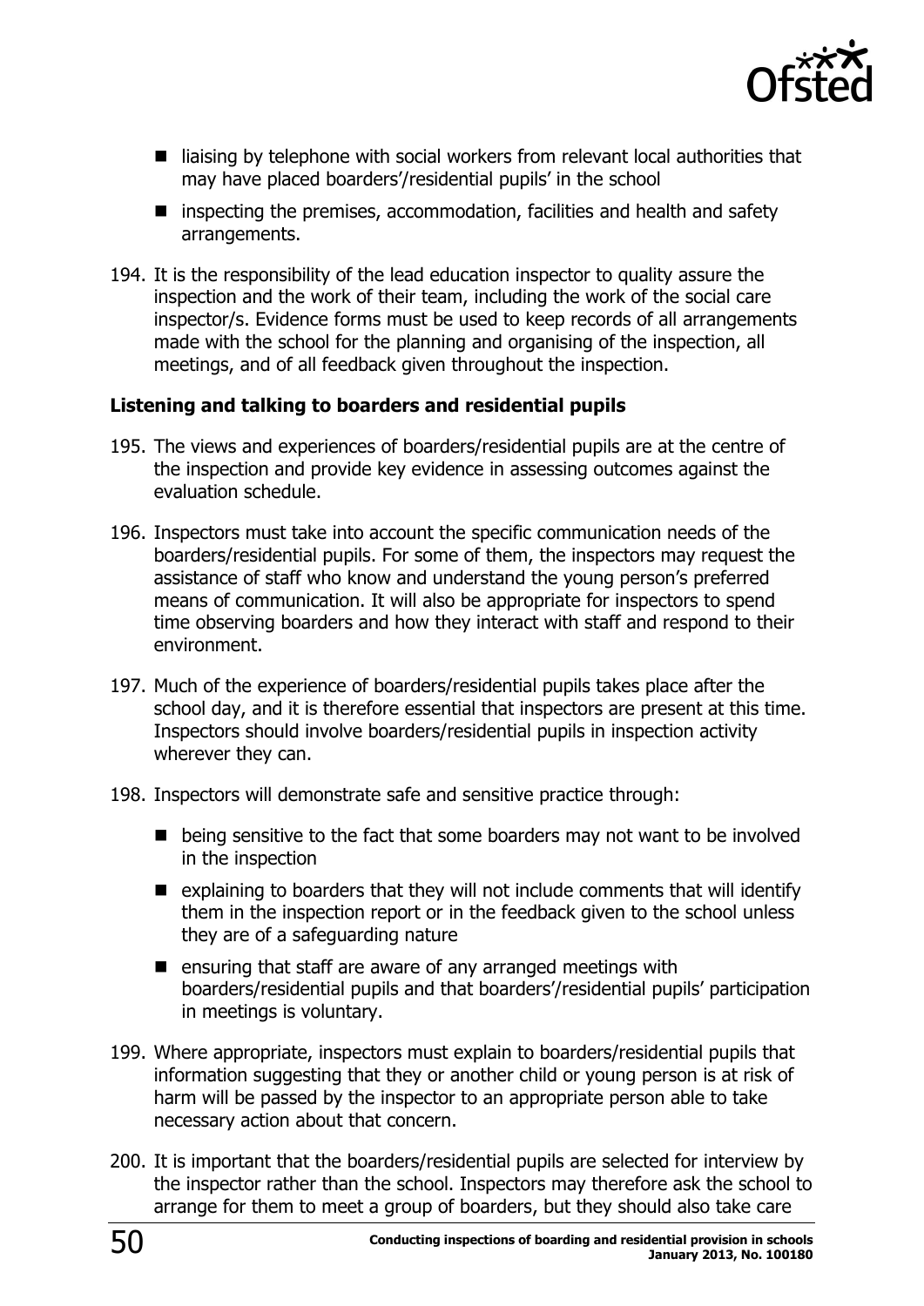- liaising by telephone with social workers from relevant local authorities that may have placed boarders'/residential pupils' in the school
- inspecting the premises, accommodation, facilities and health and safety arrangements.

194. It is the responsibility of the lead education inspector to quality assure the inspection and the work of their team, including the work of the social care inspector/s. Evidence forms must be used to keep records of all arrangements made with the school for the planning and organising of the inspection, all meetings, and of all feedback given throughout the inspection.

### Listening and talking to boarders and residential pupils

195. The views and experiences of boarders/residential pupils are at the centre of the inspection and provide key evidence in assessing outcomes against the evaluation schedule.

196. Inspectors must take into account the specific communication needs of the boarders/residential pupils. For some of them, the inspectors may request the assistance of staff who know and understand the young person's preferred means of communication. It will also be appropriate for inspectors to spend time observing boarders and how they interact with staff and respond to their environment.

197. Much of the experience of boarders/residential pupils takes place after the school day, and it is therefore essential that inspectors are present at this time. Inspectors should involve boarders/residential pupils in inspection activity wherever they can.

198. Inspectors will demonstrate safe and sensitive practice through:

- being sensitive to the fact that some boarders may not want to be involved in the inspection
- explaining to boarders that they will not include comments that will identify them in the inspection report or in the feedback given to the school unless they are of a safeguarding nature
- ensuring that staff are aware of any arranged meetings with boarders/residential pupils and that boarders'/residential pupils' participation in meetings is voluntary.

199. Where appropriate, inspectors must explain to boarders/residential pupils that information suggesting that they or another child or young person is at risk of harm will be passed by the inspector to an appropriate person able to take necessary action about that concern.

200. It is important that the boarders/residential pupils are selected for interview by the inspector rather than the school. Inspectors may therefore ask the school to arrange for them to meet a group of boarders, but they should also take care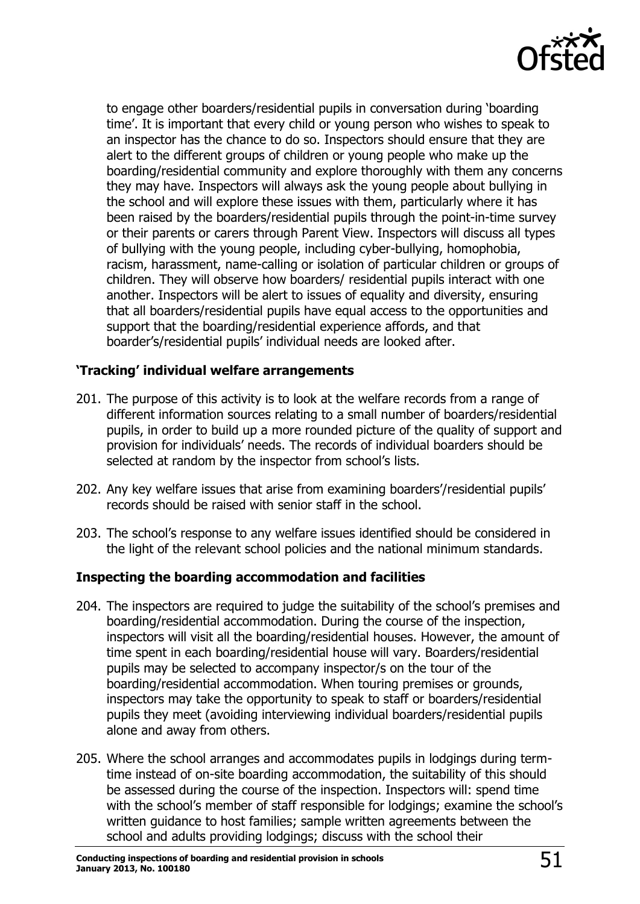to engage other boarders/residential pupils in conversation during 'boarding time'. It is important that every child or young person who wishes to speak to an inspector has the chance to do so. Inspectors should ensure that they are alert to the different groups of children or young people who make up the boarding/residential community and explore thoroughly with them any concerns they may have. Inspectors will always ask the young people about bullying in the school and will explore these issues with them, particularly where it has been raised by the boarders/residential pupils through the point-in-time survey or their parents or carers through Parent View. Inspectors will discuss all types of bullying with the young people, including cyber-bullying, homophobia, racism, harassment, name-calling or isolation of particular children or groups of children. They will observe how boarders/ residential pupils interact with one another. Inspectors will be alert to issues of equality and diversity, ensuring that all boarders/residential pupils have equal access to the opportunities and support that the boarding/residential experience affords, and that boarder's/residential pupils' individual needs are looked after.

### 'Tracking' individual welfare arrangements

201. The purpose of this activity is to look at the welfare records from a range of different information sources relating to a small number of boarders/residential pupils, in order to build up a more rounded picture of the quality of support and provision for individuals' needs. The records of individual boarders should be selected at random by the inspector from school's lists.

202. Any key welfare issues that arise from examining boarders'/residential pupils' records should be raised with senior staff in the school.

203. The school's response to any welfare issues identified should be considered in the light of the relevant school policies and the national minimum standards.

### Inspecting the boarding accommodation and facilities

204. The inspectors are required to judge the suitability of the school's premises and boarding/residential accommodation. During the course of the inspection, inspectors will visit all the boarding/residential houses. However, the amount of time spent in each boarding/residential house will vary. Boarders/residential pupils may be selected to accompany inspector/s on the tour of the boarding/residential accommodation. When touring premises or grounds, inspectors may take the opportunity to speak to staff or boarders/residential pupils they meet (avoiding interviewing individual boarders/residential pupils alone and away from others.

205. Where the school arranges and accommodates pupils in lodgings during term-time instead of on-site boarding accommodation, the suitability of this should be assessed during the course of the inspection. Inspectors will: spend time with the school's member of staff responsible for lodgings; examine the school's written guidance to host families; sample written agreements between the school and adults providing lodgings; discuss with the school their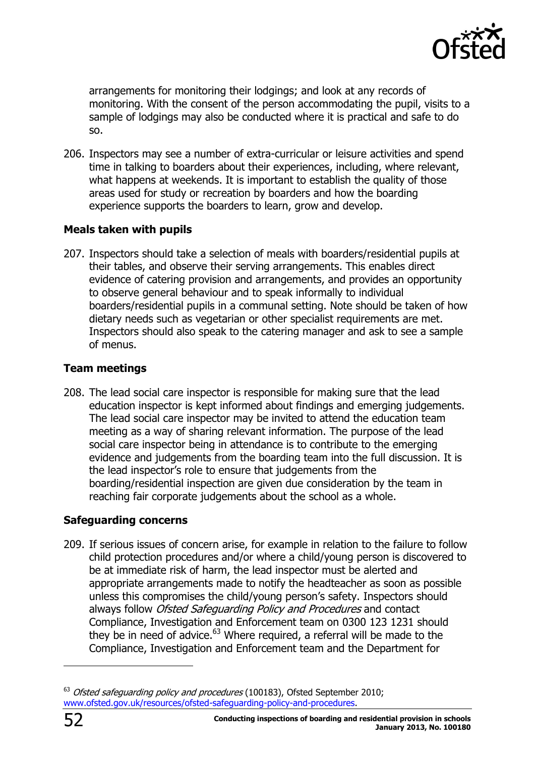arrangements for monitoring their lodgings; and look at any records of monitoring. With the consent of the person accommodating the pupil, visits to a sample of lodgings may also be conducted where it is practical and safe to do so.

206. Inspectors may see a number of extra-curricular or leisure activities and spend time in talking to boarders about their experiences, including, where relevant, what happens at weekends. It is important to establish the quality of those areas used for study or recreation by boarders and how the boarding experience supports the boarders to learn, grow and develop.

**Meals taken with pupils**

207. Inspectors should take a selection of meals with boarders/residential pupils at their tables, and observe their serving arrangements. This enables direct evidence of catering provision and arrangements, and provides an opportunity to observe general behaviour and to speak informally to individual boarders/residential pupils in a communal setting. Note should be taken of how dietary needs such as vegetarian or other specialist requirements are met. Inspectors should also speak to the catering manager and ask to see a sample of menus.

**Team meetings**

208. The lead social care inspector is responsible for making sure that the lead education inspector is kept informed about findings and emerging judgements. The lead social care inspector may be invited to attend the education team meeting as a way of sharing relevant information. The purpose of the lead social care inspector being in attendance is to contribute to the emerging evidence and judgements from the boarding team into the full discussion. It is the lead inspector's role to ensure that judgements from the boarding/residential inspection are given due consideration by the team in reaching fair corporate judgements about the school as a whole.

**Safeguarding concerns**

209. If serious issues of concern arise, for example in relation to the failure to follow child protection procedures and/or where a child/young person is discovered to be at immediate risk of harm, the lead inspector must be alerted and appropriate arrangements made to notify the headteacher as soon as possible unless this compromises the child/young person's safety. Inspectors should always follow *Ofsted Safeguarding Policy and Procedures* and contact Compliance, Investigation and Enforcement team on 0300 123 1231 should they be in need of advice.[63] Where required, a referral will be made to the Compliance, Investigation and Enforcement team and the Department for

---

[63] *Ofsted safeguarding policy and procedures* (100183), Ofsted September 2010; www.ofsted.gov.uk/resources/ofsted-safeguarding-policy-and-procedures.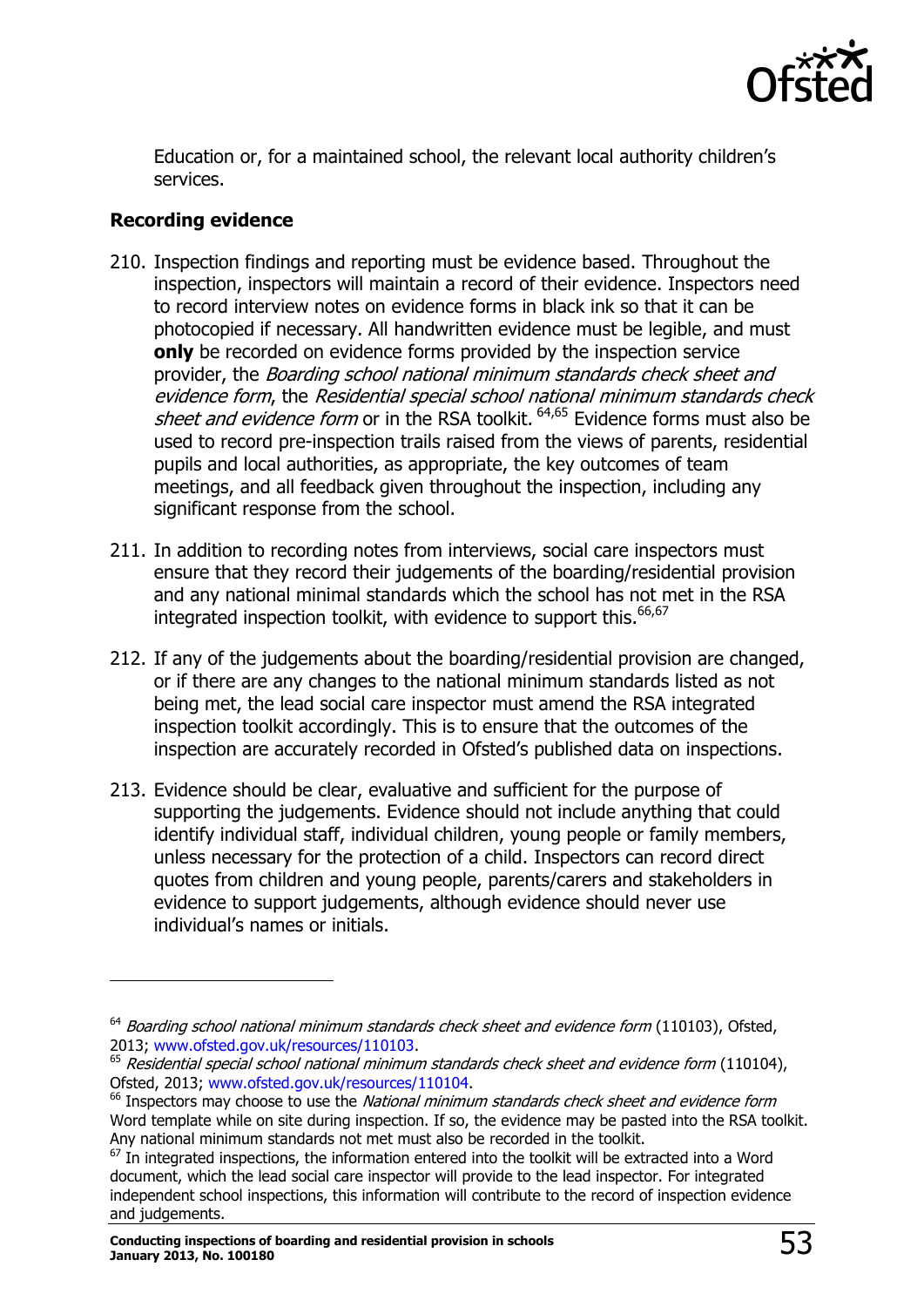Education or, for a maintained school, the relevant local authority children's services.

**Recording evidence**

210. Inspection findings and reporting must be evidence based. Throughout the inspection, inspectors will maintain a record of their evidence. Inspectors need to record interview notes on evidence forms in black ink so that it can be photocopied if necessary. All handwritten evidence must be legible, and must **only** be recorded on evidence forms provided by the inspection service provider, the *Boarding school national minimum standards check sheet and evidence form*, the *Residential special school national minimum standards check sheet and evidence form* or in the RSA toolkit.[64,65] Evidence forms must also be used to record pre-inspection trails raised from the views of parents, residential pupils and local authorities, as appropriate, the key outcomes of team meetings, and all feedback given throughout the inspection, including any significant response from the school.

211. In addition to recording notes from interviews, social care inspectors must ensure that they record their judgements of the boarding/residential provision and any national minimal standards which the school has not met in the RSA integrated inspection toolkit, with evidence to support this.[66,67]

212. If any of the judgements about the boarding/residential provision are changed, or if there are any changes to the national minimum standards listed as not being met, the lead social care inspector must amend the RSA integrated inspection toolkit accordingly. This is to ensure that the outcomes of the inspection are accurately recorded in Ofsted's published data on inspections.

213. Evidence should be clear, evaluative and sufficient for the purpose of supporting the judgements. Evidence should not include anything that could identify individual staff, individual children, young people or family members, unless necessary for the protection of a child. Inspectors can record direct quotes from children and young people, parents/carers and stakeholders in evidence to support judgements, although evidence should never use individual's names or initials.

---

[64] *Boarding school national minimum standards check sheet and evidence form* (110103), Ofsted, 2013; www.ofsted.gov.uk/resources/110103.

[65] *Residential special school national minimum standards check sheet and evidence form* (110104), Ofsted, 2013; www.ofsted.gov.uk/resources/110104.

[66] Inspectors may choose to use the *National minimum standards check sheet and evidence form* Word template while on site during inspection. If so, the evidence may be pasted into the RSA toolkit. Any national minimum standards not met must also be recorded in the toolkit.

[67] In integrated inspections, the information entered into the toolkit will be extracted into a Word document, which the lead social care inspector will provide to the lead inspector. For integrated independent school inspections, this information will contribute to the record of inspection evidence and judgements.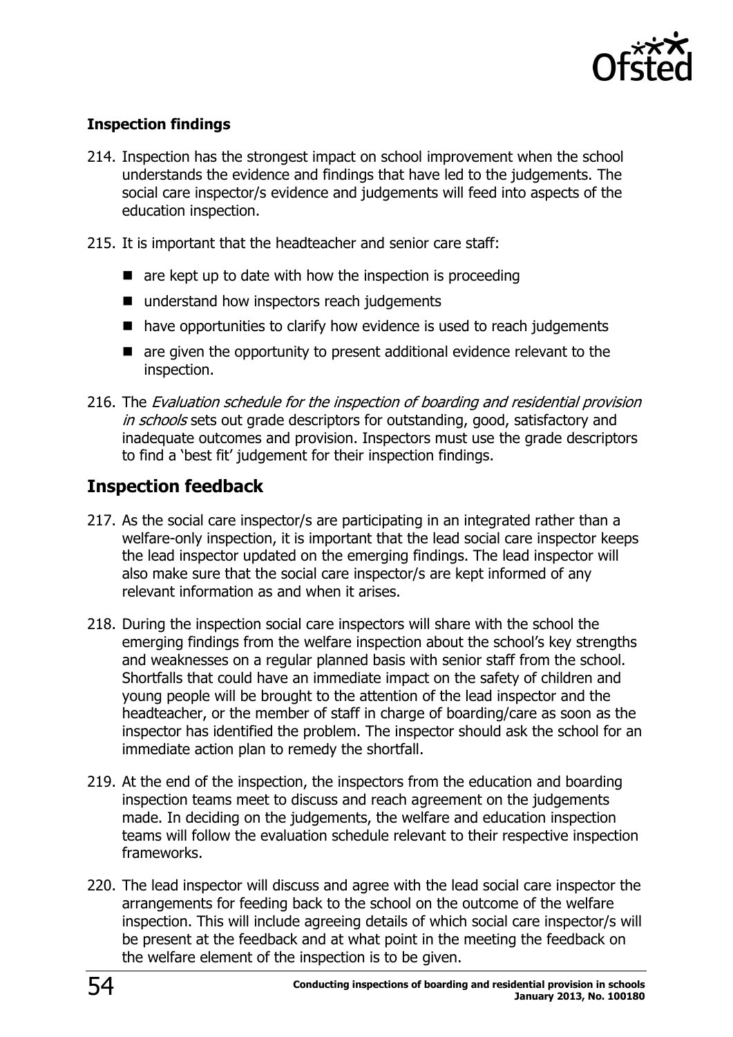### Inspection findings

214. Inspection has the strongest impact on school improvement when the school understands the evidence and findings that have led to the judgements. The social care inspector/s evidence and judgements will feed into aspects of the education inspection.

215. It is important that the headteacher and senior care staff:

   - are kept up to date with how the inspection is proceeding
   - understand how inspectors reach judgements
   - have opportunities to clarify how evidence is used to reach judgements
   - are given the opportunity to present additional evidence relevant to the inspection.

216. The *Evaluation schedule for the inspection of boarding and residential provision in schools* sets out grade descriptors for outstanding, good, satisfactory and inadequate outcomes and provision. Inspectors must use the grade descriptors to find a 'best fit' judgement for their inspection findings.

## Inspection feedback

217. As the social care inspector/s are participating in an integrated rather than a welfare-only inspection, it is important that the lead social care inspector keeps the lead inspector updated on the emerging findings. The lead inspector will also make sure that the social care inspector/s are kept informed of any relevant information as and when it arises.

218. During the inspection social care inspectors will share with the school the emerging findings from the welfare inspection about the school's key strengths and weaknesses on a regular planned basis with senior staff from the school. Shortfalls that could have an immediate impact on the safety of children and young people will be brought to the attention of the lead inspector and the headteacher, or the member of staff in charge of boarding/care as soon as the inspector has identified the problem. The inspector should ask the school for an immediate action plan to remedy the shortfall.

219. At the end of the inspection, the inspectors from the education and boarding inspection teams meet to discuss and reach agreement on the judgements made. In deciding on the judgements, the welfare and education inspection teams will follow the evaluation schedule relevant to their respective inspection frameworks.

220. The lead inspector will discuss and agree with the lead social care inspector the arrangements for feeding back to the school on the outcome of the welfare inspection. This will include agreeing details of which social care inspector/s will be present at the feedback and at what point in the meeting the feedback on the welfare element of the inspection is to be given.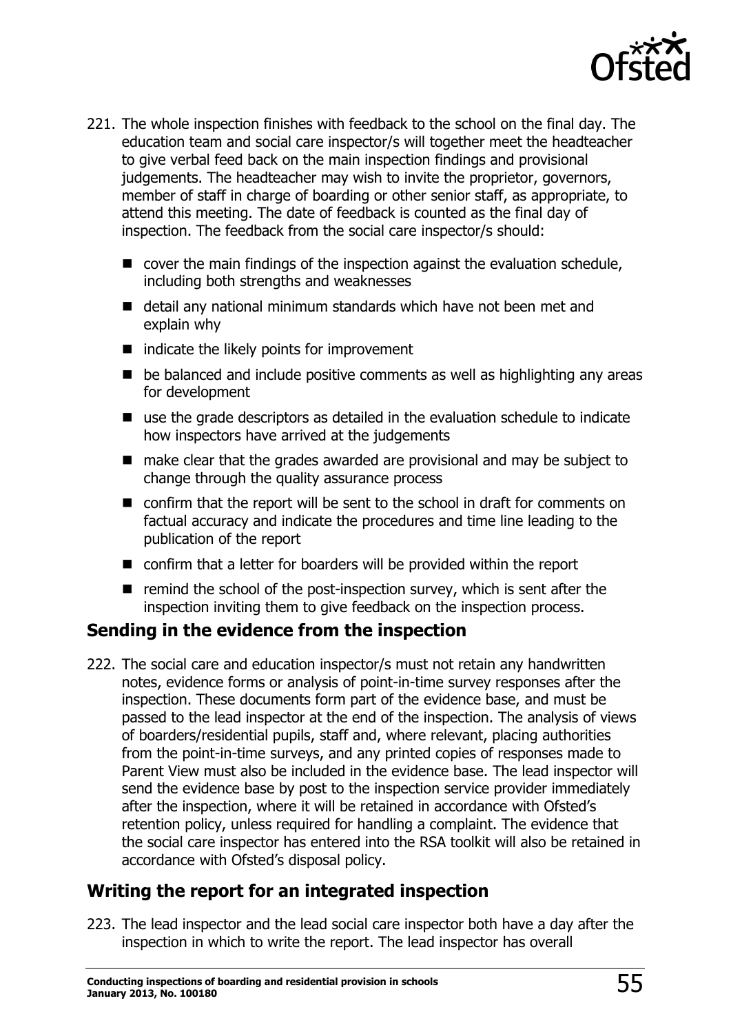221. The whole inspection finishes with feedback to the school on the final day. The education team and social care inspector/s will together meet the headteacher to give verbal feed back on the main inspection findings and provisional judgements. The headteacher may wish to invite the proprietor, governors, member of staff in charge of boarding or other senior staff, as appropriate, to attend this meeting. The date of feedback is counted as the final day of inspection. The feedback from the social care inspector/s should:

- cover the main findings of the inspection against the evaluation schedule, including both strengths and weaknesses
- detail any national minimum standards which have not been met and explain why
- indicate the likely points for improvement
- be balanced and include positive comments as well as highlighting any areas for development
- use the grade descriptors as detailed in the evaluation schedule to indicate how inspectors have arrived at the judgements
- make clear that the grades awarded are provisional and may be subject to change through the quality assurance process
- confirm that the report will be sent to the school in draft for comments on factual accuracy and indicate the procedures and time line leading to the publication of the report
- confirm that a letter for boarders will be provided within the report
- remind the school of the post-inspection survey, which is sent after the inspection inviting them to give feedback on the inspection process.

## Sending in the evidence from the inspection

222. The social care and education inspector/s must not retain any handwritten notes, evidence forms or analysis of point-in-time survey responses after the inspection. These documents form part of the evidence base, and must be passed to the lead inspector at the end of the inspection. The analysis of views of boarders/residential pupils, staff and, where relevant, placing authorities from the point-in-time surveys, and any printed copies of responses made to Parent View must also be included in the evidence base. The lead inspector will send the evidence base by post to the inspection service provider immediately after the inspection, where it will be retained in accordance with Ofsted's retention policy, unless required for handling a complaint. The evidence that the social care inspector has entered into the RSA toolkit will also be retained in accordance with Ofsted's disposal policy.

## Writing the report for an integrated inspection

223. The lead inspector and the lead social care inspector both have a day after the inspection in which to write the report. The lead inspector has overall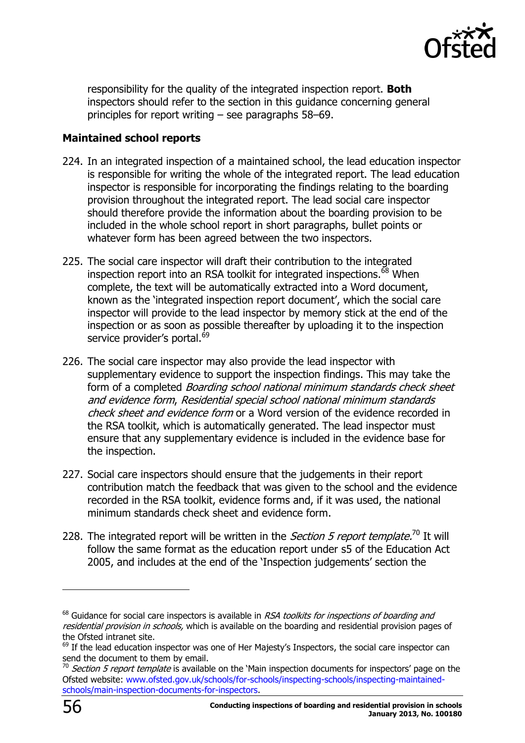responsibility for the quality of the integrated inspection report. **Both** inspectors should refer to the section in this guidance concerning general principles for report writing – see paragraphs 58–69.

### Maintained school reports

224. In an integrated inspection of a maintained school, the lead education inspector is responsible for writing the whole of the integrated report. The lead education inspector is responsible for incorporating the findings relating to the boarding provision throughout the integrated report. The lead social care inspector should therefore provide the information about the boarding provision to be included in the whole school report in short paragraphs, bullet points or whatever form has been agreed between the two inspectors.

225. The social care inspector will draft their contribution to the integrated inspection report into an RSA toolkit for integrated inspections.[68] When complete, the text will be automatically extracted into a Word document, known as the 'integrated inspection report document', which the social care inspector will provide to the lead inspector by memory stick at the end of the inspection or as soon as possible thereafter by uploading it to the inspection service provider's portal.[69]

226. The social care inspector may also provide the lead inspector with supplementary evidence to support the inspection findings. This may take the form of a completed *Boarding school national minimum standards check sheet and evidence form*, *Residential special school national minimum standards check sheet and evidence form* or a Word version of the evidence recorded in the RSA toolkit, which is automatically generated. The lead inspector must ensure that any supplementary evidence is included in the evidence base for the inspection.

227. Social care inspectors should ensure that the judgements in their report contribution match the feedback that was given to the school and the evidence recorded in the RSA toolkit, evidence forms and, if it was used, the national minimum standards check sheet and evidence form.

228. The integrated report will be written in the *Section 5 report template.*[70] It will follow the same format as the education report under s5 of the Education Act 2005, and includes at the end of the 'Inspection judgements' section the

---

[68] Guidance for social care inspectors is available in *RSA toolkits for inspections of boarding and residential provision in schools,* which is available on the boarding and residential provision pages of the Ofsted intranet site.

[69] If the lead education inspector was one of Her Majesty's Inspectors, the social care inspector can send the document to them by email.

[70] *Section 5 report template* is available on the 'Main inspection documents for inspectors' page on the Ofsted website: www.ofsted.gov.uk/schools/for-schools/inspecting-schools/inspecting-maintained-schools/main-inspection-documents-for-inspectors.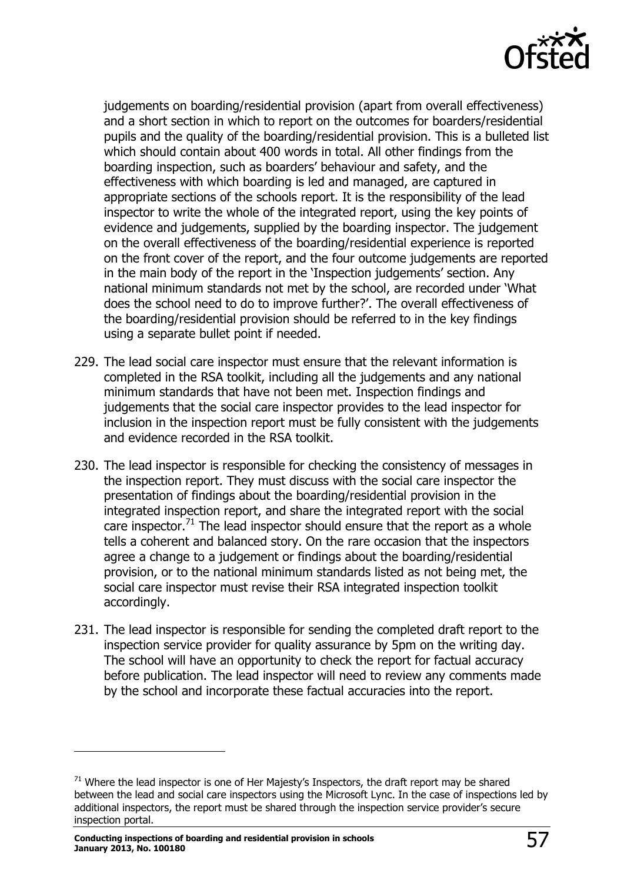judgements on boarding/residential provision (apart from overall effectiveness) and a short section in which to report on the outcomes for boarders/residential pupils and the quality of the boarding/residential provision. This is a bulleted list which should contain about 400 words in total. All other findings from the boarding inspection, such as boarders' behaviour and safety, and the effectiveness with which boarding is led and managed, are captured in appropriate sections of the schools report. It is the responsibility of the lead inspector to write the whole of the integrated report, using the key points of evidence and judgements, supplied by the boarding inspector. The judgement on the overall effectiveness of the boarding/residential experience is reported on the front cover of the report, and the four outcome judgements are reported in the main body of the report in the 'Inspection judgements' section. Any national minimum standards not met by the school, are recorded under 'What does the school need to do to improve further?'. The overall effectiveness of the boarding/residential provision should be referred to in the key findings using a separate bullet point if needed.

229. The lead social care inspector must ensure that the relevant information is completed in the RSA toolkit, including all the judgements and any national minimum standards that have not been met. Inspection findings and judgements that the social care inspector provides to the lead inspector for inclusion in the inspection report must be fully consistent with the judgements and evidence recorded in the RSA toolkit.

230. The lead inspector is responsible for checking the consistency of messages in the inspection report. They must discuss with the social care inspector the presentation of findings about the boarding/residential provision in the integrated inspection report, and share the integrated report with the social care inspector.[71] The lead inspector should ensure that the report as a whole tells a coherent and balanced story. On the rare occasion that the inspectors agree a change to a judgement or findings about the boarding/residential provision, or to the national minimum standards listed as not being met, the social care inspector must revise their RSA integrated inspection toolkit accordingly.

231. The lead inspector is responsible for sending the completed draft report to the inspection service provider for quality assurance by 5pm on the writing day. The school will have an opportunity to check the report for factual accuracy before publication. The lead inspector will need to review any comments made by the school and incorporate these factual accuracies into the report.

[71] Where the lead inspector is one of Her Majesty's Inspectors, the draft report may be shared between the lead and social care inspectors using the Microsoft Lync. In the case of inspections led by additional inspectors, the report must be shared through the inspection service provider's secure inspection portal.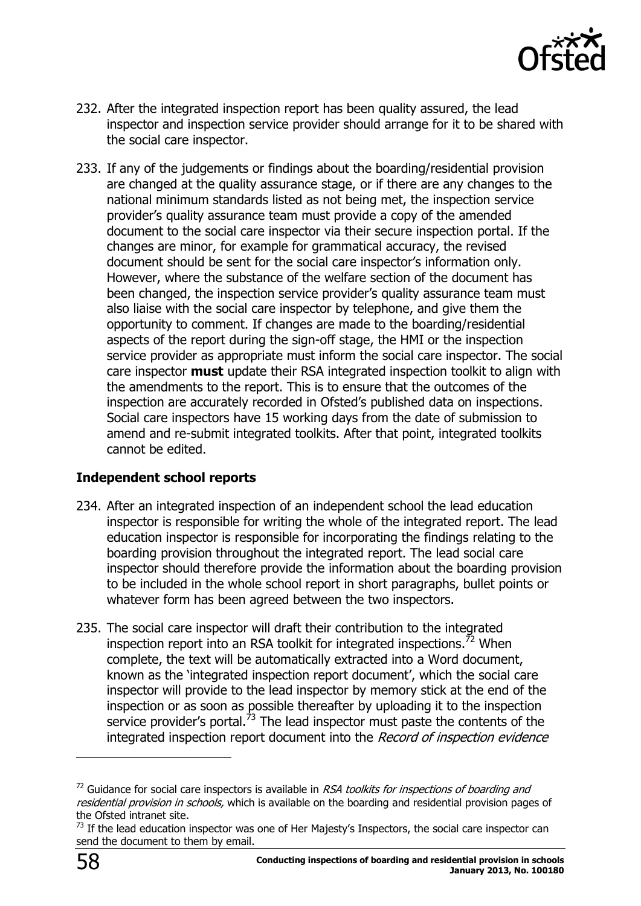232. After the integrated inspection report has been quality assured, the lead inspector and inspection service provider should arrange for it to be shared with the social care inspector.

233. If any of the judgements or findings about the boarding/residential provision are changed at the quality assurance stage, or if there are any changes to the national minimum standards listed as not being met, the inspection service provider's quality assurance team must provide a copy of the amended document to the social care inspector via their secure inspection portal. If the changes are minor, for example for grammatical accuracy, the revised document should be sent for the social care inspector's information only. However, where the substance of the welfare section of the document has been changed, the inspection service provider's quality assurance team must also liaise with the social care inspector by telephone, and give them the opportunity to comment. If changes are made to the boarding/residential aspects of the report during the sign-off stage, the HMI or the inspection service provider as appropriate must inform the social care inspector. The social care inspector **must** update their RSA integrated inspection toolkit to align with the amendments to the report. This is to ensure that the outcomes of the inspection are accurately recorded in Ofsted's published data on inspections. Social care inspectors have 15 working days from the date of submission to amend and re-submit integrated toolkits. After that point, integrated toolkits cannot be edited.

### Independent school reports

234. After an integrated inspection of an independent school the lead education inspector is responsible for writing the whole of the integrated report. The lead education inspector is responsible for incorporating the findings relating to the boarding provision throughout the integrated report. The lead social care inspector should therefore provide the information about the boarding provision to be included in the whole school report in short paragraphs, bullet points or whatever form has been agreed between the two inspectors.

235. The social care inspector will draft their contribution to the integrated inspection report into an RSA toolkit for integrated inspections.[72] When complete, the text will be automatically extracted into a Word document, known as the 'integrated inspection report document', which the social care inspector will provide to the lead inspector by memory stick at the end of the inspection or as soon as possible thereafter by uploading it to the inspection service provider's portal.[73] The lead inspector must paste the contents of the integrated inspection report document into the *Record of inspection evidence*

---

[72] Guidance for social care inspectors is available in *RSA toolkits for inspections of boarding and residential provision in schools,* which is available on the boarding and residential provision pages of the Ofsted intranet site.

[73] If the lead education inspector was one of Her Majesty's Inspectors, the social care inspector can send the document to them by email.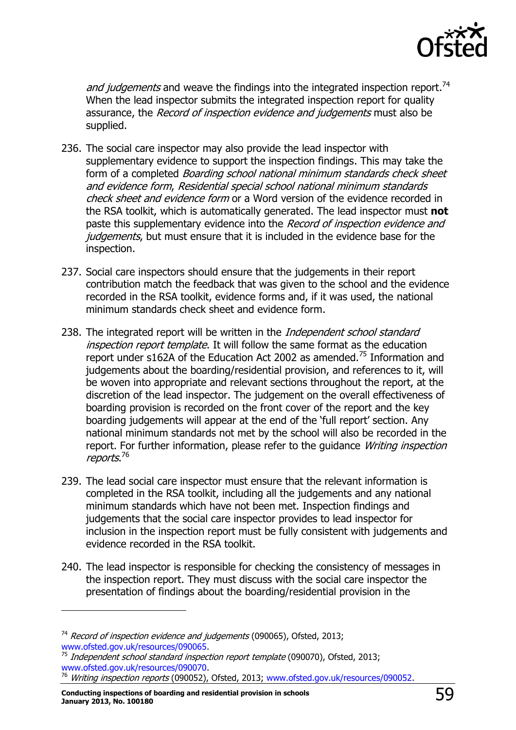*and judgements* and weave the findings into the integrated inspection report.[74] When the lead inspector submits the integrated inspection report for quality assurance, the *Record of inspection evidence and judgements* must also be supplied.

236. The social care inspector may also provide the lead inspector with supplementary evidence to support the inspection findings. This may take the form of a completed *Boarding school national minimum standards check sheet and evidence form*, *Residential special school national minimum standards check sheet and evidence form* or a Word version of the evidence recorded in the RSA toolkit, which is automatically generated. The lead inspector must **not** paste this supplementary evidence into the *Record of inspection evidence and judgements*, but must ensure that it is included in the evidence base for the inspection.

237. Social care inspectors should ensure that the judgements in their report contribution match the feedback that was given to the school and the evidence recorded in the RSA toolkit, evidence forms and, if it was used, the national minimum standards check sheet and evidence form.

238. The integrated report will be written in the *Independent school standard inspection report template*. It will follow the same format as the education report under s162A of the Education Act 2002 as amended.[75] Information and judgements about the boarding/residential provision, and references to it, will be woven into appropriate and relevant sections throughout the report, at the discretion of the lead inspector. The judgement on the overall effectiveness of boarding provision is recorded on the front cover of the report and the key boarding judgements will appear at the end of the 'full report' section. Any national minimum standards not met by the school will also be recorded in the report. For further information, please refer to the guidance *Writing inspection reports*.[76]

239. The lead social care inspector must ensure that the relevant information is completed in the RSA toolkit, including all the judgements and any national minimum standards which have not been met. Inspection findings and judgements that the social care inspector provides to lead inspector for inclusion in the inspection report must be fully consistent with judgements and evidence recorded in the RSA toolkit.

240. The lead inspector is responsible for checking the consistency of messages in the inspection report. They must discuss with the social care inspector the presentation of findings about the boarding/residential provision in the

---

[74] *Record of inspection evidence and judgements* (090065), Ofsted, 2013; www.ofsted.gov.uk/resources/090065.

[75] *Independent school standard inspection report template* (090070), Ofsted, 2013; www.ofsted.gov.uk/resources/090070.

[76] *Writing inspection reports* (090052), Ofsted, 2013; www.ofsted.gov.uk/resources/090052.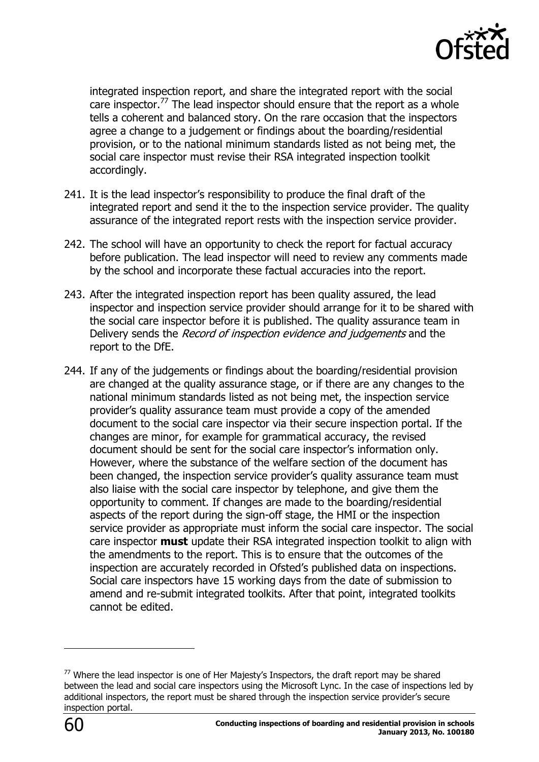integrated inspection report, and share the integrated report with the social care inspector.[77] The lead inspector should ensure that the report as a whole tells a coherent and balanced story. On the rare occasion that the inspectors agree a change to a judgement or findings about the boarding/residential provision, or to the national minimum standards listed as not being met, the social care inspector must revise their RSA integrated inspection toolkit accordingly.

241. It is the lead inspector's responsibility to produce the final draft of the integrated report and send it the to the inspection service provider. The quality assurance of the integrated report rests with the inspection service provider.

242. The school will have an opportunity to check the report for factual accuracy before publication. The lead inspector will need to review any comments made by the school and incorporate these factual accuracies into the report.

243. After the integrated inspection report has been quality assured, the lead inspector and inspection service provider should arrange for it to be shared with the social care inspector before it is published. The quality assurance team in Delivery sends the *Record of inspection evidence and judgements* and the report to the DfE.

244. If any of the judgements or findings about the boarding/residential provision are changed at the quality assurance stage, or if there are any changes to the national minimum standards listed as not being met, the inspection service provider's quality assurance team must provide a copy of the amended document to the social care inspector via their secure inspection portal. If the changes are minor, for example for grammatical accuracy, the revised document should be sent for the social care inspector's information only. However, where the substance of the welfare section of the document has been changed, the inspection service provider's quality assurance team must also liaise with the social care inspector by telephone, and give them the opportunity to comment. If changes are made to the boarding/residential aspects of the report during the sign-off stage, the HMI or the inspection service provider as appropriate must inform the social care inspector. The social care inspector **must** update their RSA integrated inspection toolkit to align with the amendments to the report. This is to ensure that the outcomes of the inspection are accurately recorded in Ofsted's published data on inspections. Social care inspectors have 15 working days from the date of submission to amend and re-submit integrated toolkits. After that point, integrated toolkits cannot be edited.

---

[77] Where the lead inspector is one of Her Majesty's Inspectors, the draft report may be shared between the lead and social care inspectors using the Microsoft Lync. In the case of inspections led by additional inspectors, the report must be shared through the inspection service provider's secure inspection portal.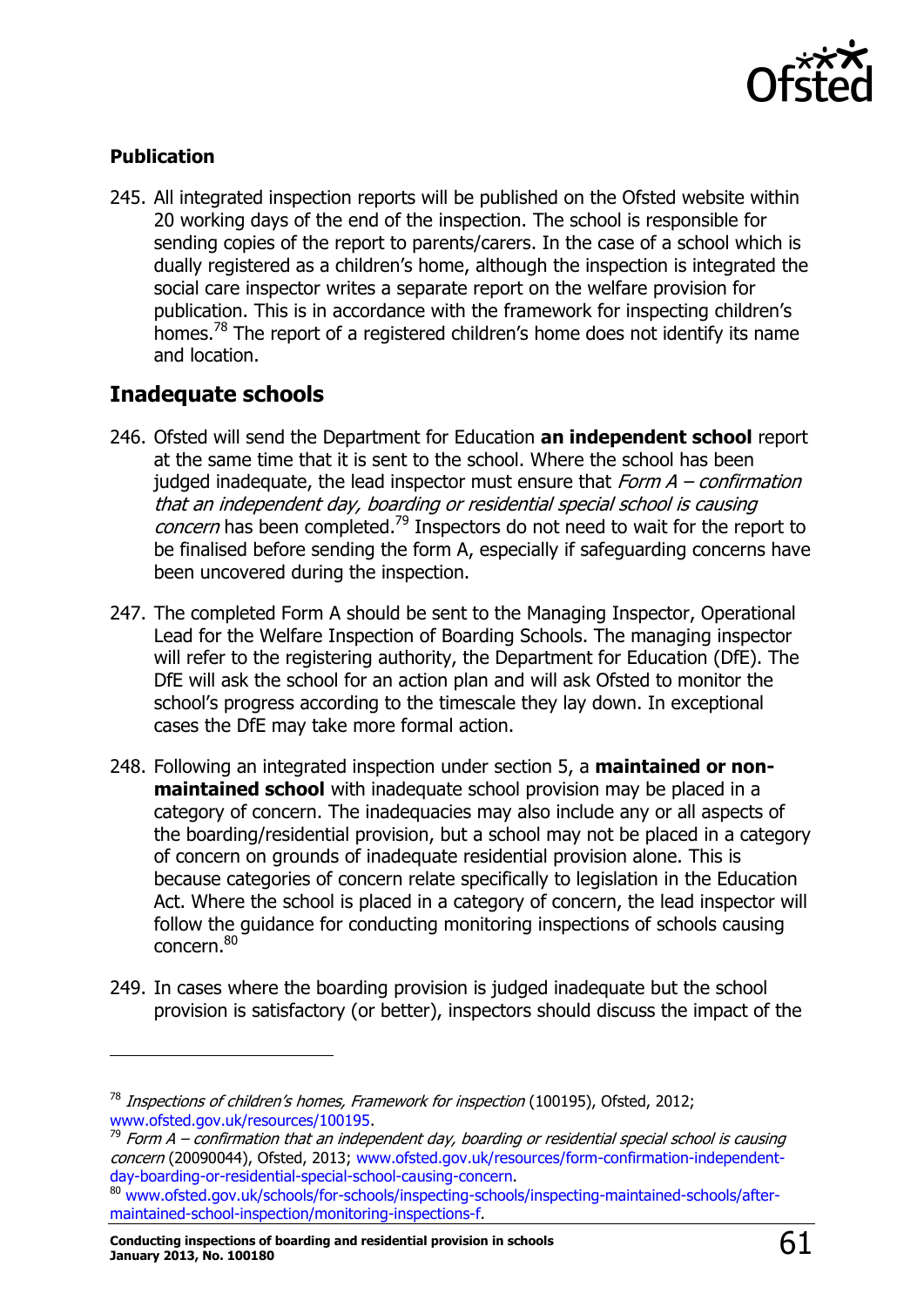### Publication

245. All integrated inspection reports will be published on the Ofsted website within 20 working days of the end of the inspection. The school is responsible for sending copies of the report to parents/carers. In the case of a school which is dually registered as a children's home, although the inspection is integrated the social care inspector writes a separate report on the welfare provision for publication. This is in accordance with the framework for inspecting children's homes.[78] The report of a registered children's home does not identify its name and location.

## Inadequate schools

246. Ofsted will send the Department for Education **an independent school** report at the same time that it is sent to the school. Where the school has been judged inadequate, the lead inspector must ensure that *Form A – confirmation that an independent day, boarding or residential special school is causing concern* has been completed.[79] Inspectors do not need to wait for the report to be finalised before sending the form A, especially if safeguarding concerns have been uncovered during the inspection.

247. The completed Form A should be sent to the Managing Inspector, Operational Lead for the Welfare Inspection of Boarding Schools. The managing inspector will refer to the registering authority, the Department for Education (DfE). The DfE will ask the school for an action plan and will ask Ofsted to monitor the school's progress according to the timescale they lay down. In exceptional cases the DfE may take more formal action.

248. Following an integrated inspection under section 5, a **maintained or non-maintained school** with inadequate school provision may be placed in a category of concern. The inadequacies may also include any or all aspects of the boarding/residential provision, but a school may not be placed in a category of concern on grounds of inadequate residential provision alone. This is because categories of concern relate specifically to legislation in the Education Act. Where the school is placed in a category of concern, the lead inspector will follow the guidance for conducting monitoring inspections of schools causing concern.[80]

249. In cases where the boarding provision is judged inadequate but the school provision is satisfactory (or better), inspectors should discuss the impact of the

---

[78] *Inspections of children's homes, Framework for inspection* (100195), Ofsted, 2012; www.ofsted.gov.uk/resources/100195.

[79] *Form A – confirmation that an independent day, boarding or residential special school is causing concern* (20090044), Ofsted, 2013; www.ofsted.gov.uk/resources/form-confirmation-independent-day-boarding-or-residential-special-school-causing-concern.

[80] www.ofsted.gov.uk/schools/for-schools/inspecting-schools/inspecting-maintained-schools/after-maintained-school-inspection/monitoring-inspections-f.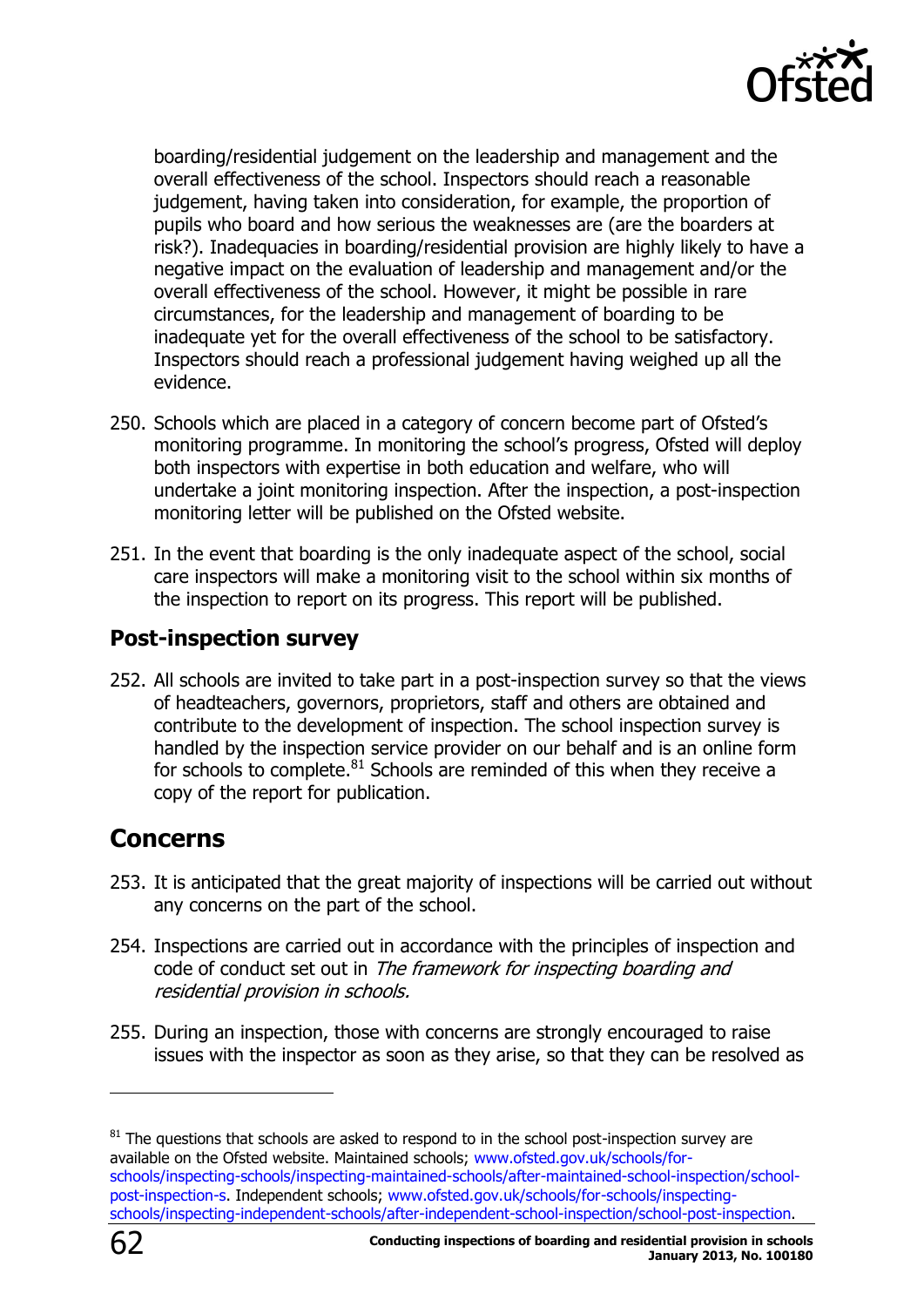boarding/residential judgement on the leadership and management and the overall effectiveness of the school. Inspectors should reach a reasonable judgement, having taken into consideration, for example, the proportion of pupils who board and how serious the weaknesses are (are the boarders at risk?). Inadequacies in boarding/residential provision are highly likely to have a negative impact on the evaluation of leadership and management and/or the overall effectiveness of the school. However, it might be possible in rare circumstances, for the leadership and management of boarding to be inadequate yet for the overall effectiveness of the school to be satisfactory. Inspectors should reach a professional judgement having weighed up all the evidence.

250. Schools which are placed in a category of concern become part of Ofsted's monitoring programme. In monitoring the school's progress, Ofsted will deploy both inspectors with expertise in both education and welfare, who will undertake a joint monitoring inspection. After the inspection, a post-inspection monitoring letter will be published on the Ofsted website.

251. In the event that boarding is the only inadequate aspect of the school, social care inspectors will make a monitoring visit to the school within six months of the inspection to report on its progress. This report will be published.

### Post-inspection survey

252. All schools are invited to take part in a post-inspection survey so that the views of headteachers, governors, proprietors, staff and others are obtained and contribute to the development of inspection. The school inspection survey is handled by the inspection service provider on our behalf and is an online form for schools to complete.[81] Schools are reminded of this when they receive a copy of the report for publication.

## Concerns

253. It is anticipated that the great majority of inspections will be carried out without any concerns on the part of the school.

254. Inspections are carried out in accordance with the principles of inspection and code of conduct set out in *The framework for inspecting boarding and residential provision in schools.*

255. During an inspection, those with concerns are strongly encouraged to raise issues with the inspector as soon as they arise, so that they can be resolved as

---

[81] The questions that schools are asked to respond to in the school post-inspection survey are available on the Ofsted website. Maintained schools; www.ofsted.gov.uk/schools/for-schools/inspecting-schools/inspecting-maintained-schools/after-maintained-school-inspection/school-post-inspection-s. Independent schools; www.ofsted.gov.uk/schools/for-schools/inspecting-schools/inspecting-independent-schools/after-independent-school-inspection/school-post-inspection.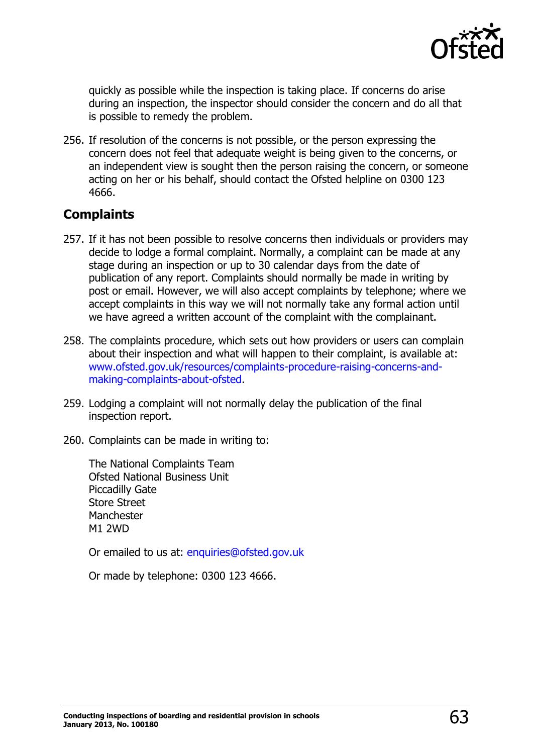quickly as possible while the inspection is taking place. If concerns do arise during an inspection, the inspector should consider the concern and do all that is possible to remedy the problem.

256. If resolution of the concerns is not possible, or the person expressing the concern does not feel that adequate weight is being given to the concerns, or an independent view is sought then the person raising the concern, or someone acting on her or his behalf, should contact the Ofsted helpline on 0300 123 4666.

## Complaints

257. If it has not been possible to resolve concerns then individuals or providers may decide to lodge a formal complaint. Normally, a complaint can be made at any stage during an inspection or up to 30 calendar days from the date of publication of any report. Complaints should normally be made in writing by post or email. However, we will also accept complaints by telephone; where we accept complaints in this way we will not normally take any formal action until we have agreed a written account of the complaint with the complainant.

258. The complaints procedure, which sets out how providers or users can complain about their inspection and what will happen to their complaint, is available at: www.ofsted.gov.uk/resources/complaints-procedure-raising-concerns-and-making-complaints-about-ofsted.

259. Lodging a complaint will not normally delay the publication of the final inspection report.

260. Complaints can be made in writing to:

The National Complaints Team
Ofsted National Business Unit
Piccadilly Gate
Store Street
Manchester
M1 2WD

Or emailed to us at: enquiries@ofsted.gov.uk

Or made by telephone: 0300 123 4666.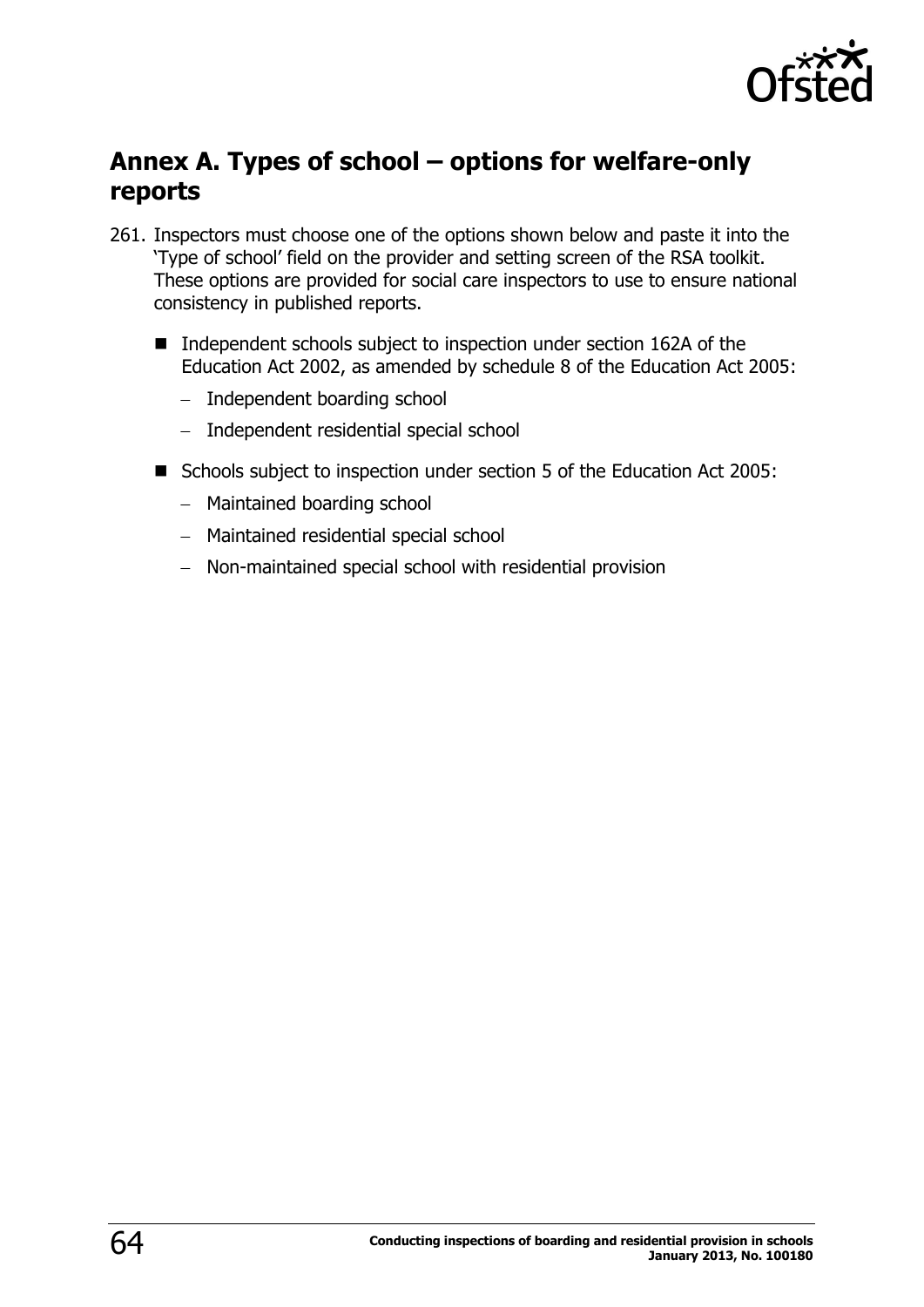## Annex A. Types of school – options for welfare-only reports

261. Inspectors must choose one of the options shown below and paste it into the 'Type of school' field on the provider and setting screen of the RSA toolkit. These options are provided for social care inspectors to use to ensure national consistency in published reports.

- Independent schools subject to inspection under section 162A of the Education Act 2002, as amended by schedule 8 of the Education Act 2005:
  - Independent boarding school
  - Independent residential special school
- Schools subject to inspection under section 5 of the Education Act 2005:
  - Maintained boarding school
  - Maintained residential special school
  - Non-maintained special school with residential provision